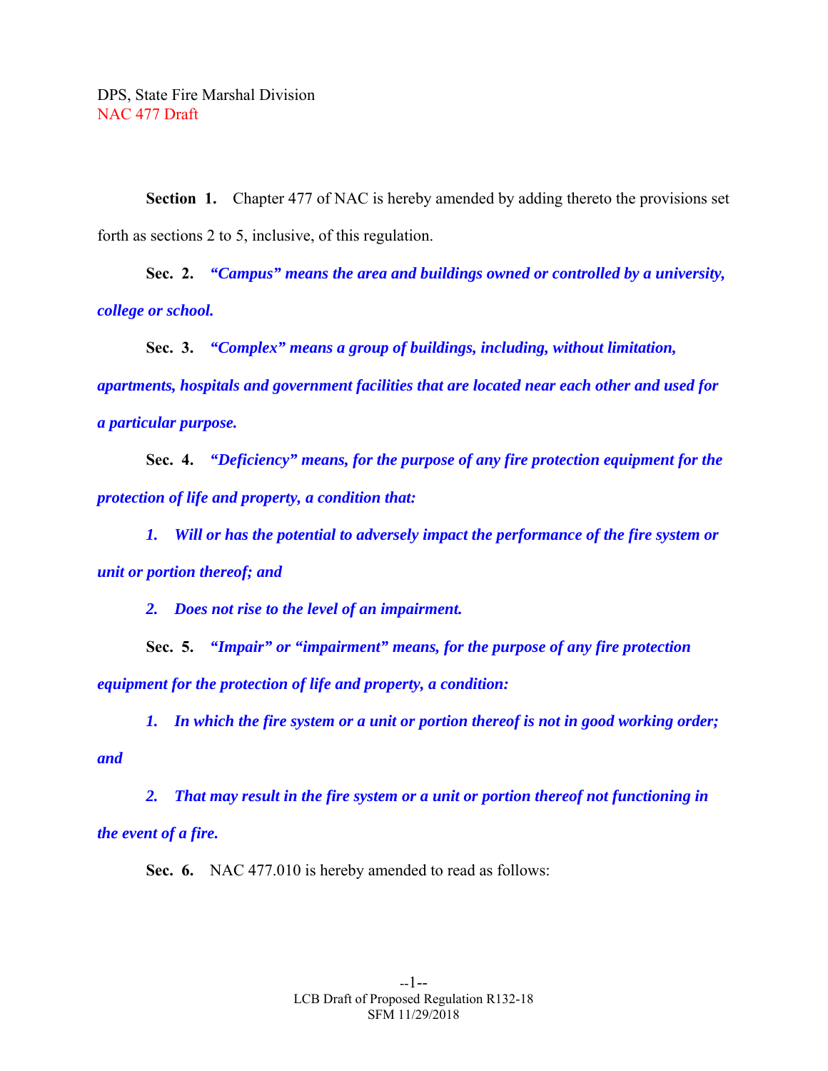DPS, State Fire Marshal Division
NAC 477 Draft

**Section 1.** Chapter 477 of NAC is hereby amended by adding thereto the provisions set forth as sections 2 to 5, inclusive, of this regulation.

**Sec. 2.** ***"Campus" means the area and buildings owned or controlled by a university, college or school.***

**Sec. 3.** ***"Complex" means a group of buildings, including, without limitation, apartments, hospitals and government facilities that are located near each other and used for a particular purpose.***

**Sec. 4.** ***"Deficiency" means, for the purpose of any fire protection equipment for the protection of life and property, a condition that:***

***1. Will or has the potential to adversely impact the performance of the fire system or unit or portion thereof; and***

***2. Does not rise to the level of an impairment.***

**Sec. 5.** ***"Impair" or "impairment" means, for the purpose of any fire protection equipment for the protection of life and property, a condition:***

***1. In which the fire system or a unit or portion thereof is not in good working order; and***

***2. That may result in the fire system or a unit or portion thereof not functioning in the event of a fire.***

**Sec. 6.** NAC 477.010 is hereby amended to read as follows: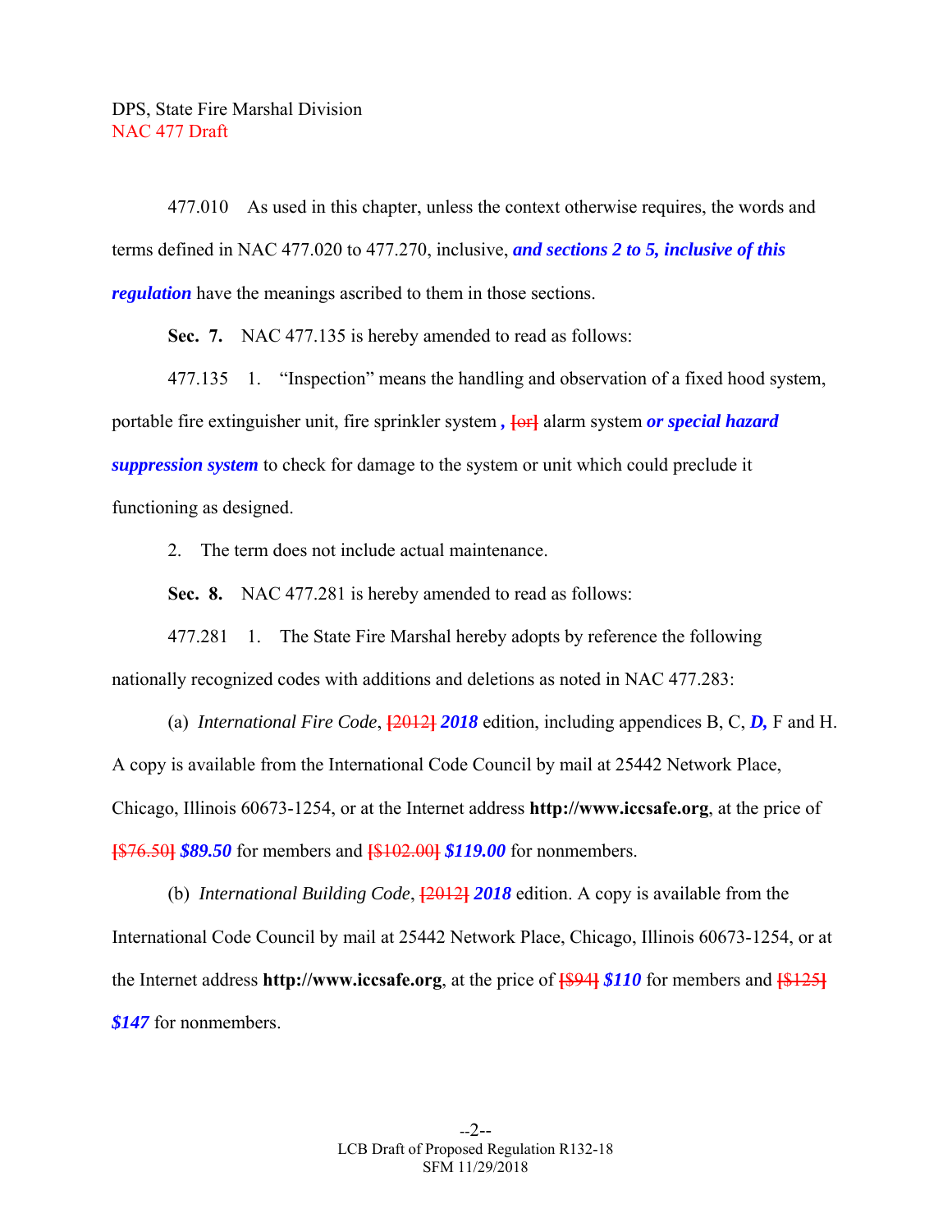DPS, State Fire Marshal Division
NAC 477 Draft

477.010 As used in this chapter, unless the context otherwise requires, the words and terms defined in NAC 477.020 to 477.270, inclusive, ***and sections 2 to 5, inclusive of this regulation*** have the meanings ascribed to them in those sections.

**Sec. 7.** NAC 477.135 is hereby amended to read as follows:

477.135 1. "Inspection" means the handling and observation of a fixed hood system, portable fire extinguisher unit, fire sprinkler system ***,*** [or] alarm system ***or special hazard suppression system*** to check for damage to the system or unit which could preclude it functioning as designed.

2. The term does not include actual maintenance.

**Sec. 8.** NAC 477.281 is hereby amended to read as follows:

477.281 1. The State Fire Marshal hereby adopts by reference the following nationally recognized codes with additions and deletions as noted in NAC 477.283:

(a) *International Fire Code*, [2012] ***2018*** edition, including appendices B, C, ***D,*** F and H. A copy is available from the International Code Council by mail at 25442 Network Place, Chicago, Illinois 60673-1254, or at the Internet address **http://www.iccsafe.org**, at the price of [$76.50] ***$89.50*** for members and [$102.00] ***$119.00*** for nonmembers.

(b) *International Building Code*, [2012] ***2018*** edition. A copy is available from the International Code Council by mail at 25442 Network Place, Chicago, Illinois 60673-1254, or at the Internet address **http://www.iccsafe.org**, at the price of [$94] ***$110*** for members and [$125] ***$147*** for nonmembers.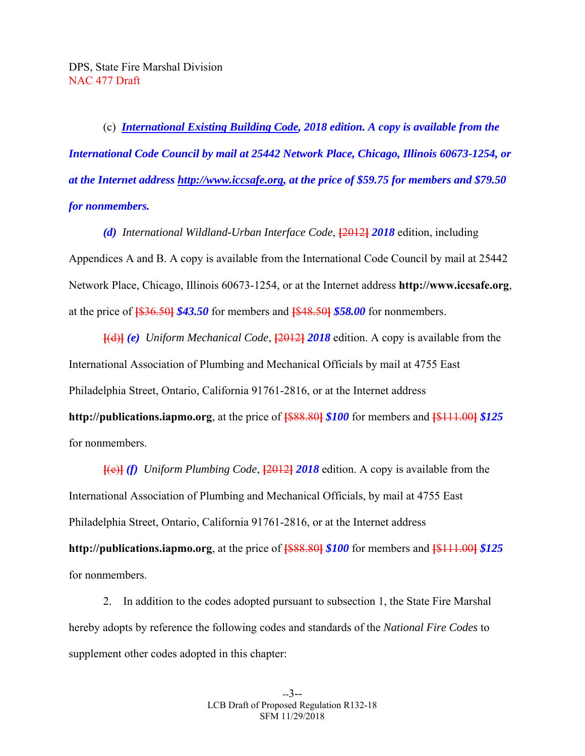(c) ***International Existing Building Code, 2018 edition. A copy is available from the International Code Council by mail at 25442 Network Place, Chicago, Illinois 60673-1254, or at the Internet address http://www.iccsafe.org, at the price of $59.75 for members and $79.50 for nonmembers.***

***(d)*** *International Wildland-Urban Interface Code*, **[**2012**]** ***2018*** edition, including Appendices A and B. A copy is available from the International Code Council by mail at 25442 Network Place, Chicago, Illinois 60673-1254, or at the Internet address **http://www.iccsafe.org**, at the price of **[**$36.50**]** ***$43.50*** for members and **[**$48.50**]** ***$58.00*** for nonmembers.

**[**(d)**]** ***(e)*** *Uniform Mechanical Code*, **[**2012**]** ***2018*** edition. A copy is available from the International Association of Plumbing and Mechanical Officials by mail at 4755 East Philadelphia Street, Ontario, California 91761-2816, or at the Internet address **http://publications.iapmo.org**, at the price of **[**$88.80**]** ***$100*** for members and **[**$111.00**]** ***$125*** for nonmembers.

**[**(e)**]** ***(f)*** *Uniform Plumbing Code*, **[**2012**]** ***2018*** edition. A copy is available from the International Association of Plumbing and Mechanical Officials, by mail at 4755 East Philadelphia Street, Ontario, California 91761-2816, or at the Internet address **http://publications.iapmo.org**, at the price of **[**$88.80**]** ***$100*** for members and **[**$111.00**]** ***$125*** for nonmembers.

2. In addition to the codes adopted pursuant to subsection 1, the State Fire Marshal hereby adopts by reference the following codes and standards of the *National Fire Codes* to supplement other codes adopted in this chapter: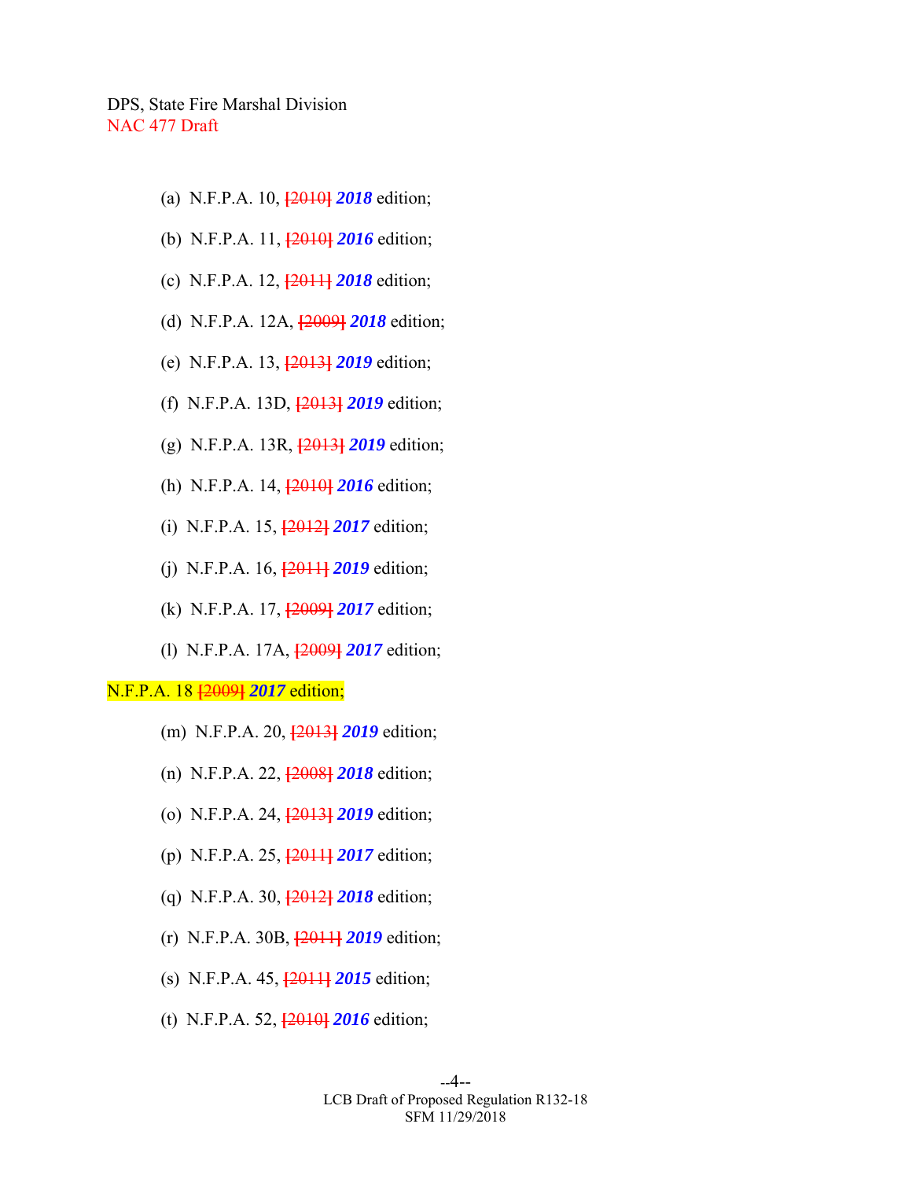(a) N.F.P.A. 10, [2010] ***2018*** edition;

(b) N.F.P.A. 11, [2010] ***2016*** edition;

(c) N.F.P.A. 12, [2011] ***2018*** edition;

(d) N.F.P.A. 12A, [2009] ***2018*** edition;

(e) N.F.P.A. 13, [2013] ***2019*** edition;

(f) N.F.P.A. 13D, [2013] ***2019*** edition;

(g) N.F.P.A. 13R, [2013] ***2019*** edition;

(h) N.F.P.A. 14, [2010] ***2016*** edition;

(i) N.F.P.A. 15, [2012] ***2017*** edition;

(j) N.F.P.A. 16, [2011] ***2019*** edition;

(k) N.F.P.A. 17, [2009] ***2017*** edition;

(l) N.F.P.A. 17A, [2009] ***2017*** edition;

N.F.P.A. 18 [2009] ***2017*** edition;

(m) N.F.P.A. 20, [2013] ***2019*** edition;

(n) N.F.P.A. 22, [2008] ***2018*** edition;

(o) N.F.P.A. 24, [2013] ***2019*** edition;

(p) N.F.P.A. 25, [2011] ***2017*** edition;

(q) N.F.P.A. 30, [2012] ***2018*** edition;

(r) N.F.P.A. 30B, [2011] ***2019*** edition;

(s) N.F.P.A. 45, [2011] ***2015*** edition;

(t) N.F.P.A. 52, [2010] ***2016*** edition;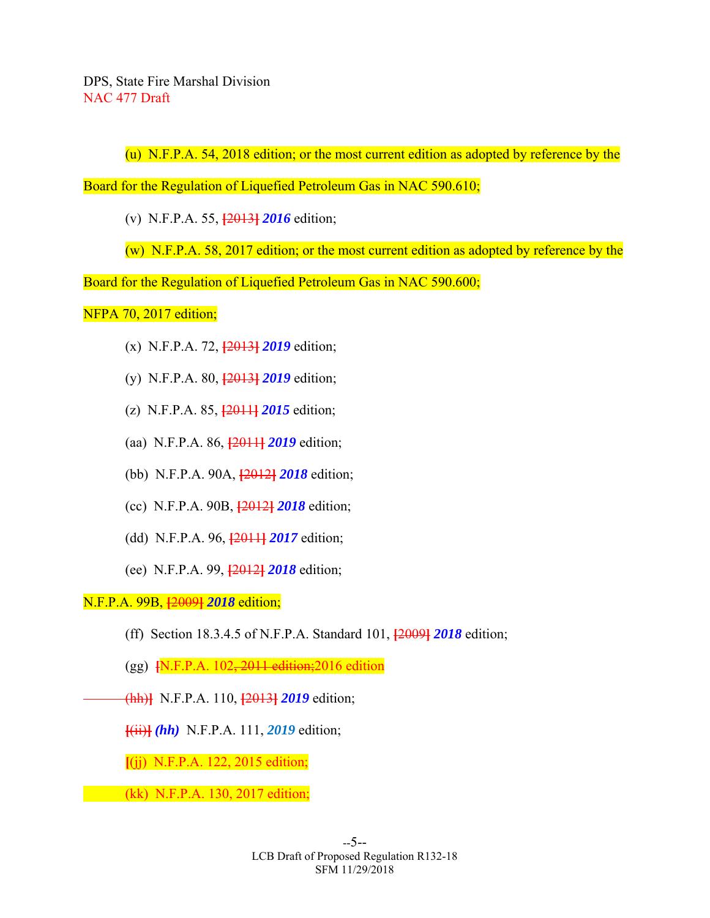(u) N.F.P.A. 54, 2018 edition; or the most current edition as adopted by reference by the Board for the Regulation of Liquefied Petroleum Gas in NAC 590.610;

(v) N.F.P.A. 55, ~~[2013]~~ ***2016*** edition;

(w) N.F.P.A. 58, 2017 edition; or the most current edition as adopted by reference by the Board for the Regulation of Liquefied Petroleum Gas in NAC 590.600;

NFPA 70, 2017 edition;

(x) N.F.P.A. 72, ~~[2013]~~ ***2019*** edition;

(y) N.F.P.A. 80, ~~[2013]~~ ***2019*** edition;

(z) N.F.P.A. 85, ~~[2011]~~ ***2015*** edition;

(aa) N.F.P.A. 86, ~~[2011]~~ ***2019*** edition;

(bb) N.F.P.A. 90A, ~~[2012]~~ ***2018*** edition;

(cc) N.F.P.A. 90B, ~~[2012]~~ ***2018*** edition;

(dd) N.F.P.A. 96, ~~[2011]~~ ***2017*** edition;

(ee) N.F.P.A. 99, ~~[2012]~~ ***2018*** edition;

N.F.P.A. 99B, ~~[2009]~~ ***2018*** edition;

(ff) Section 18.3.4.5 of N.F.P.A. Standard 101, ~~[2009]~~ ***2018*** edition;

(gg) [N.F.P.A. 102~~, 2011 edition;~~2016 edition

~~(hh)]~~ N.F.P.A. 110, ~~[2013]~~ ***2019*** edition;

~~[(ii)]~~ ***(hh)*** N.F.P.A. 111, ***2019*** edition;

[(jj) N.F.P.A. 122, 2015 edition;

(kk) N.F.P.A. 130, 2017 edition;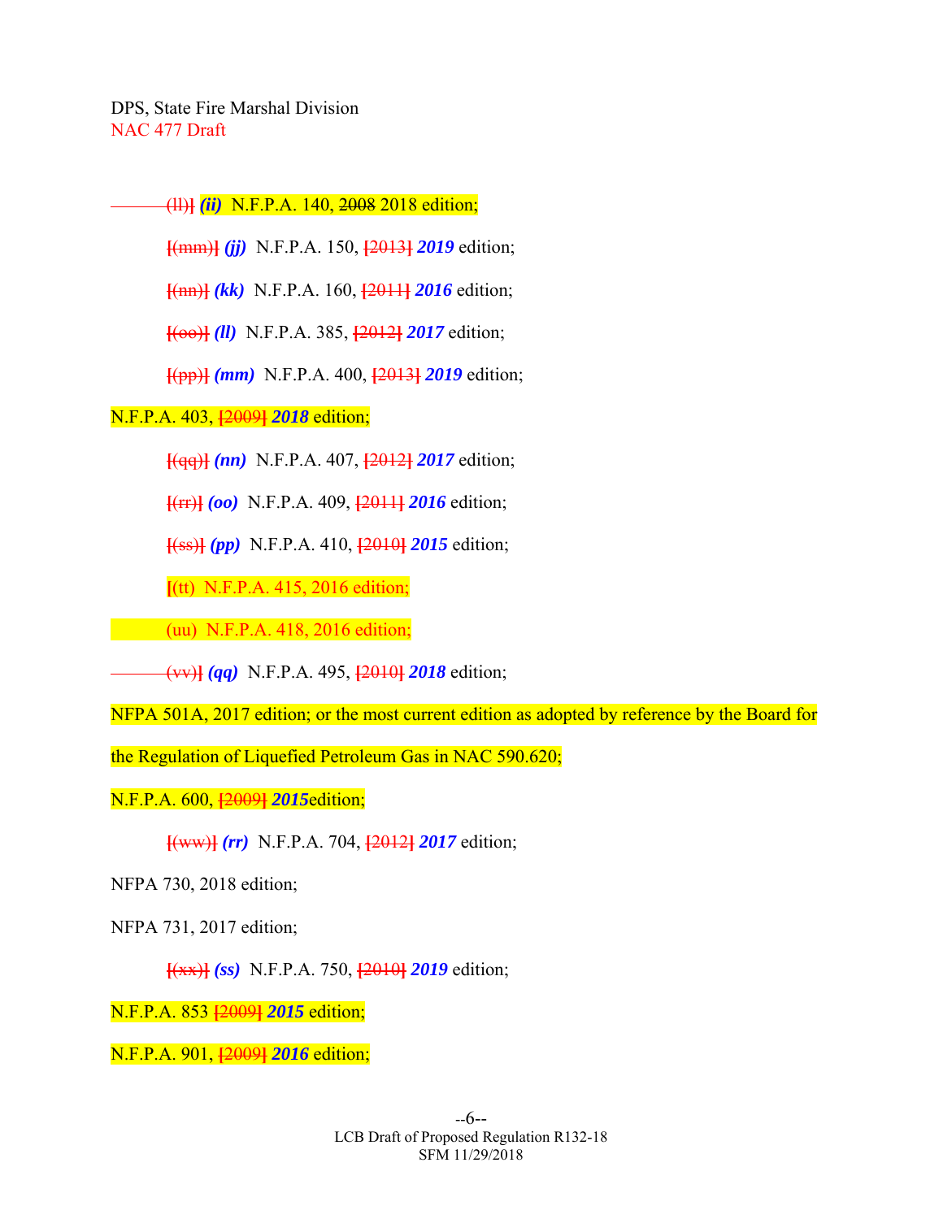DPS, State Fire Marshal Division
NAC 477 Draft

~~(ll)~~] ***(ii)*** N.F.P.A. 140, ~~2008~~ 2018 edition;

[~~(mm)~~] ***(jj)*** N.F.P.A. 150, [~~2013~~] ***2019*** edition;

[~~(nn)~~] ***(kk)*** N.F.P.A. 160, [~~2011~~] ***2016*** edition;

[~~(oo)~~] ***(ll)*** N.F.P.A. 385, [~~2012~~] ***2017*** edition;

[~~(pp)~~] ***(mm)*** N.F.P.A. 400, [~~2013~~] ***2019*** edition;

N.F.P.A. 403, [~~2009~~] ***2018*** edition;

[~~(qq)~~] ***(nn)*** N.F.P.A. 407, [~~2012~~] ***2017*** edition;

[~~(rr)~~] ***(oo)*** N.F.P.A. 409, [~~2011~~] ***2016*** edition;

[~~(ss)~~] ***(pp)*** N.F.P.A. 410, [~~2010~~] ***2015*** edition;

[(tt) N.F.P.A. 415, 2016 edition;

(uu) N.F.P.A. 418, 2016 edition;

~~(vv)~~] ***(qq)*** N.F.P.A. 495, [~~2010~~] ***2018*** edition;

NFPA 501A, 2017 edition; or the most current edition as adopted by reference by the Board for the Regulation of Liquefied Petroleum Gas in NAC 590.620;

N.F.P.A. 600, [~~2009~~] ***2015***edition;

[~~(ww)~~] ***(rr)*** N.F.P.A. 704, [~~2012~~] ***2017*** edition;

NFPA 730, 2018 edition;

NFPA 731, 2017 edition;

[~~(xx)~~] ***(ss)*** N.F.P.A. 750, [~~2010~~] ***2019*** edition;

N.F.P.A. 853 [~~2009~~] ***2015*** edition;

N.F.P.A. 901, [~~2009~~] ***2016*** edition;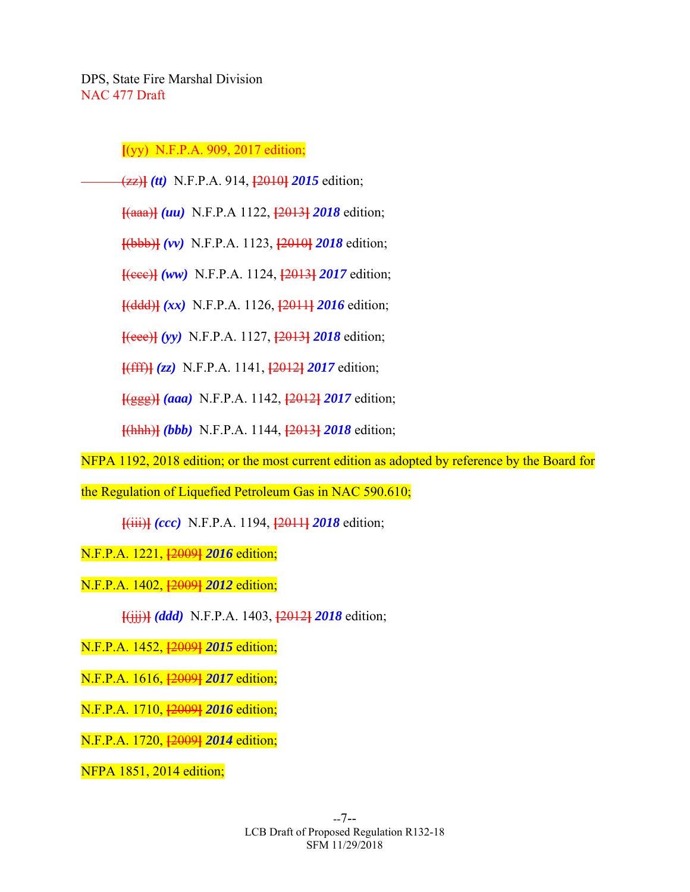[(yy) N.F.P.A. 909, 2017 edition;

(zz)] ***(tt)*** N.F.P.A. 914, [2010] ***2015*** edition;

[(aaa)] ***(uu)*** N.F.P.A 1122, [2013] ***2018*** edition;

[(bbb)] ***(vv)*** N.F.P.A. 1123, [2010] ***2018*** edition;

[(ccc)] ***(ww)*** N.F.P.A. 1124, [2013] ***2017*** edition;

[(ddd)] ***(xx)*** N.F.P.A. 1126, [2011] ***2016*** edition;

[(eee)] ***(yy)*** N.F.P.A. 1127, [2013] ***2018*** edition;

[(fff)] ***(zz)*** N.F.P.A. 1141, [2012] ***2017*** edition;

[(ggg)] ***(aaa)*** N.F.P.A. 1142, [2012] ***2017*** edition;

[(hhh)] ***(bbb)*** N.F.P.A. 1144, [2013] ***2018*** edition;

NFPA 1192, 2018 edition; or the most current edition as adopted by reference by the Board for the Regulation of Liquefied Petroleum Gas in NAC 590.610;

[(iii)] ***(ccc)*** N.F.P.A. 1194, [2011] ***2018*** edition;

N.F.P.A. 1221, [2009] ***2016*** edition;

N.F.P.A. 1402, [2009] ***2012*** edition;

[(jjj)] ***(ddd)*** N.F.P.A. 1403, [2012] ***2018*** edition;

N.F.P.A. 1452, [2009] ***2015*** edition;

N.F.P.A. 1616, [2009] ***2017*** edition;

N.F.P.A. 1710, [2009] ***2016*** edition;

N.F.P.A. 1720, [2009] ***2014*** edition;

NFPA 1851, 2014 edition;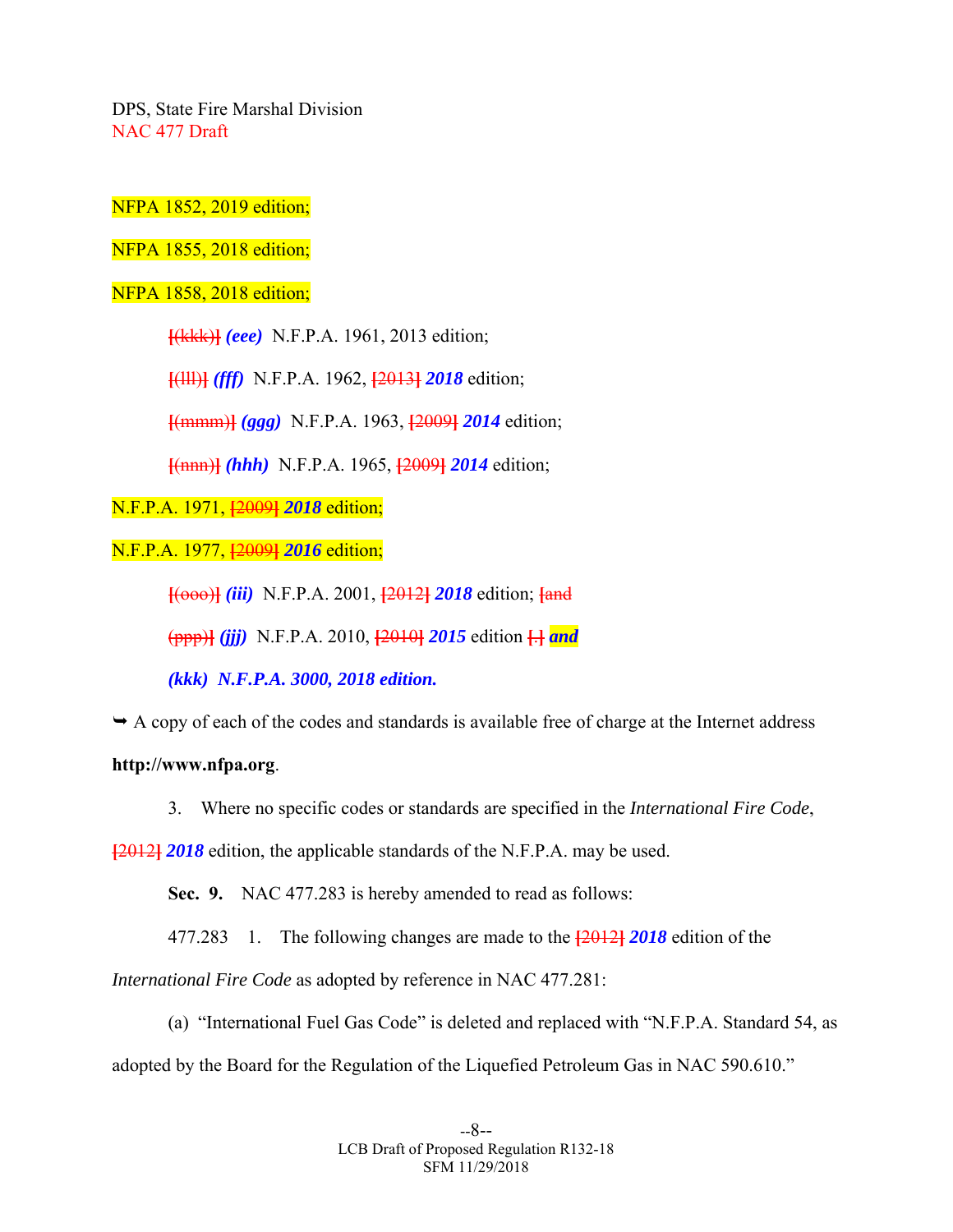NFPA 1852, 2019 edition;

NFPA 1855, 2018 edition;

NFPA 1858, 2018 edition;

[(kkk)] ***(eee)*** N.F.P.A. 1961, 2013 edition;

[(lll)] ***(fff)*** N.F.P.A. 1962, [2013] ***2018*** edition;

[(mmm)] ***(ggg)*** N.F.P.A. 1963, [2009] ***2014*** edition;

[(nnn)] ***(hhh)*** N.F.P.A. 1965, [2009] ***2014*** edition;

N.F.P.A. 1971, [2009] ***2018*** edition;

N.F.P.A. 1977, [2009] ***2016*** edition;

[(ooo)] ***(iii)*** N.F.P.A. 2001, [2012] ***2018*** edition; [and

(ppp)] ***(jjj)*** N.F.P.A. 2010, [2010] ***2015*** edition [.] ***and***

***(kkk) N.F.P.A. 3000, 2018 edition.***

➥ A copy of each of the codes and standards is available free of charge at the Internet address **http://www.nfpa.org**.

3. Where no specific codes or standards are specified in the *International Fire Code*, [2012] ***2018*** edition, the applicable standards of the N.F.P.A. may be used.

**Sec. 9.** NAC 477.283 is hereby amended to read as follows:

477.283 1. The following changes are made to the [2012] ***2018*** edition of the *International Fire Code* as adopted by reference in NAC 477.281:

(a) "International Fuel Gas Code" is deleted and replaced with "N.F.P.A. Standard 54, as adopted by the Board for the Regulation of the Liquefied Petroleum Gas in NAC 590.610."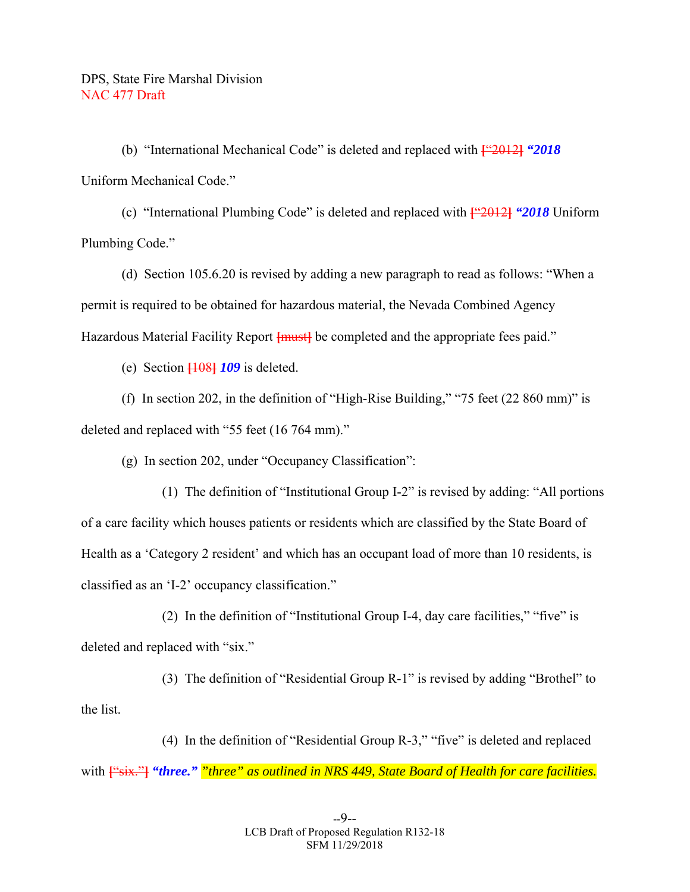(b) "International Mechanical Code" is deleted and replaced with ["2012] ***"2018*** Uniform Mechanical Code."

(c) "International Plumbing Code" is deleted and replaced with ["2012] ***"2018*** Uniform Plumbing Code."

(d) Section 105.6.20 is revised by adding a new paragraph to read as follows: "When a permit is required to be obtained for hazardous material, the Nevada Combined Agency Hazardous Material Facility Report [must] be completed and the appropriate fees paid."

(e) Section [108] ***109*** is deleted.

(f) In section 202, in the definition of "High-Rise Building," "75 feet (22 860 mm)" is deleted and replaced with "55 feet (16 764 mm)."

(g) In section 202, under "Occupancy Classification":

(1) The definition of "Institutional Group I-2" is revised by adding: "All portions of a care facility which houses patients or residents which are classified by the State Board of Health as a 'Category 2 resident' and which has an occupant load of more than 10 residents, is classified as an 'I-2' occupancy classification."

(2) In the definition of "Institutional Group I-4, day care facilities," "five" is deleted and replaced with "six."

(3) The definition of "Residential Group R-1" is revised by adding "Brothel" to the list.

(4) In the definition of "Residential Group R-3," "five" is deleted and replaced with ["six."] ***"three."*** *"three" as outlined in NRS 449, State Board of Health for care facilities.*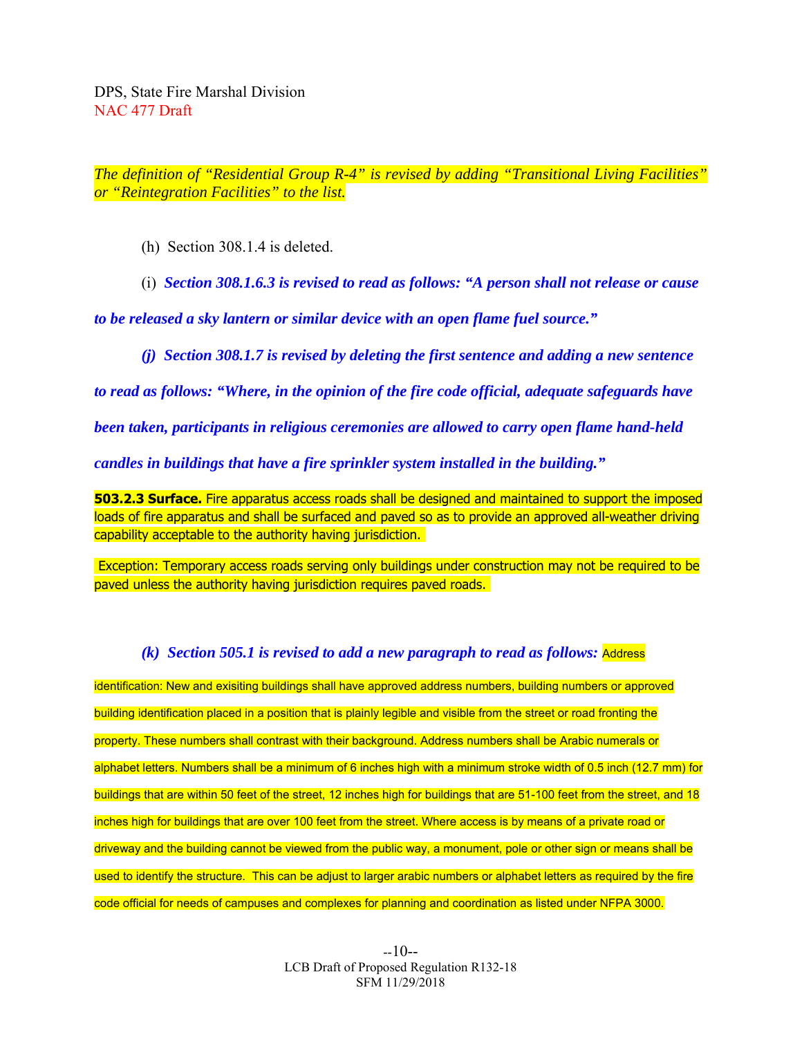*The definition of “Residential Group R-4” is revised by adding “Transitional Living Facilities” or “Reintegration Facilities” to the list.*

(h) Section 308.1.4 is deleted.

(i) ***Section 308.1.6.3 is revised to read as follows: “A person shall not release or cause to be released a sky lantern or similar device with an open flame fuel source.”***

***(j) Section 308.1.7 is revised by deleting the first sentence and adding a new sentence to read as follows: “Where, in the opinion of the fire code official, adequate safeguards have been taken, participants in religious ceremonies are allowed to carry open flame hand-held candles in buildings that have a fire sprinkler system installed in the building.”***

**503.2.3 Surface.** Fire apparatus access roads shall be designed and maintained to support the imposed loads of fire apparatus and shall be surfaced and paved so as to provide an approved all-weather driving capability acceptable to the authority having jurisdiction.

Exception: Temporary access roads serving only buildings under construction may not be required to be paved unless the authority having jurisdiction requires paved roads.

***(k) Section 505.1 is revised to add a new paragraph to read as follows:*** Address identification: New and exisiting buildings shall have approved address numbers, building numbers or approved building identification placed in a position that is plainly legible and visible from the street or road fronting the property. These numbers shall contrast with their background. Address numbers shall be Arabic numerals or alphabet letters. Numbers shall be a minimum of 6 inches high with a minimum stroke width of 0.5 inch (12.7 mm) for buildings that are within 50 feet of the street, 12 inches high for buildings that are 51-100 feet from the street, and 18 inches high for buildings that are over 100 feet from the street. Where access is by means of a private road or driveway and the building cannot be viewed from the public way, a monument, pole or other sign or means shall be used to identify the structure. This can be adjust to larger arabic numbers or alphabet letters as required by the fire code official for needs of campuses and complexes for planning and coordination as listed under NFPA 3000.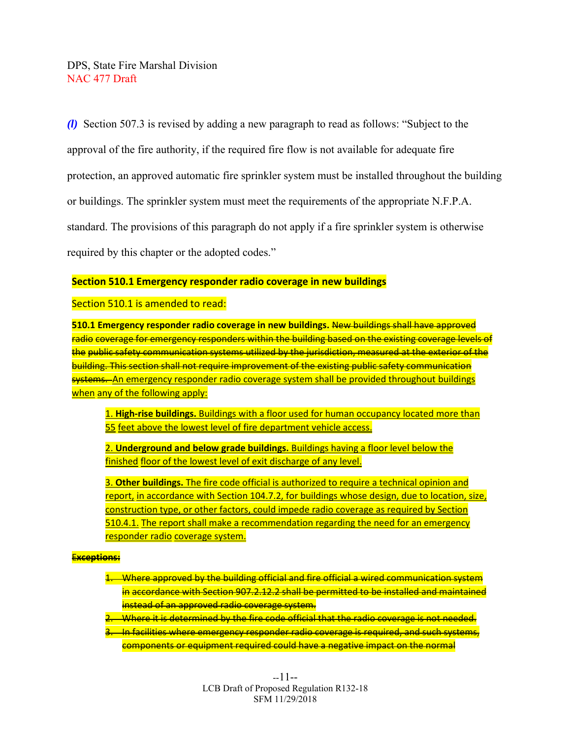DPS, State Fire Marshal Division
NAC 477 Draft

***(l)*** Section 507.3 is revised by adding a new paragraph to read as follows: "Subject to the approval of the fire authority, if the required fire flow is not available for adequate fire protection, an approved automatic fire sprinkler system must be installed throughout the building or buildings. The sprinkler system must meet the requirements of the appropriate N.F.P.A. standard. The provisions of this paragraph do not apply if a fire sprinkler system is otherwise required by this chapter or the adopted codes."

**Section 510.1 Emergency responder radio coverage in new buildings**

Section 510.1 is amended to read:

**510.1 Emergency responder radio coverage in new buildings.** ~~New buildings shall have approved radio coverage for emergency responders within the building based on the existing coverage levels of the public safety communication systems utilized by the jurisdiction, measured at the exterior of the building. This section shall not require improvement of the existing public safety communication systems.~~ An emergency responder radio coverage system shall be provided throughout buildings when any of the following apply:

1. **High-rise buildings.** Buildings with a floor used for human occupancy located more than 55 feet above the lowest level of fire department vehicle access.

2. **Underground and below grade buildings.** Buildings having a floor level below the finished floor of the lowest level of exit discharge of any level.

3. **Other buildings.** The fire code official is authorized to require a technical opinion and report, in accordance with Section 104.7.2, for buildings whose design, due to location, size, construction type, or other factors, could impede radio coverage as required by Section 510.4.1. The report shall make a recommendation regarding the need for an emergency responder radio coverage system.

~~**Exceptions:**~~

1. ~~Where approved by the building official and fire official a wired communication system in accordance with Section 907.2.12.2 shall be permitted to be installed and maintained instead of an approved radio coverage system.~~
2. ~~Where it is determined by the fire code official that the radio coverage is not needed.~~
3. ~~In facilities where emergency responder radio coverage is required, and such systems, components or equipment required could have a negative impact on the normal~~

LCB Draft of Proposed Regulation R132-18
SFM 11/29/2018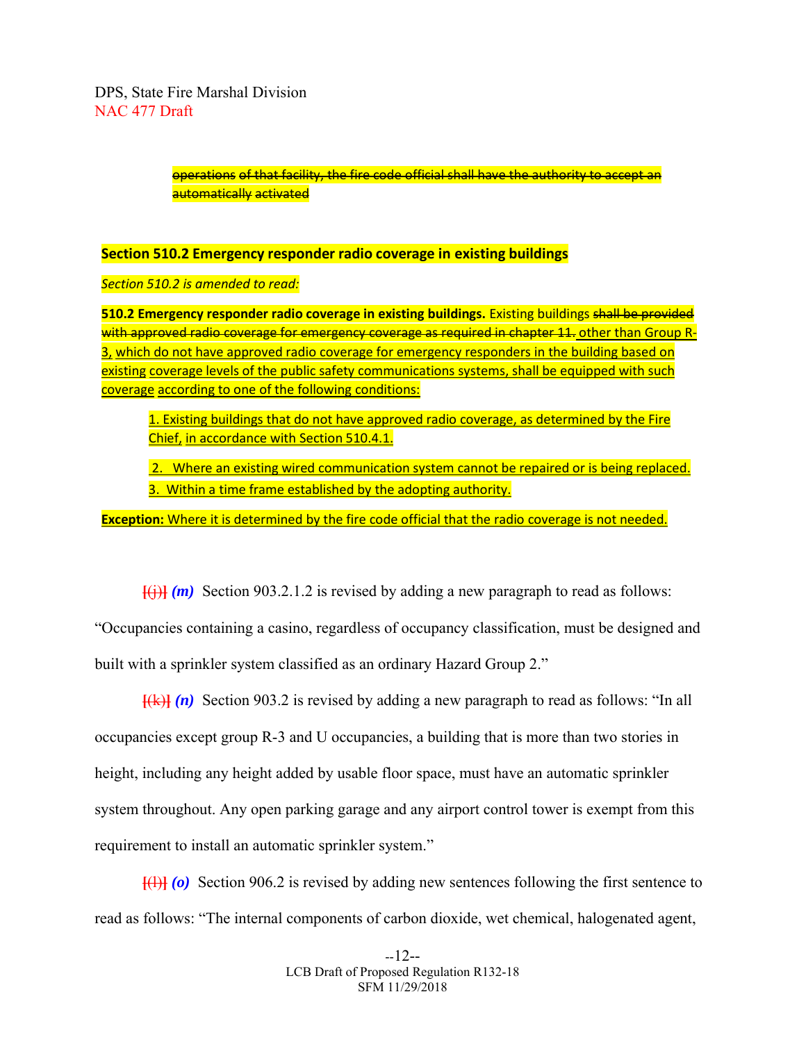~~operations of that facility, the fire code official shall have the authority to accept an automatically activated~~

**Section 510.2 Emergency responder radio coverage in existing buildings**

*Section 510.2 is amended to read:*

**510.2 Emergency responder radio coverage in existing buildings.** Existing buildings ~~shall be provided with approved radio coverage for emergency coverage as required in chapter 11.~~ other than Group R-3, which do not have approved radio coverage for emergency responders in the building based on existing coverage levels of the public safety communications systems, shall be equipped with such coverage according to one of the following conditions:

1. Existing buildings that do not have approved radio coverage, as determined by the Fire Chief, in accordance with Section 510.4.1.
2. Where an existing wired communication system cannot be repaired or is being replaced.
3. Within a time frame established by the adopting authority.

**Exception:** Where it is determined by the fire code official that the radio coverage is not needed.

~~[(j)]~~ ***(m)*** Section 903.2.1.2 is revised by adding a new paragraph to read as follows: "Occupancies containing a casino, regardless of occupancy classification, must be designed and built with a sprinkler system classified as an ordinary Hazard Group 2."

~~[(k)]~~ ***(n)*** Section 903.2 is revised by adding a new paragraph to read as follows: "In all occupancies except group R-3 and U occupancies, a building that is more than two stories in height, including any height added by usable floor space, must have an automatic sprinkler system throughout. Any open parking garage and any airport control tower is exempt from this requirement to install an automatic sprinkler system."

~~[(l)]~~ ***(o)*** Section 906.2 is revised by adding new sentences following the first sentence to read as follows: "The internal components of carbon dioxide, wet chemical, halogenated agent,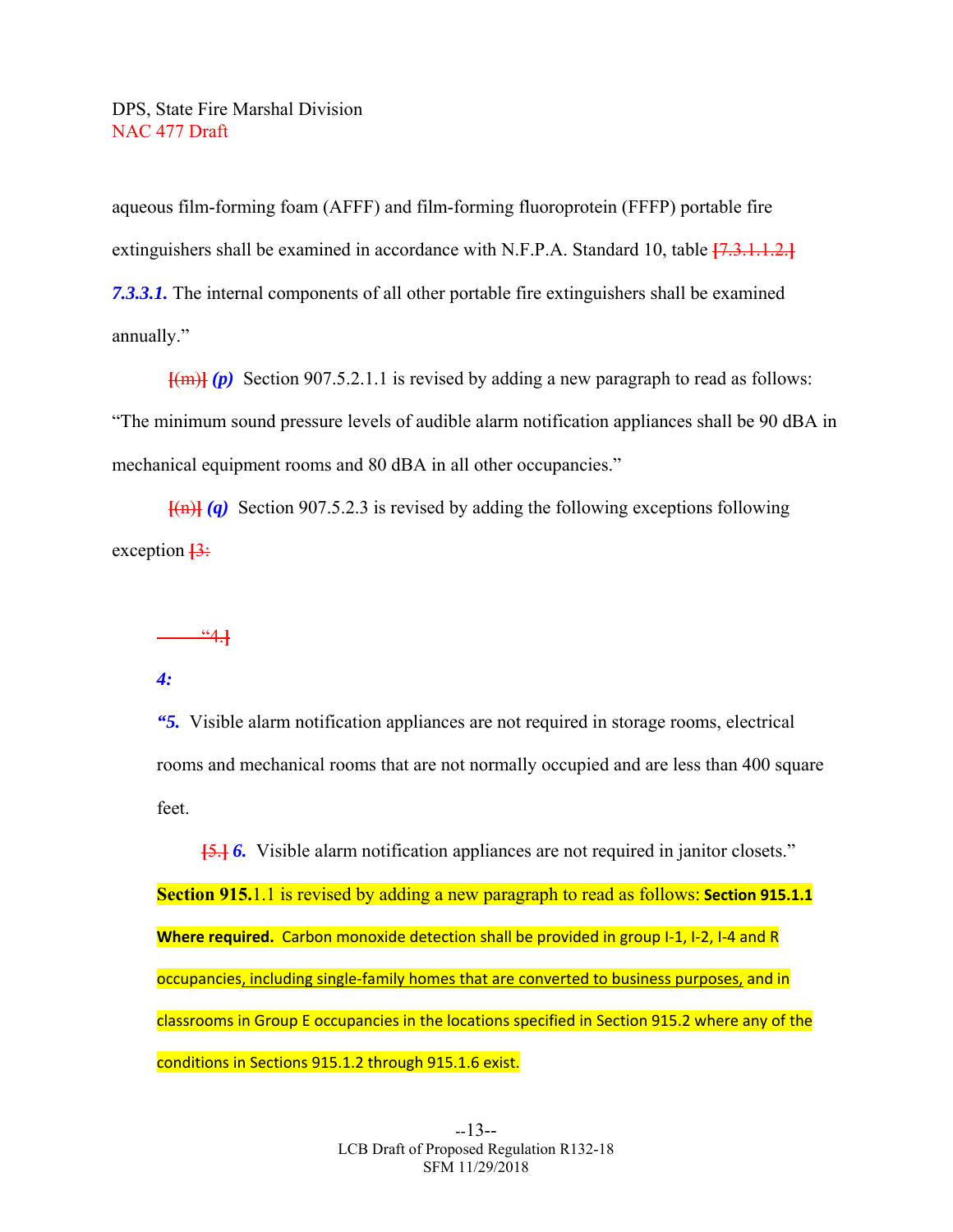aqueous film-forming foam (AFFF) and film-forming fluoroprotein (FFFP) portable fire extinguishers shall be examined in accordance with N.F.P.A. Standard 10, table [7.3.1.1.2.] ***7.3.3.1.*** The internal components of all other portable fire extinguishers shall be examined annually."

[(m)] ***(p)*** Section 907.5.2.1.1 is revised by adding a new paragraph to read as follows: "The minimum sound pressure levels of audible alarm notification appliances shall be 90 dBA in mechanical equipment rooms and 80 dBA in all other occupancies."

[(n)] ***(q)*** Section 907.5.2.3 is revised by adding the following exceptions following exception [3:

"4.]

***4:***

***"5.*** Visible alarm notification appliances are not required in storage rooms, electrical rooms and mechanical rooms that are not normally occupied and are less than 400 square feet.

[5.] ***6.*** Visible alarm notification appliances are not required in janitor closets."

**Section 915.**1.1 is revised by adding a new paragraph to read as follows: **Section 915.1.1 Where required.** Carbon monoxide detection shall be provided in group I-1, I-2, I-4 and R occupancies, including single-family homes that are converted to business purposes, and in classrooms in Group E occupancies in the locations specified in Section 915.2 where any of the conditions in Sections 915.1.2 through 915.1.6 exist.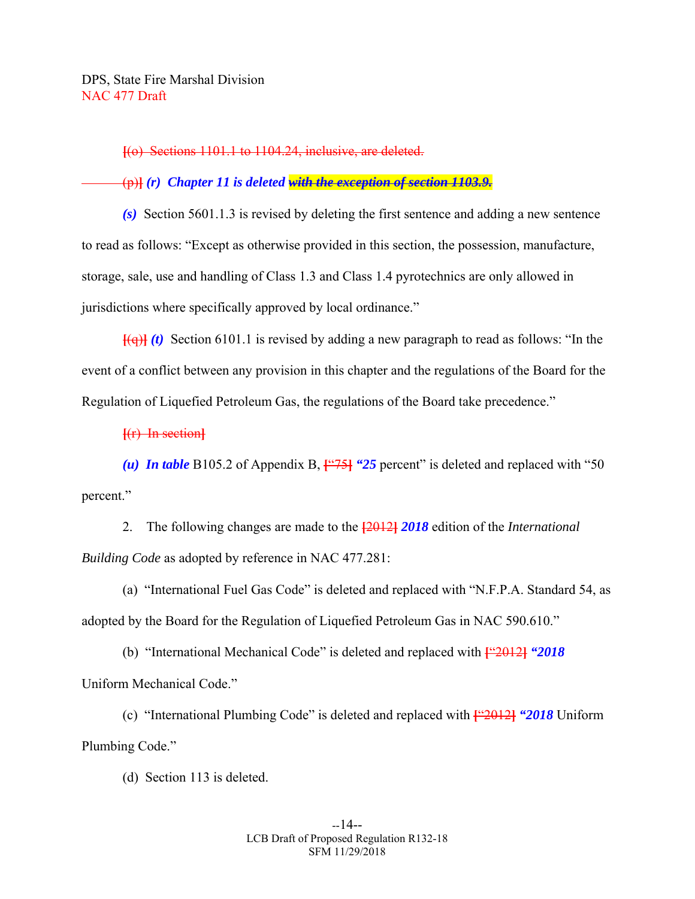~~[(o) Sections 1101.1 to 1104.24, inclusive, are deleted.~~

~~(p)]~~ ***(r) Chapter 11 is deleted*** ~~***with the exception of section 1103.9.***~~

***(s)*** Section 5601.1.3 is revised by deleting the first sentence and adding a new sentence to read as follows: "Except as otherwise provided in this section, the possession, manufacture, storage, sale, use and handling of Class 1.3 and Class 1.4 pyrotechnics are only allowed in jurisdictions where specifically approved by local ordinance."

~~[(q)]~~ ***(t)*** Section 6101.1 is revised by adding a new paragraph to read as follows: "In the event of a conflict between any provision in this chapter and the regulations of the Board for the Regulation of Liquefied Petroleum Gas, the regulations of the Board take precedence."

~~[(r) In section]~~

***(u) In table*** B105.2 of Appendix B, ~~["75]~~ ***"25*** percent" is deleted and replaced with "50 percent."

2. The following changes are made to the ~~[2012]~~ ***2018*** edition of the *International Building Code* as adopted by reference in NAC 477.281:

(a) "International Fuel Gas Code" is deleted and replaced with "N.F.P.A. Standard 54, as adopted by the Board for the Regulation of Liquefied Petroleum Gas in NAC 590.610."

(b) "International Mechanical Code" is deleted and replaced with ~~["2012]~~ ***"2018*** Uniform Mechanical Code."

(c) "International Plumbing Code" is deleted and replaced with ~~["2012]~~ ***"2018*** Uniform Plumbing Code."

(d) Section 113 is deleted.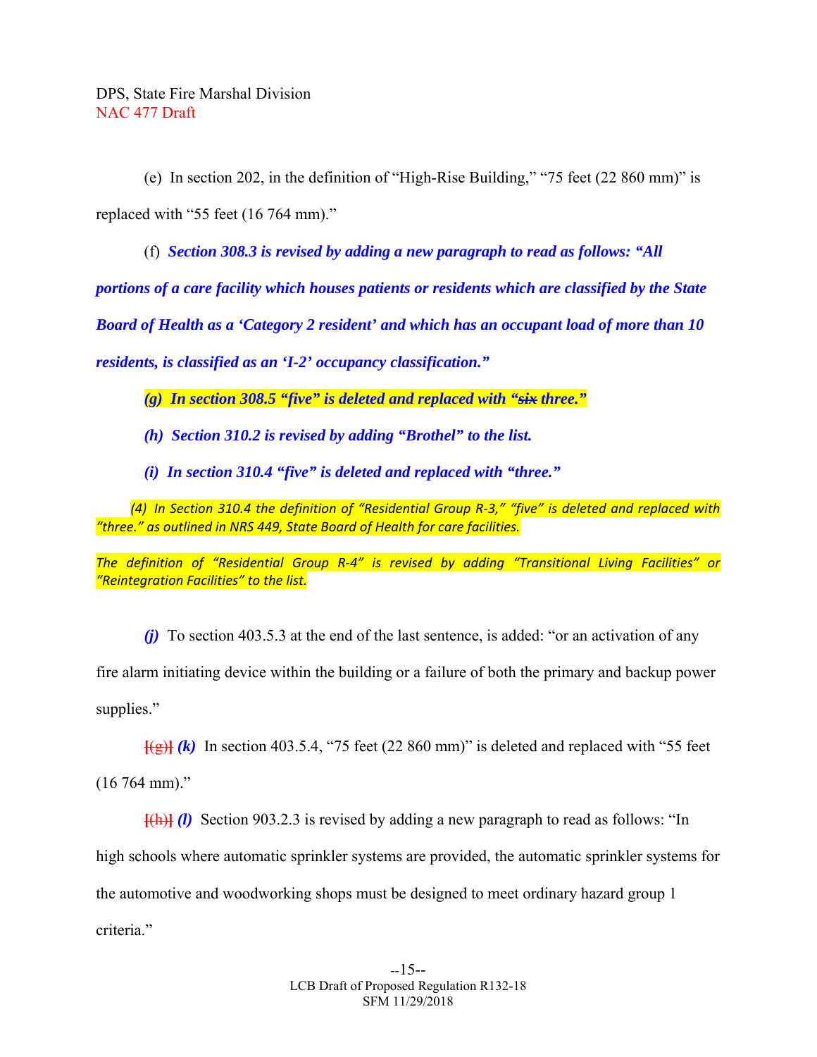(e) In section 202, in the definition of "High-Rise Building," "75 feet (22 860 mm)" is replaced with "55 feet (16 764 mm)."

(f) ***Section 308.3 is revised by adding a new paragraph to read as follows: "All portions of a care facility which houses patients or residents which are classified by the State Board of Health as a 'Category 2 resident' and which has an occupant load of more than 10 residents, is classified as an 'I-2' occupancy classification."***

***(g) In section 308.5 "five" is deleted and replaced with "~~six~~ three."***

***(h) Section 310.2 is revised by adding "Brothel" to the list.***

***(i) In section 310.4 "five" is deleted and replaced with "three."***

*(4) In Section 310.4 the definition of "Residential Group R-3," "five" is deleted and replaced with "three." as outlined in NRS 449, State Board of Health for care facilities.*

*The definition of "Residential Group R-4" is revised by adding "Transitional Living Facilities" or "Reintegration Facilities" to the list.*

***(j)*** To section 403.5.3 at the end of the last sentence, is added: "or an activation of any fire alarm initiating device within the building or a failure of both the primary and backup power supplies."

~~[(g)]~~ ***(k)*** In section 403.5.4, "75 feet (22 860 mm)" is deleted and replaced with "55 feet (16 764 mm)."

~~[(h)]~~ ***(l)*** Section 903.2.3 is revised by adding a new paragraph to read as follows: "In high schools where automatic sprinkler systems are provided, the automatic sprinkler systems for the automotive and woodworking shops must be designed to meet ordinary hazard group 1 criteria."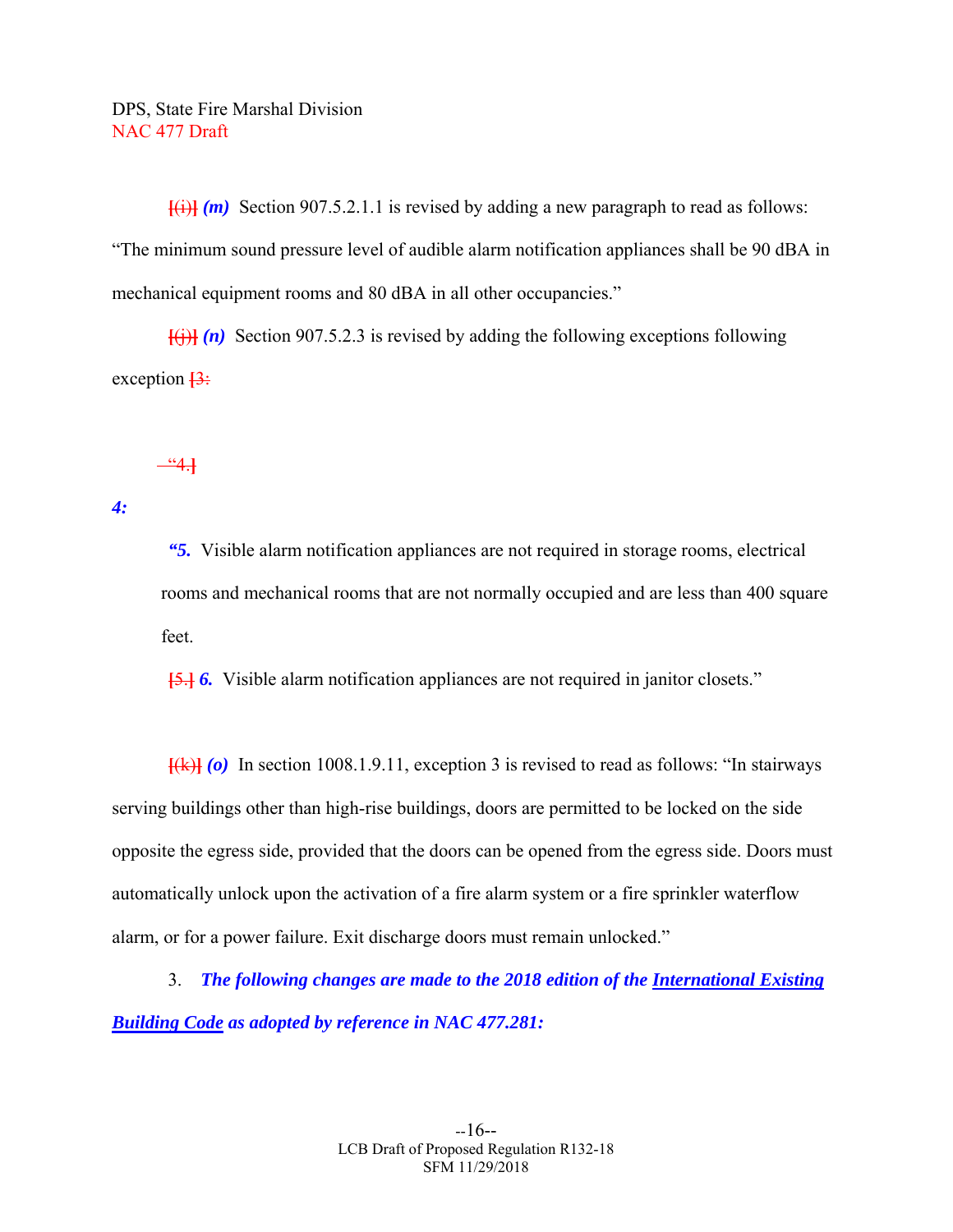[(i)] ***(m)*** Section 907.5.2.1.1 is revised by adding a new paragraph to read as follows: "The minimum sound pressure level of audible alarm notification appliances shall be 90 dBA in mechanical equipment rooms and 80 dBA in all other occupancies."

[(j)] ***(n)*** Section 907.5.2.3 is revised by adding the following exceptions following exception [3:

"4.]

***4:***

***"5.*** Visible alarm notification appliances are not required in storage rooms, electrical rooms and mechanical rooms that are not normally occupied and are less than 400 square feet.

[5.] ***6.*** Visible alarm notification appliances are not required in janitor closets."

[(k)] ***(o)*** In section 1008.1.9.11, exception 3 is revised to read as follows: "In stairways serving buildings other than high-rise buildings, doors are permitted to be locked on the side opposite the egress side, provided that the doors can be opened from the egress side. Doors must automatically unlock upon the activation of a fire alarm system or a fire sprinkler waterflow alarm, or for a power failure. Exit discharge doors must remain unlocked."

3. ***The following changes are made to the 2018 edition of the International Existing Building Code as adopted by reference in NAC 477.281:***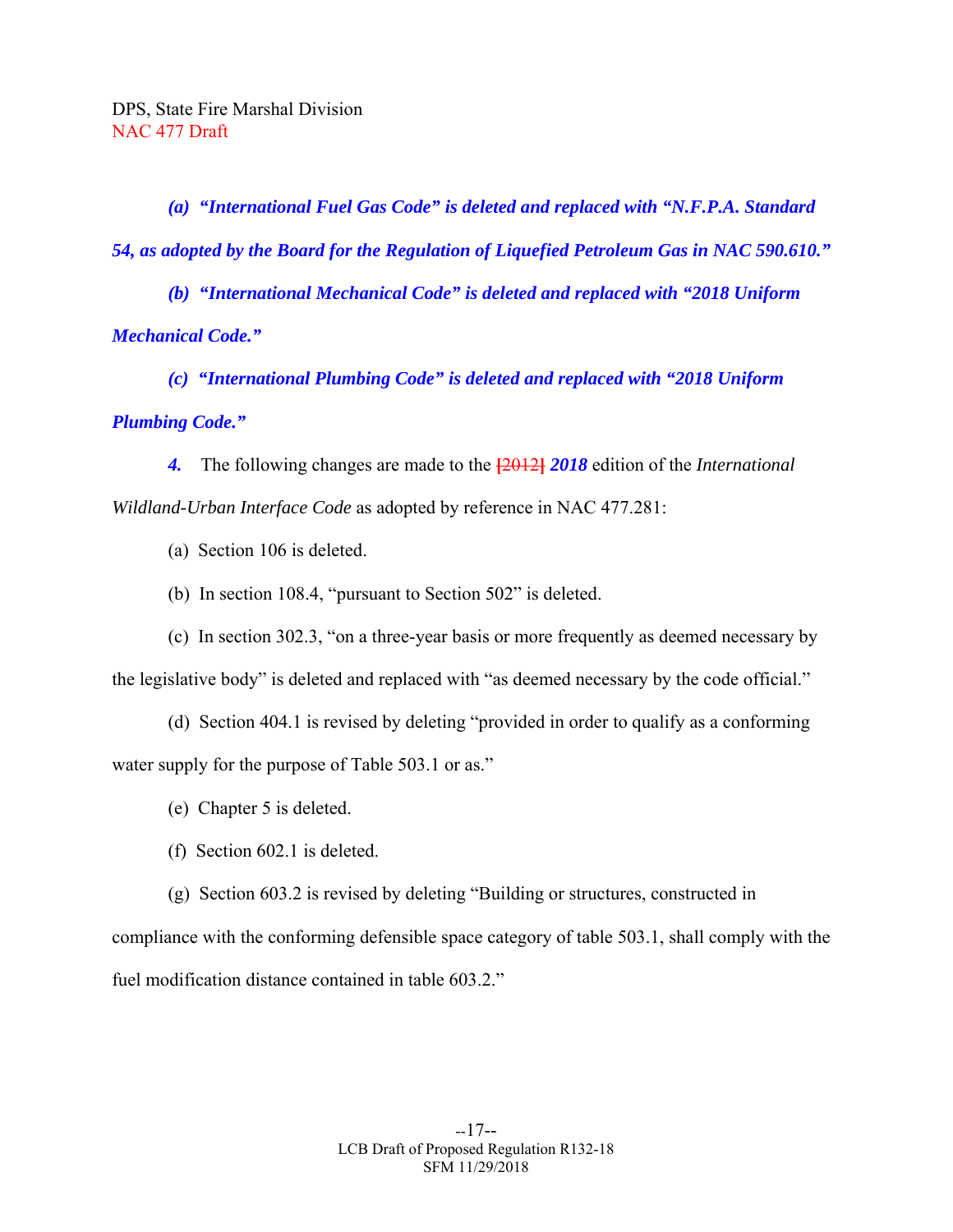*(a) "International Fuel Gas Code" is deleted and replaced with "N.F.P.A. Standard 54, as adopted by the Board for the Regulation of Liquefied Petroleum Gas in NAC 590.610."*

*(b) "International Mechanical Code" is deleted and replaced with "2018 Uniform Mechanical Code."*

*(c) "International Plumbing Code" is deleted and replaced with "2018 Uniform Plumbing Code."*

*4.* The following changes are made to the [2012] *2018* edition of the *International Wildland-Urban Interface Code* as adopted by reference in NAC 477.281:

(a) Section 106 is deleted.

(b) In section 108.4, "pursuant to Section 502" is deleted.

(c) In section 302.3, "on a three-year basis or more frequently as deemed necessary by the legislative body" is deleted and replaced with "as deemed necessary by the code official."

(d) Section 404.1 is revised by deleting "provided in order to qualify as a conforming water supply for the purpose of Table 503.1 or as."

(e) Chapter 5 is deleted.

(f) Section 602.1 is deleted.

(g) Section 603.2 is revised by deleting "Building or structures, constructed in compliance with the conforming defensible space category of table 503.1, shall comply with the fuel modification distance contained in table 603.2."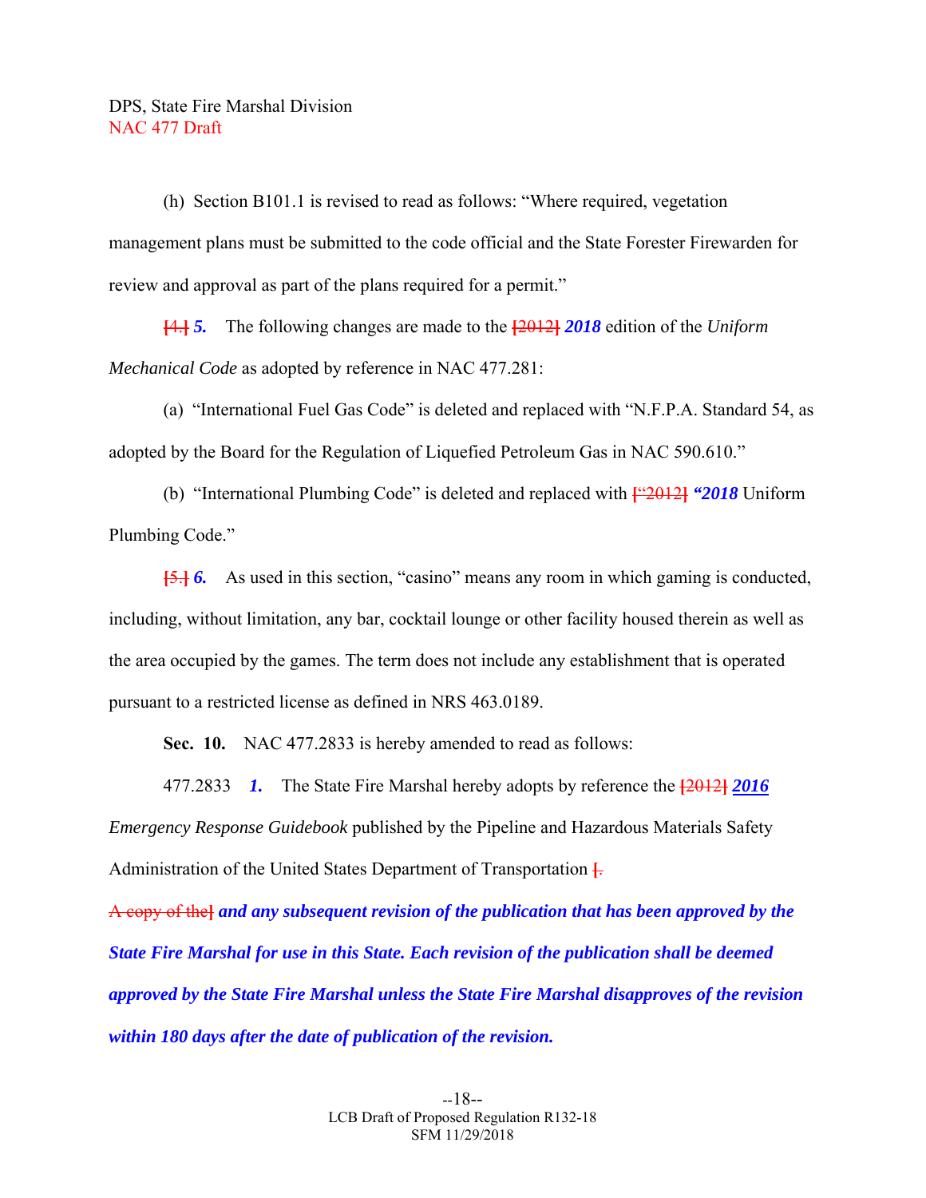(h) Section B101.1 is revised to read as follows: "Where required, vegetation management plans must be submitted to the code official and the State Forester Firewarden for review and approval as part of the plans required for a permit."

~~[4.]~~ ***5.*** The following changes are made to the ~~[2012]~~ ***2018*** edition of the *Uniform Mechanical Code* as adopted by reference in NAC 477.281:

(a) "International Fuel Gas Code" is deleted and replaced with "N.F.P.A. Standard 54, as adopted by the Board for the Regulation of Liquefied Petroleum Gas in NAC 590.610."

(b) "International Plumbing Code" is deleted and replaced with ~~["2012]~~ ***"2018*** Uniform Plumbing Code."

~~[5.]~~ ***6.*** As used in this section, "casino" means any room in which gaming is conducted, including, without limitation, any bar, cocktail lounge or other facility housed therein as well as the area occupied by the games. The term does not include any establishment that is operated pursuant to a restricted license as defined in NRS 463.0189.

**Sec. 10.** NAC 477.2833 is hereby amended to read as follows:

477.2833 ***1.*** The State Fire Marshal hereby adopts by reference the ~~[2012]~~ ***2016*** *Emergency Response Guidebook* published by the Pipeline and Hazardous Materials Safety Administration of the United States Department of Transportation ~~[. A copy of the]~~ ***and any subsequent revision of the publication that has been approved by the State Fire Marshal for use in this State. Each revision of the publication shall be deemed approved by the State Fire Marshal unless the State Fire Marshal disapproves of the revision within 180 days after the date of publication of the revision.***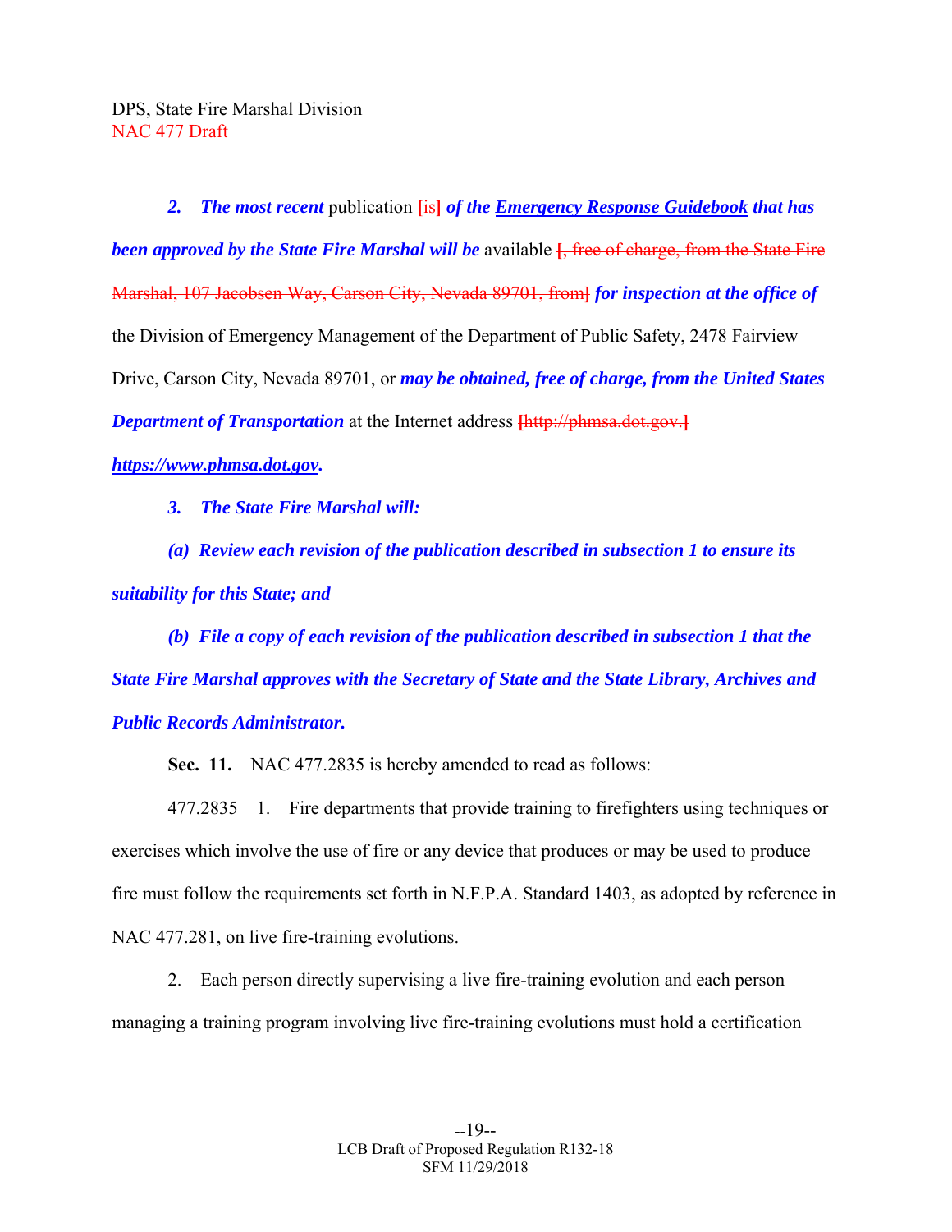***2. The most recent*** publication **[**is**]** ***of the <u>Emergency Response Guidebook</u> that has been approved by the State Fire Marshal will be*** available **[**, free of charge, from the State Fire Marshal, 107 Jacobsen Way, Carson City, Nevada 89701, from**]** ***for inspection at the office of*** the Division of Emergency Management of the Department of Public Safety, 2478 Fairview Drive, Carson City, Nevada 89701, or ***may be obtained, free of charge, from the United States Department of Transportation*** at the Internet address **[**http://phmsa.dot.gov.**]** ***<u>https://www.phmsa.dot.gov</u>.***

***3. The State Fire Marshal will:***

***(a) Review each revision of the publication described in subsection 1 to ensure its suitability for this State; and***

***(b) File a copy of each revision of the publication described in subsection 1 that the State Fire Marshal approves with the Secretary of State and the State Library, Archives and Public Records Administrator.***

**Sec. 11.** NAC 477.2835 is hereby amended to read as follows:

477.2835 1. Fire departments that provide training to firefighters using techniques or exercises which involve the use of fire or any device that produces or may be used to produce fire must follow the requirements set forth in N.F.P.A. Standard 1403, as adopted by reference in NAC 477.281, on live fire-training evolutions.

2. Each person directly supervising a live fire-training evolution and each person managing a training program involving live fire-training evolutions must hold a certification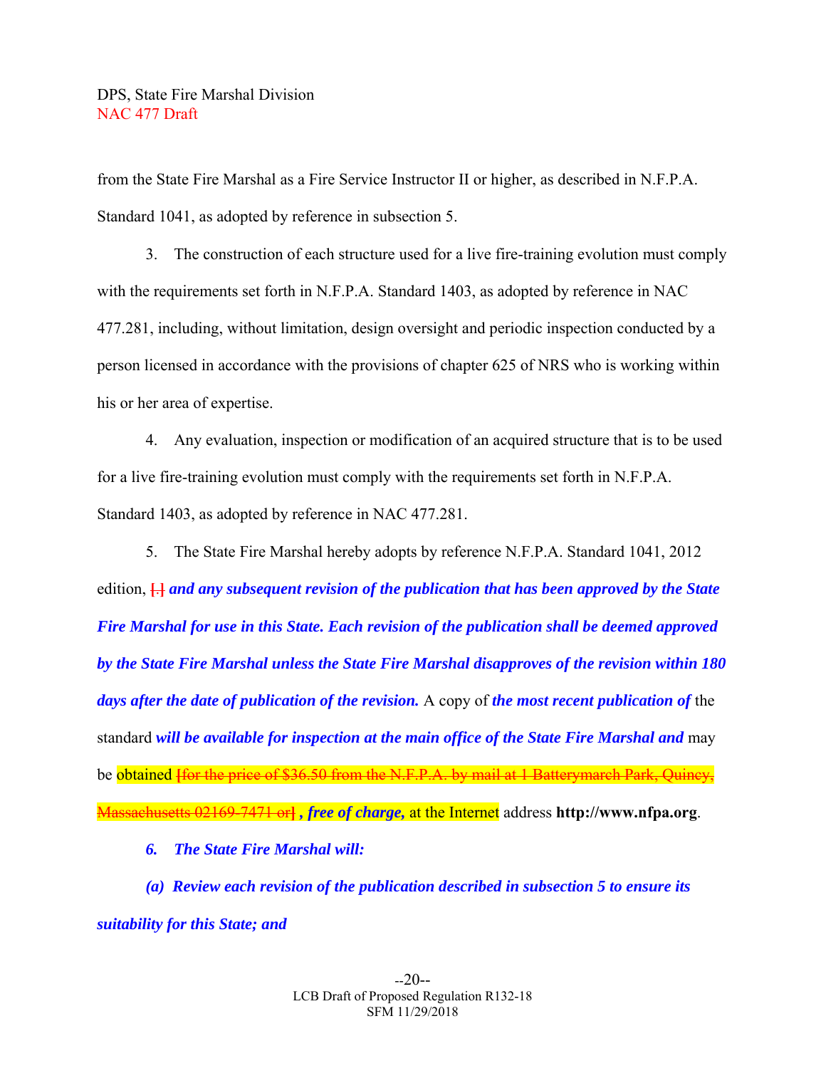from the State Fire Marshal as a Fire Service Instructor II or higher, as described in N.F.P.A. Standard 1041, as adopted by reference in subsection 5.

3. The construction of each structure used for a live fire-training evolution must comply with the requirements set forth in N.F.P.A. Standard 1403, as adopted by reference in NAC 477.281, including, without limitation, design oversight and periodic inspection conducted by a person licensed in accordance with the provisions of chapter 625 of NRS who is working within his or her area of expertise.

4. Any evaluation, inspection or modification of an acquired structure that is to be used for a live fire-training evolution must comply with the requirements set forth in N.F.P.A. Standard 1403, as adopted by reference in NAC 477.281.

5. The State Fire Marshal hereby adopts by reference N.F.P.A. Standard 1041, 2012 edition, ~~[.]~~ ***and any subsequent revision of the publication that has been approved by the State Fire Marshal for use in this State. Each revision of the publication shall be deemed approved by the State Fire Marshal unless the State Fire Marshal disapproves of the revision within 180 days after the date of publication of the revision.*** A copy of ***the most recent publication of*** the standard ***will be available for inspection at the main office of the State Fire Marshal and*** may be obtained ~~[for the price of $36.50 from the N.F.P.A. by mail at 1 Batterymarch Park, Quincy, Massachusetts 02169-7471 or]~~ ***, free of charge,*** at the Internet address **http://www.nfpa.org**.

***6. The State Fire Marshal will:***

***(a) Review each revision of the publication described in subsection 5 to ensure its suitability for this State; and***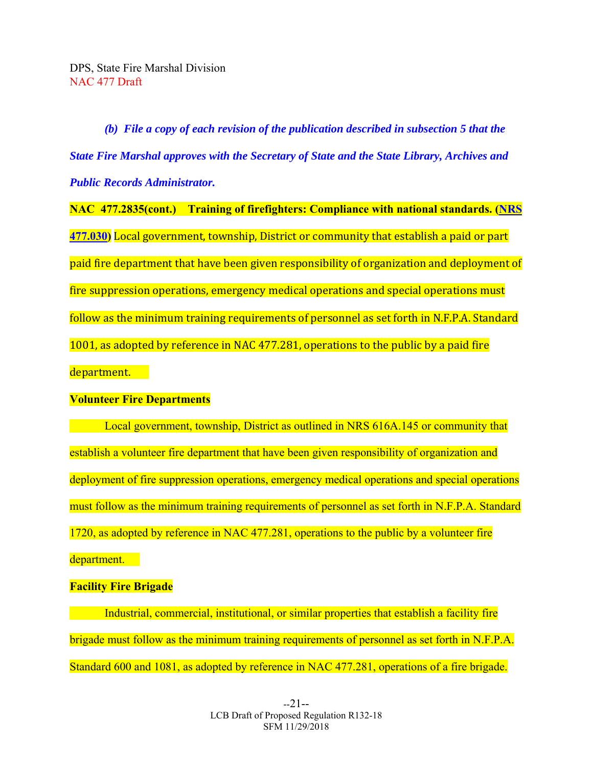***(b) File a copy of each revision of the publication described in subsection 5 that the State Fire Marshal approves with the Secretary of State and the State Library, Archives and Public Records Administrator.***

**NAC 477.2835(cont.) Training of firefighters: Compliance with national standards. (NRS 477.030)** Local government, township, District or community that establish a paid or part paid fire department that have been given responsibility of organization and deployment of fire suppression operations, emergency medical operations and special operations must follow as the minimum training requirements of personnel as set forth in N.F.P.A. Standard 1001, as adopted by reference in NAC 477.281, operations to the public by a paid fire department.

**Volunteer Fire Departments**

Local government, township, District as outlined in NRS 616A.145 or community that establish a volunteer fire department that have been given responsibility of organization and deployment of fire suppression operations, emergency medical operations and special operations must follow as the minimum training requirements of personnel as set forth in N.F.P.A. Standard 1720, as adopted by reference in NAC 477.281, operations to the public by a volunteer fire department.

**Facility Fire Brigade**

Industrial, commercial, institutional, or similar properties that establish a facility fire brigade must follow as the minimum training requirements of personnel as set forth in N.F.P.A. Standard 600 and 1081, as adopted by reference in NAC 477.281, operations of a fire brigade.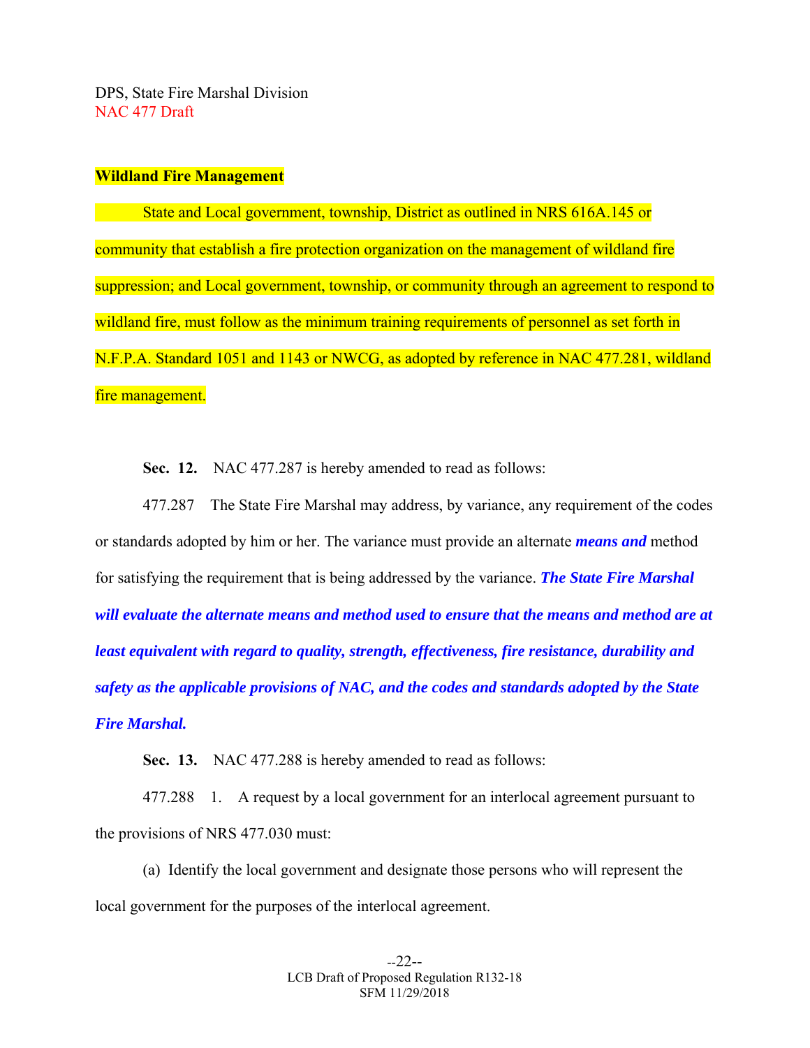DPS, State Fire Marshal Division
NAC 477 Draft

**Wildland Fire Management**

State and Local government, township, District as outlined in NRS 616A.145 or community that establish a fire protection organization on the management of wildland fire suppression; and Local government, township, or community through an agreement to respond to wildland fire, must follow as the minimum training requirements of personnel as set forth in N.F.P.A. Standard 1051 and 1143 or NWCG, as adopted by reference in NAC 477.281, wildland fire management.

**Sec. 12.** NAC 477.287 is hereby amended to read as follows:

477.287 The State Fire Marshal may address, by variance, any requirement of the codes or standards adopted by him or her. The variance must provide an alternate ***means and*** method for satisfying the requirement that is being addressed by the variance. ***The State Fire Marshal will evaluate the alternate means and method used to ensure that the means and method are at least equivalent with regard to quality, strength, effectiveness, fire resistance, durability and safety as the applicable provisions of NAC, and the codes and standards adopted by the State Fire Marshal.***

**Sec. 13.** NAC 477.288 is hereby amended to read as follows:

477.288 1. A request by a local government for an interlocal agreement pursuant to the provisions of NRS 477.030 must:

(a) Identify the local government and designate those persons who will represent the local government for the purposes of the interlocal agreement.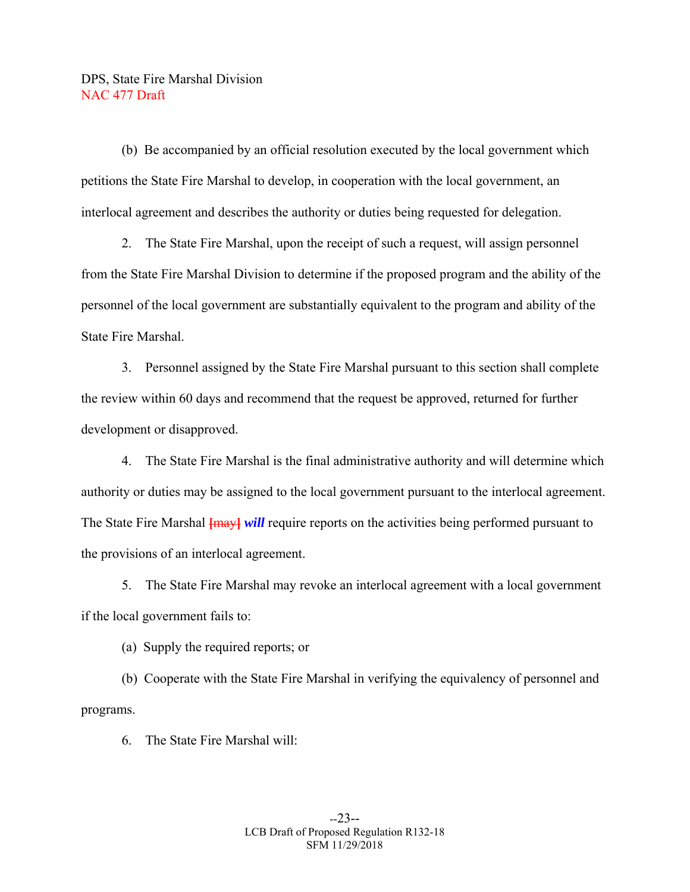(b) Be accompanied by an official resolution executed by the local government which petitions the State Fire Marshal to develop, in cooperation with the local government, an interlocal agreement and describes the authority or duties being requested for delegation.

2. The State Fire Marshal, upon the receipt of such a request, will assign personnel from the State Fire Marshal Division to determine if the proposed program and the ability of the personnel of the local government are substantially equivalent to the program and ability of the State Fire Marshal.

3. Personnel assigned by the State Fire Marshal pursuant to this section shall complete the review within 60 days and recommend that the request be approved, returned for further development or disapproved.

4. The State Fire Marshal is the final administrative authority and will determine which authority or duties may be assigned to the local government pursuant to the interlocal agreement. The State Fire Marshal ~~[may]~~ ***will*** require reports on the activities being performed pursuant to the provisions of an interlocal agreement.

5. The State Fire Marshal may revoke an interlocal agreement with a local government if the local government fails to:

(a) Supply the required reports; or

(b) Cooperate with the State Fire Marshal in verifying the equivalency of personnel and programs.

6. The State Fire Marshal will: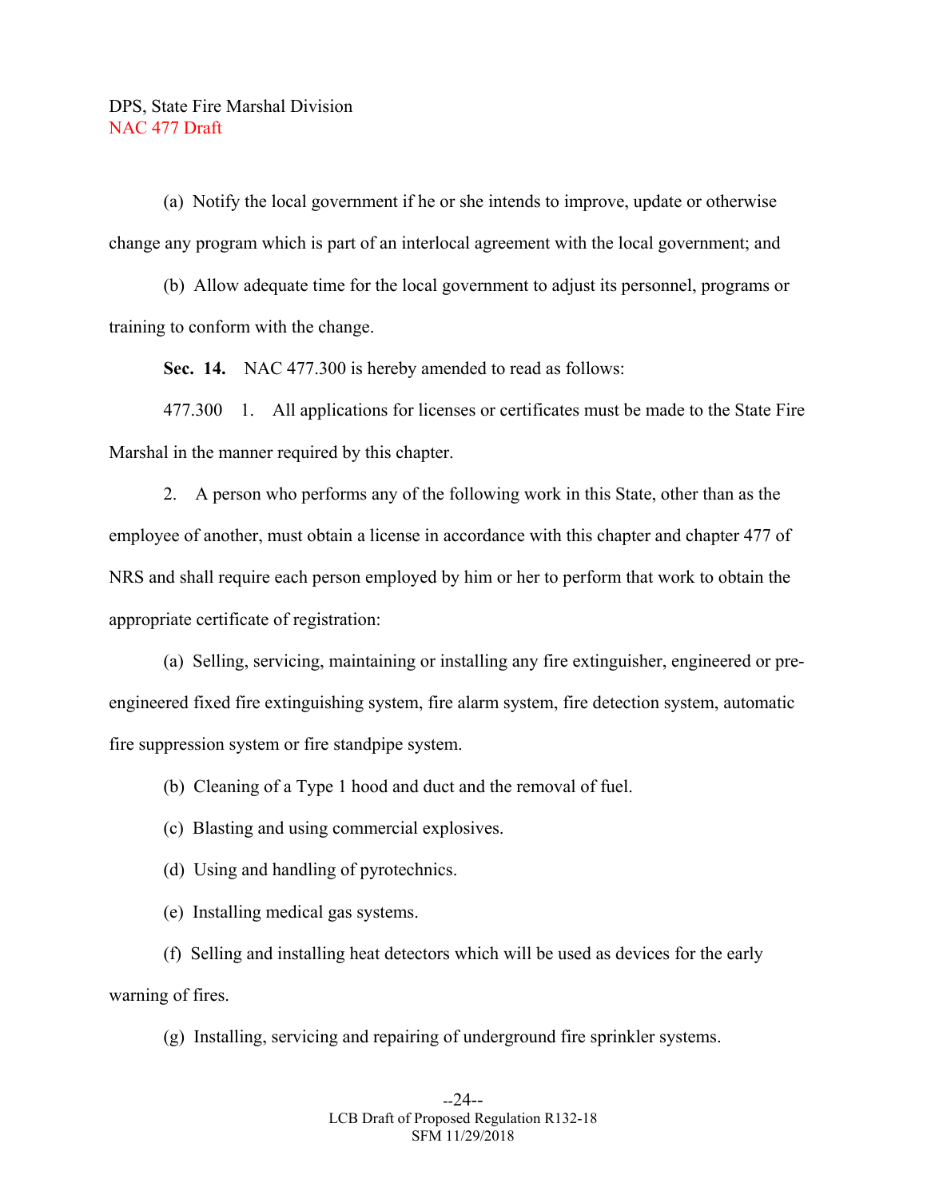(a) Notify the local government if he or she intends to improve, update or otherwise change any program which is part of an interlocal agreement with the local government; and

(b) Allow adequate time for the local government to adjust its personnel, programs or training to conform with the change.

**Sec. 14.** NAC 477.300 is hereby amended to read as follows:

477.300 1. All applications for licenses or certificates must be made to the State Fire Marshal in the manner required by this chapter.

2. A person who performs any of the following work in this State, other than as the employee of another, must obtain a license in accordance with this chapter and chapter 477 of NRS and shall require each person employed by him or her to perform that work to obtain the appropriate certificate of registration:

(a) Selling, servicing, maintaining or installing any fire extinguisher, engineered or pre-engineered fixed fire extinguishing system, fire alarm system, fire detection system, automatic fire suppression system or fire standpipe system.

(b) Cleaning of a Type 1 hood and duct and the removal of fuel.

(c) Blasting and using commercial explosives.

(d) Using and handling of pyrotechnics.

(e) Installing medical gas systems.

(f) Selling and installing heat detectors which will be used as devices for the early warning of fires.

(g) Installing, servicing and repairing of underground fire sprinkler systems.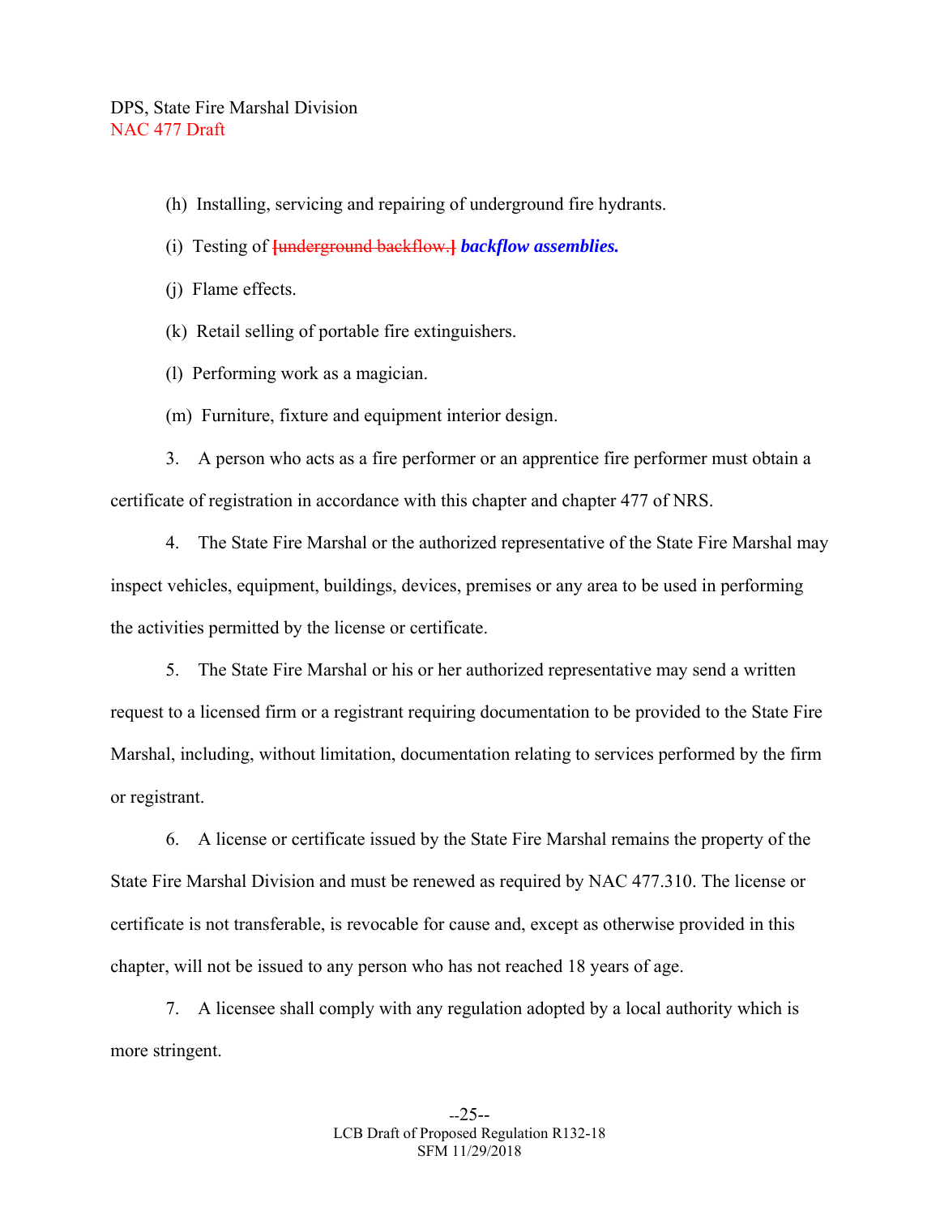(h) Installing, servicing and repairing of underground fire hydrants.

(i) Testing of ~~[underground backflow.]~~ ***backflow assemblies.***

(j) Flame effects.

(k) Retail selling of portable fire extinguishers.

(l) Performing work as a magician.

(m) Furniture, fixture and equipment interior design.

3. A person who acts as a fire performer or an apprentice fire performer must obtain a certificate of registration in accordance with this chapter and chapter 477 of NRS.

4. The State Fire Marshal or the authorized representative of the State Fire Marshal may inspect vehicles, equipment, buildings, devices, premises or any area to be used in performing the activities permitted by the license or certificate.

5. The State Fire Marshal or his or her authorized representative may send a written request to a licensed firm or a registrant requiring documentation to be provided to the State Fire Marshal, including, without limitation, documentation relating to services performed by the firm or registrant.

6. A license or certificate issued by the State Fire Marshal remains the property of the State Fire Marshal Division and must be renewed as required by NAC 477.310. The license or certificate is not transferable, is revocable for cause and, except as otherwise provided in this chapter, will not be issued to any person who has not reached 18 years of age.

7. A licensee shall comply with any regulation adopted by a local authority which is more stringent.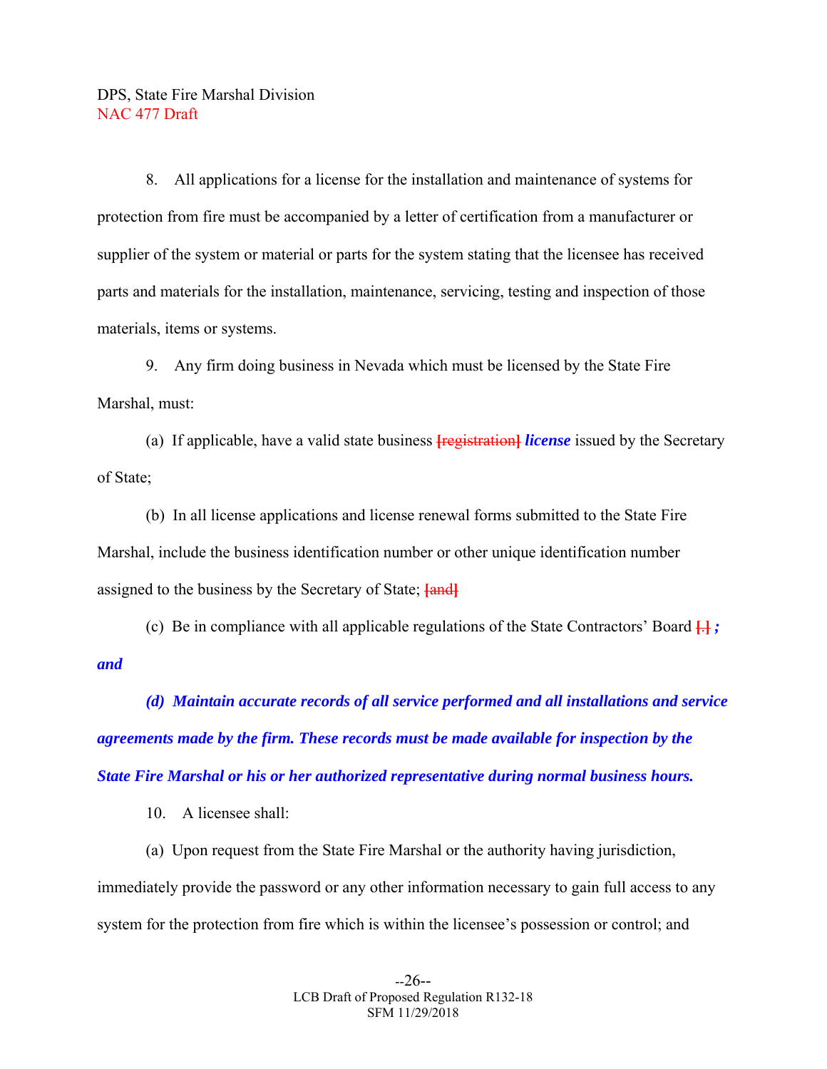8. All applications for a license for the installation and maintenance of systems for protection from fire must be accompanied by a letter of certification from a manufacturer or supplier of the system or material or parts for the system stating that the licensee has received parts and materials for the installation, maintenance, servicing, testing and inspection of those materials, items or systems.

9. Any firm doing business in Nevada which must be licensed by the State Fire Marshal, must:

(a) If applicable, have a valid state business [registration] ***license*** issued by the Secretary of State;

(b) In all license applications and license renewal forms submitted to the State Fire Marshal, include the business identification number or other unique identification number assigned to the business by the Secretary of State; [and]

(c) Be in compliance with all applicable regulations of the State Contractors' Board [.] ***; and***

***(d) Maintain accurate records of all service performed and all installations and service agreements made by the firm. These records must be made available for inspection by the State Fire Marshal or his or her authorized representative during normal business hours.***

10. A licensee shall:

(a) Upon request from the State Fire Marshal or the authority having jurisdiction, immediately provide the password or any other information necessary to gain full access to any system for the protection from fire which is within the licensee's possession or control; and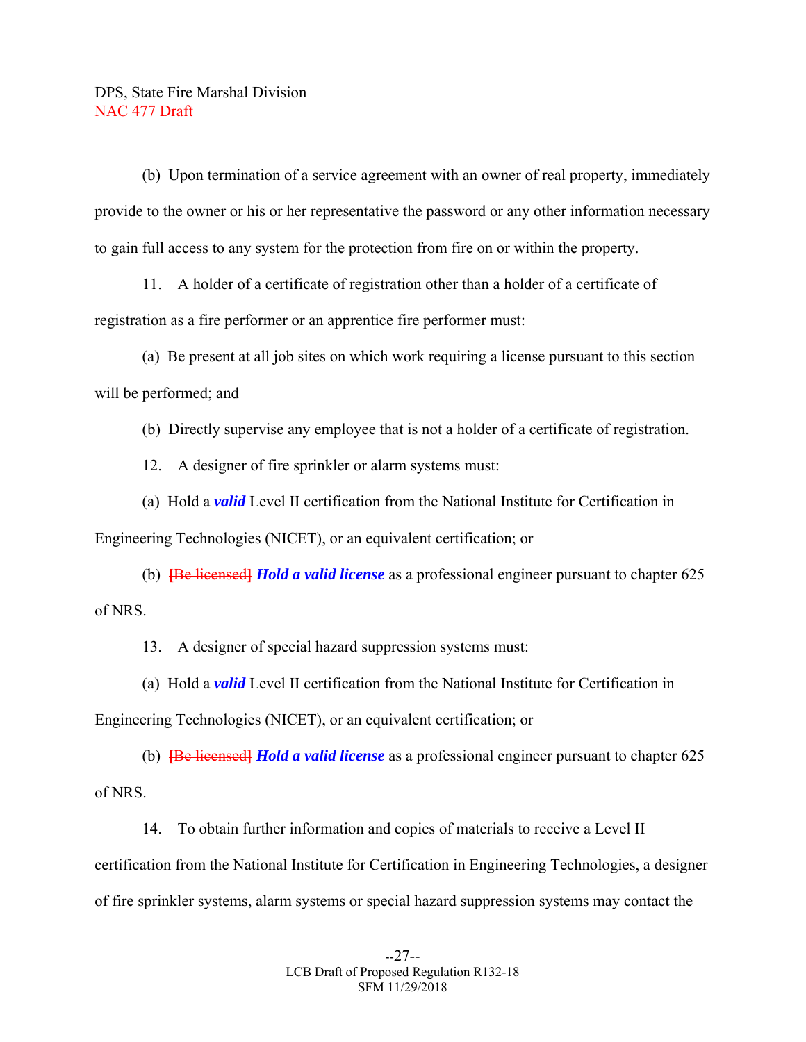(b) Upon termination of a service agreement with an owner of real property, immediately provide to the owner or his or her representative the password or any other information necessary to gain full access to any system for the protection from fire on or within the property.

11. A holder of a certificate of registration other than a holder of a certificate of registration as a fire performer or an apprentice fire performer must:

(a) Be present at all job sites on which work requiring a license pursuant to this section will be performed; and

(b) Directly supervise any employee that is not a holder of a certificate of registration.

12. A designer of fire sprinkler or alarm systems must:

(a) Hold a ***valid*** Level II certification from the National Institute for Certification in Engineering Technologies (NICET), or an equivalent certification; or

(b) ~~[Be licensed]~~ ***Hold a valid license*** as a professional engineer pursuant to chapter 625 of NRS.

13. A designer of special hazard suppression systems must:

(a) Hold a ***valid*** Level II certification from the National Institute for Certification in Engineering Technologies (NICET), or an equivalent certification; or

(b) ~~[Be licensed]~~ ***Hold a valid license*** as a professional engineer pursuant to chapter 625 of NRS.

14. To obtain further information and copies of materials to receive a Level II certification from the National Institute for Certification in Engineering Technologies, a designer of fire sprinkler systems, alarm systems or special hazard suppression systems may contact the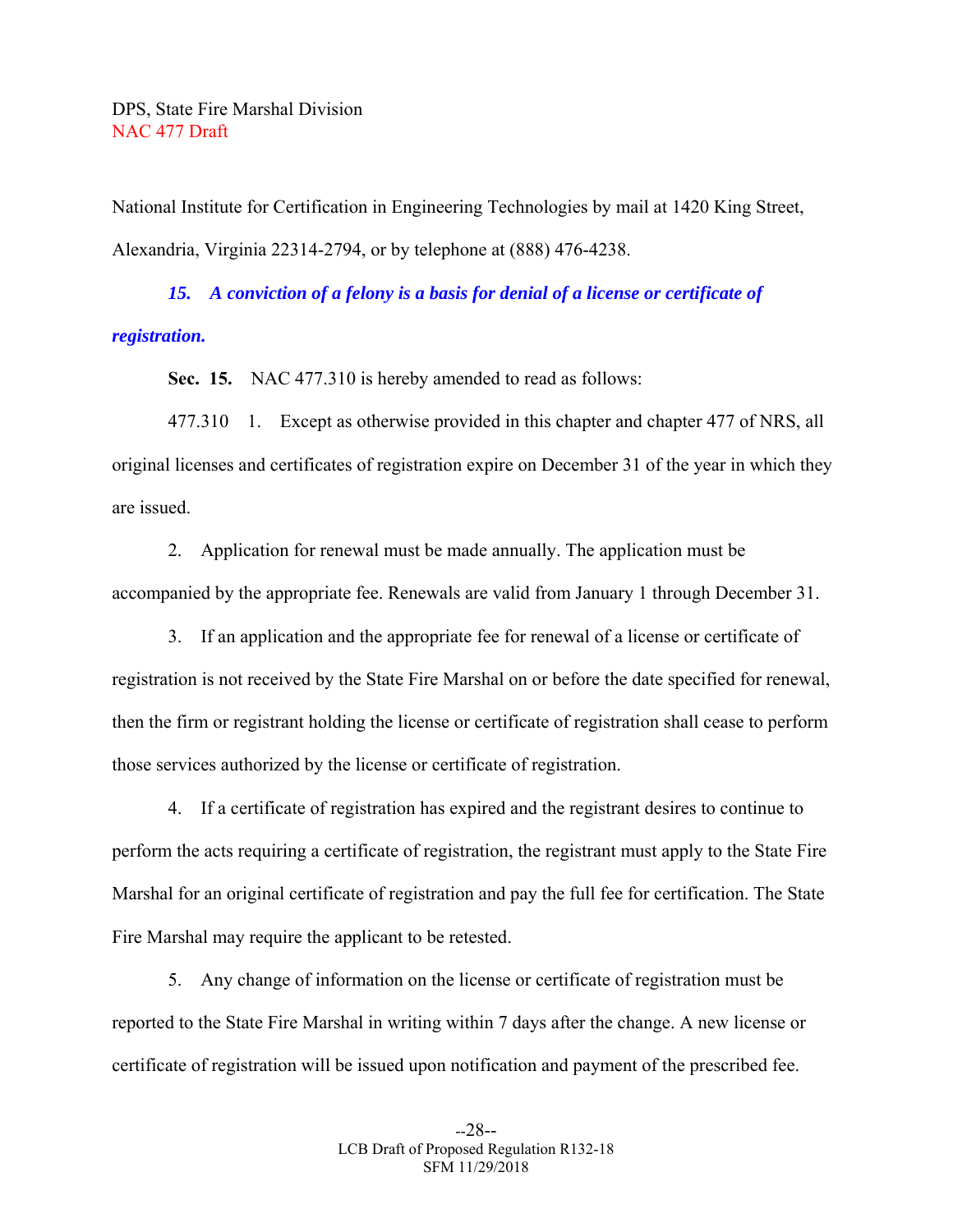National Institute for Certification in Engineering Technologies by mail at 1420 King Street, Alexandria, Virginia 22314-2794, or by telephone at (888) 476-4238.

***15. A conviction of a felony is a basis for denial of a license or certificate of registration.***

**Sec. 15.** NAC 477.310 is hereby amended to read as follows:

477.310 1. Except as otherwise provided in this chapter and chapter 477 of NRS, all original licenses and certificates of registration expire on December 31 of the year in which they are issued.

2. Application for renewal must be made annually. The application must be accompanied by the appropriate fee. Renewals are valid from January 1 through December 31.

3. If an application and the appropriate fee for renewal of a license or certificate of registration is not received by the State Fire Marshal on or before the date specified for renewal, then the firm or registrant holding the license or certificate of registration shall cease to perform those services authorized by the license or certificate of registration.

4. If a certificate of registration has expired and the registrant desires to continue to perform the acts requiring a certificate of registration, the registrant must apply to the State Fire Marshal for an original certificate of registration and pay the full fee for certification. The State Fire Marshal may require the applicant to be retested.

5. Any change of information on the license or certificate of registration must be reported to the State Fire Marshal in writing within 7 days after the change. A new license or certificate of registration will be issued upon notification and payment of the prescribed fee.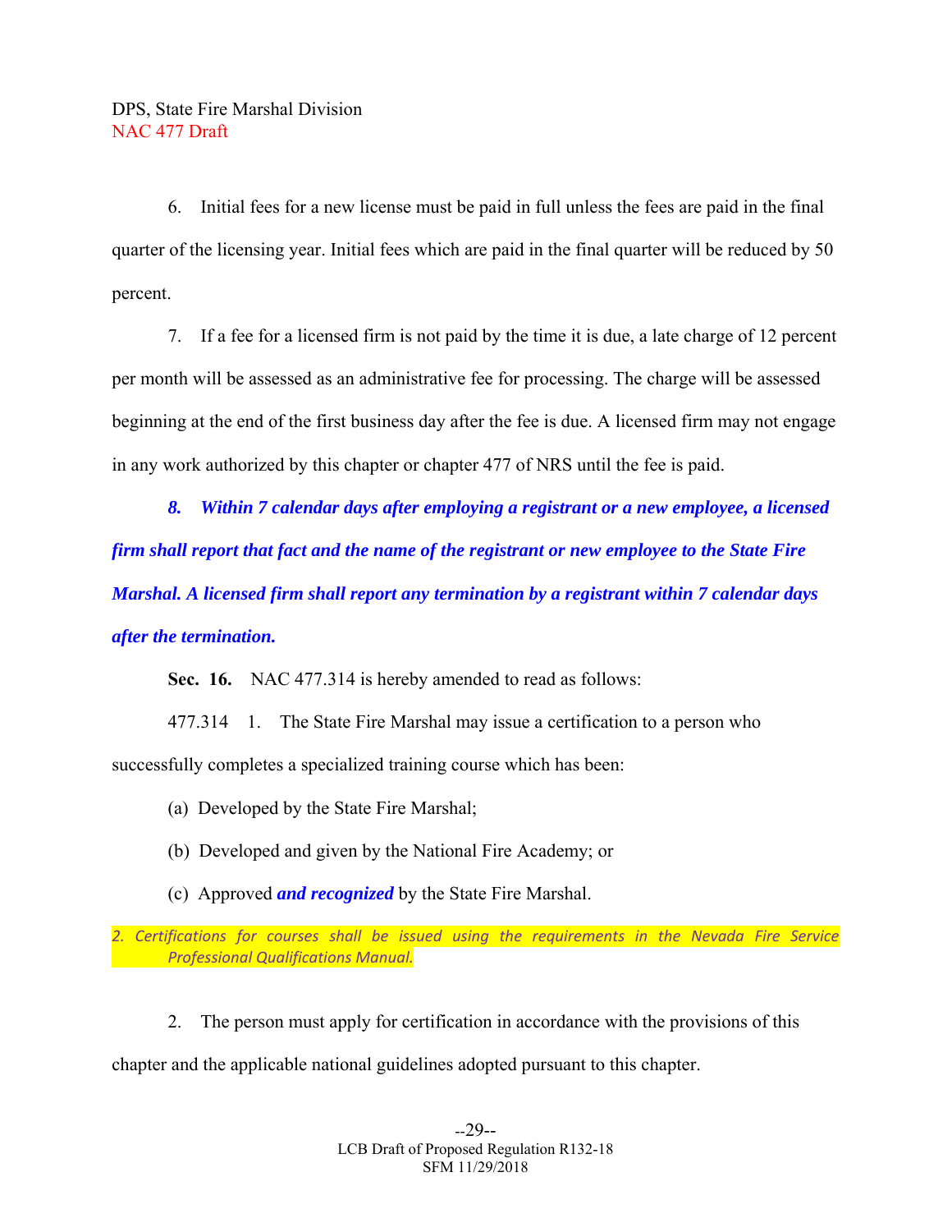6. Initial fees for a new license must be paid in full unless the fees are paid in the final quarter of the licensing year. Initial fees which are paid in the final quarter will be reduced by 50 percent.

7. If a fee for a licensed firm is not paid by the time it is due, a late charge of 12 percent per month will be assessed as an administrative fee for processing. The charge will be assessed beginning at the end of the first business day after the fee is due. A licensed firm may not engage in any work authorized by this chapter or chapter 477 of NRS until the fee is paid.

***8. Within 7 calendar days after employing a registrant or a new employee, a licensed firm shall report that fact and the name of the registrant or new employee to the State Fire Marshal. A licensed firm shall report any termination by a registrant within 7 calendar days after the termination.***

**Sec. 16.** NAC 477.314 is hereby amended to read as follows:

477.314 1. The State Fire Marshal may issue a certification to a person who successfully completes a specialized training course which has been:

(a) Developed by the State Fire Marshal;

(b) Developed and given by the National Fire Academy; or

(c) Approved ***and recognized*** by the State Fire Marshal.

*2. Certifications for courses shall be issued using the requirements in the Nevada Fire Service Professional Qualifications Manual.*

2. The person must apply for certification in accordance with the provisions of this chapter and the applicable national guidelines adopted pursuant to this chapter.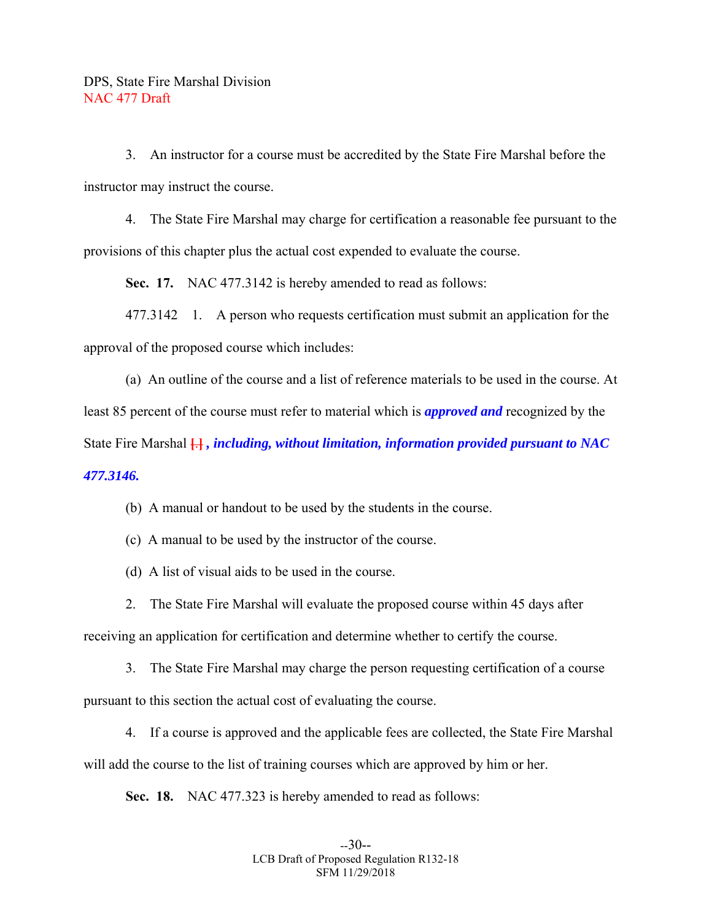3. An instructor for a course must be accredited by the State Fire Marshal before the instructor may instruct the course.

4. The State Fire Marshal may charge for certification a reasonable fee pursuant to the provisions of this chapter plus the actual cost expended to evaluate the course.

**Sec. 17.** NAC 477.3142 is hereby amended to read as follows:

477.3142 1. A person who requests certification must submit an application for the approval of the proposed course which includes:

(a) An outline of the course and a list of reference materials to be used in the course. At least 85 percent of the course must refer to material which is ***approved and*** recognized by the State Fire Marshal [.] ***, including, without limitation, information provided pursuant to NAC 477.3146.***

(b) A manual or handout to be used by the students in the course.

(c) A manual to be used by the instructor of the course.

(d) A list of visual aids to be used in the course.

2. The State Fire Marshal will evaluate the proposed course within 45 days after receiving an application for certification and determine whether to certify the course.

3. The State Fire Marshal may charge the person requesting certification of a course pursuant to this section the actual cost of evaluating the course.

4. If a course is approved and the applicable fees are collected, the State Fire Marshal will add the course to the list of training courses which are approved by him or her.

**Sec. 18.** NAC 477.323 is hereby amended to read as follows: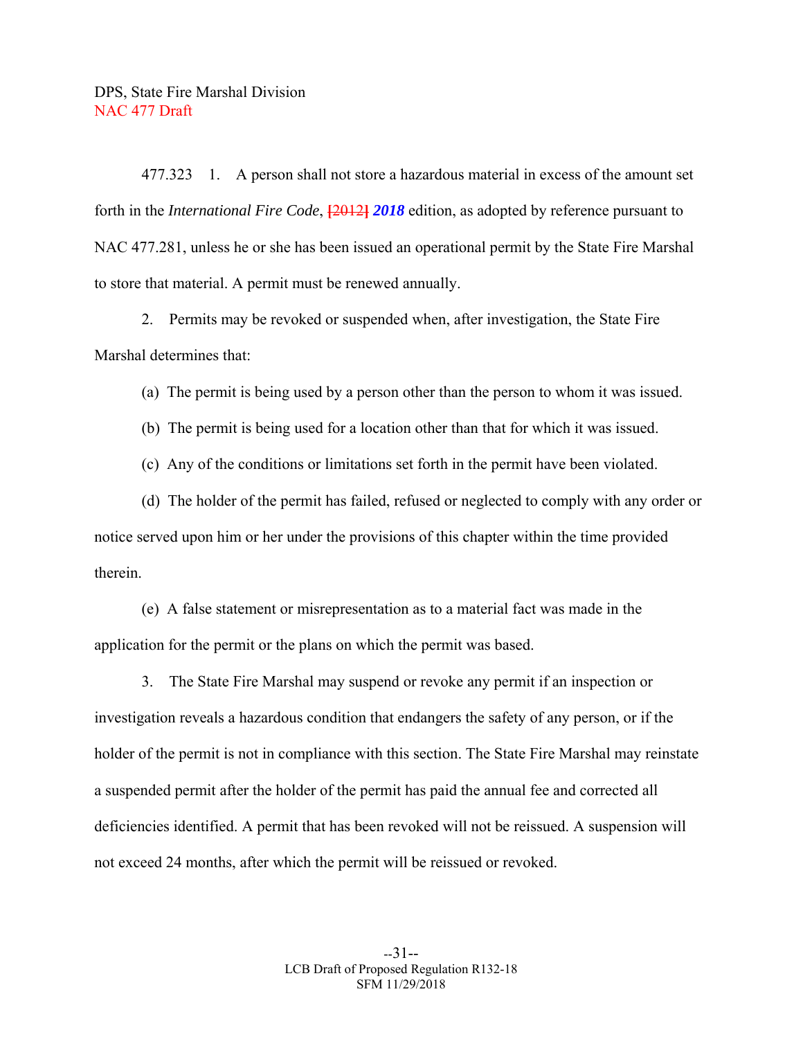DPS, State Fire Marshal Division
NAC 477 Draft

477.323 1. A person shall not store a hazardous material in excess of the amount set forth in the *International Fire Code*, ~~[2012]~~ ***2018*** edition, as adopted by reference pursuant to NAC 477.281, unless he or she has been issued an operational permit by the State Fire Marshal to store that material. A permit must be renewed annually.

2. Permits may be revoked or suspended when, after investigation, the State Fire Marshal determines that:

(a) The permit is being used by a person other than the person to whom it was issued.

(b) The permit is being used for a location other than that for which it was issued.

(c) Any of the conditions or limitations set forth in the permit have been violated.

(d) The holder of the permit has failed, refused or neglected to comply with any order or notice served upon him or her under the provisions of this chapter within the time provided therein.

(e) A false statement or misrepresentation as to a material fact was made in the application for the permit or the plans on which the permit was based.

3. The State Fire Marshal may suspend or revoke any permit if an inspection or investigation reveals a hazardous condition that endangers the safety of any person, or if the holder of the permit is not in compliance with this section. The State Fire Marshal may reinstate a suspended permit after the holder of the permit has paid the annual fee and corrected all deficiencies identified. A permit that has been revoked will not be reissued. A suspension will not exceed 24 months, after which the permit will be reissued or revoked.

LCB Draft of Proposed Regulation R132-18
SFM 11/29/2018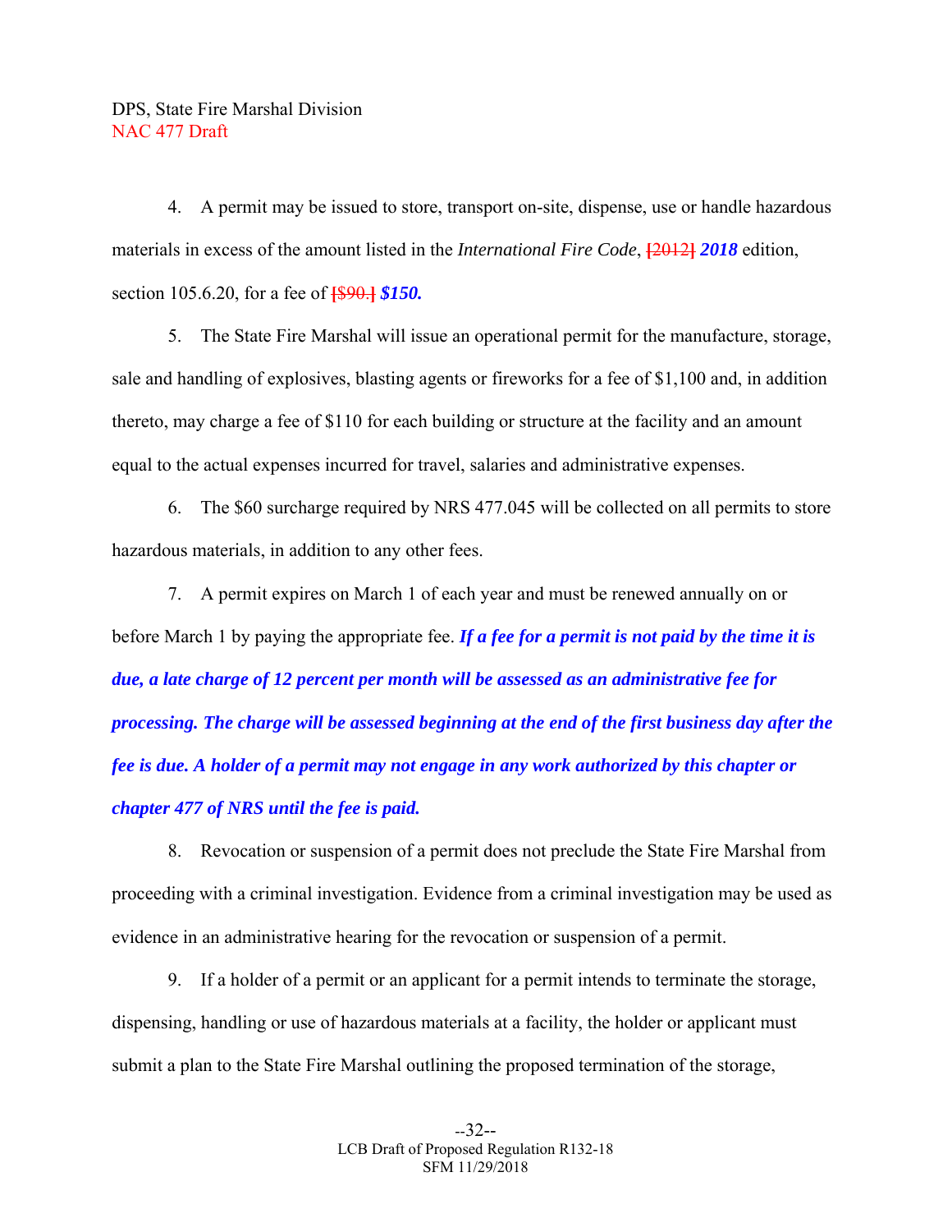4. A permit may be issued to store, transport on-site, dispense, use or handle hazardous materials in excess of the amount listed in the *International Fire Code*, [2012] ***2018*** edition, section 105.6.20, for a fee of [$90.] ***$150.***

5. The State Fire Marshal will issue an operational permit for the manufacture, storage, sale and handling of explosives, blasting agents or fireworks for a fee of $1,100 and, in addition thereto, may charge a fee of $110 for each building or structure at the facility and an amount equal to the actual expenses incurred for travel, salaries and administrative expenses.

6. The $60 surcharge required by NRS 477.045 will be collected on all permits to store hazardous materials, in addition to any other fees.

7. A permit expires on March 1 of each year and must be renewed annually on or before March 1 by paying the appropriate fee. ***If a fee for a permit is not paid by the time it is due, a late charge of 12 percent per month will be assessed as an administrative fee for processing. The charge will be assessed beginning at the end of the first business day after the fee is due. A holder of a permit may not engage in any work authorized by this chapter or chapter 477 of NRS until the fee is paid.***

8. Revocation or suspension of a permit does not preclude the State Fire Marshal from proceeding with a criminal investigation. Evidence from a criminal investigation may be used as evidence in an administrative hearing for the revocation or suspension of a permit.

9. If a holder of a permit or an applicant for a permit intends to terminate the storage, dispensing, handling or use of hazardous materials at a facility, the holder or applicant must submit a plan to the State Fire Marshal outlining the proposed termination of the storage,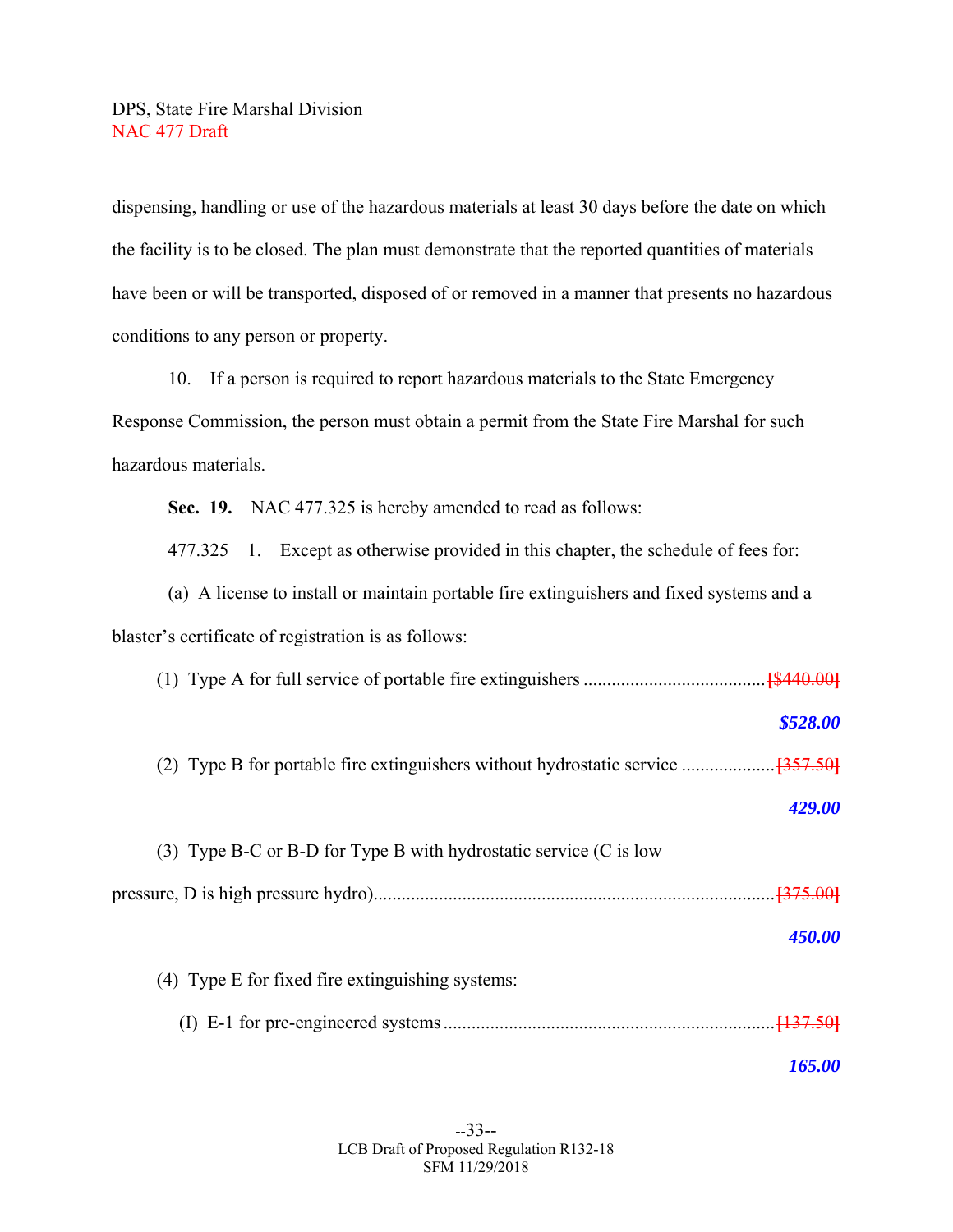dispensing, handling or use of the hazardous materials at least 30 days before the date on which the facility is to be closed. The plan must demonstrate that the reported quantities of materials have been or will be transported, disposed of or removed in a manner that presents no hazardous conditions to any person or property.

10. If a person is required to report hazardous materials to the State Emergency Response Commission, the person must obtain a permit from the State Fire Marshal for such hazardous materials.

**Sec. 19.** NAC 477.325 is hereby amended to read as follows:

477.325 1. Except as otherwise provided in this chapter, the schedule of fees for:

(a) A license to install or maintain portable fire extinguishers and fixed systems and a blaster's certificate of registration is as follows:

(1) Type A for full service of portable fire extinguishers ...................................... ~~[$440.00]~~ ***$528.00***

(2) Type B for portable fire extinguishers without hydrostatic service ................... ~~[357.50]~~ ***429.00***

(3) Type B-C or B-D for Type B with hydrostatic service (C is low pressure, D is high pressure hydro)..................................................................................... ~~[375.00]~~ ***450.00***

(4) Type E for fixed fire extinguishing systems:

(I) E-1 for pre-engineered systems ...................................................................... ~~[137.50]~~ ***165.00***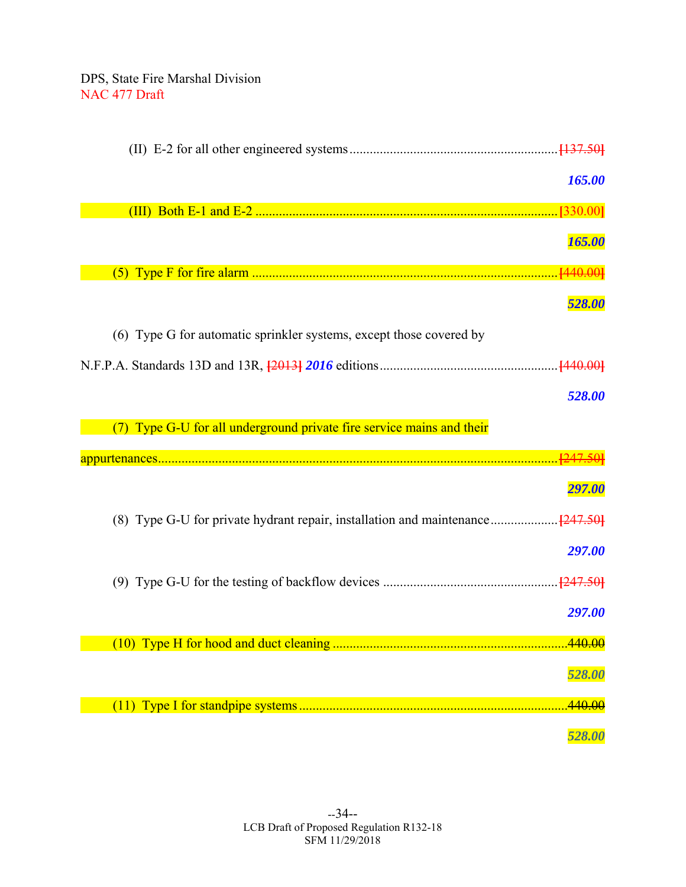(II) E-2 for all other engineered systems.............................................................[137.50]

***165.00***

(III) Both E-1 and E-2 .........................................................................................[330.00]

***165.00***

(5) Type F for fire alarm ..........................................................................................[440.00]

***528.00***

(6) Type G for automatic sprinkler systems, except those covered by N.F.P.A. Standards 13D and 13R, [2013] ***2016*** editions....................................................[440.00]

***528.00***

(7) Type G-U for all underground private fire service mains and their appurtenances.......................................................................................................................[247.50]

***297.00***

(8) Type G-U for private hydrant repair, installation and maintenance...................[247.50]

***297.00***

(9) Type G-U for the testing of backflow devices ...................................................[247.50]

***297.00***

(10) Type H for hood and duct cleaning .....................................................................440.00

***528.00***

(11) Type I for standpipe systems ...............................................................................440.00

***528.00***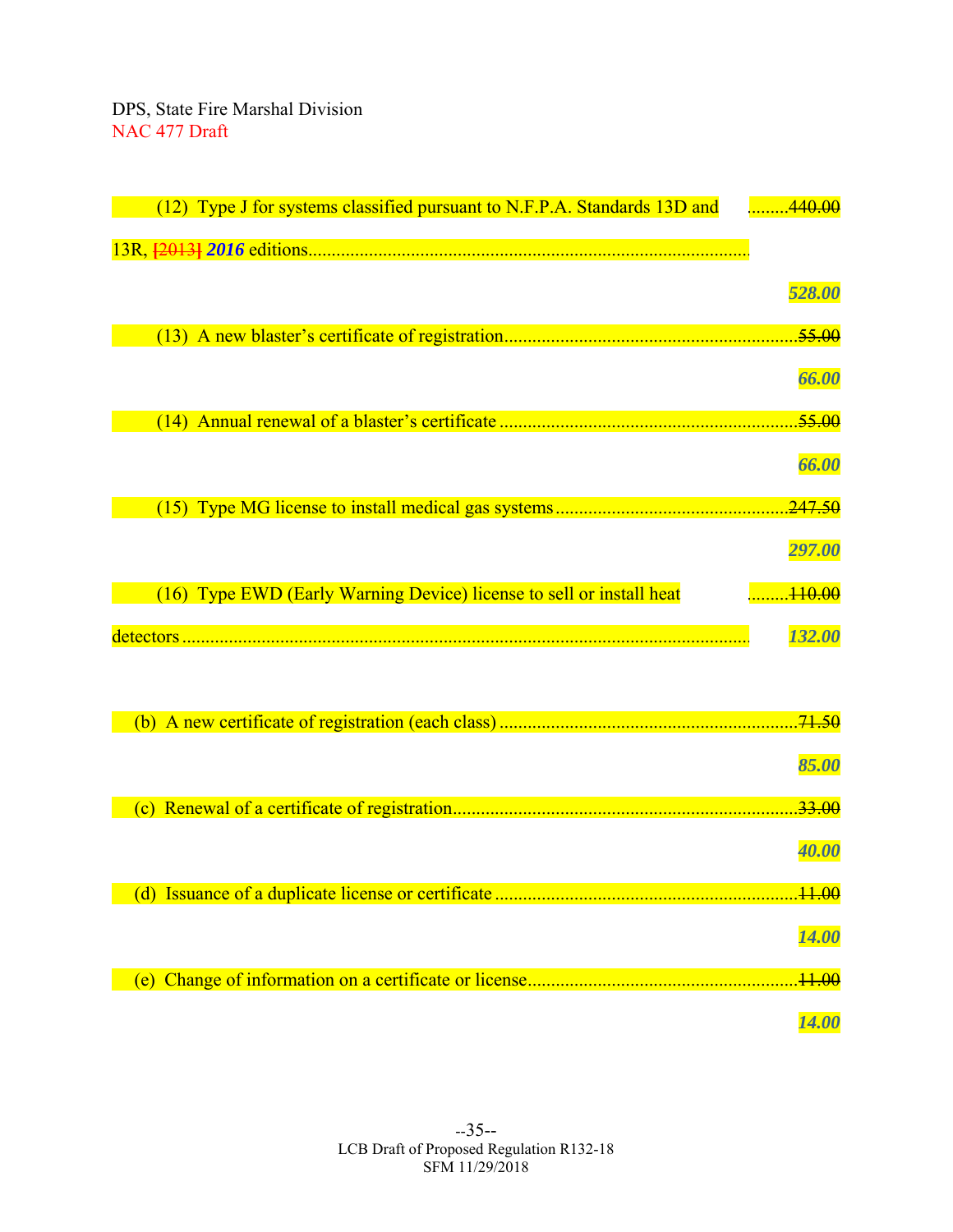(12) Type J for systems classified pursuant to N.F.P.A. Standards 13D and 13R, ~~[2013]~~ ***2016*** editions........................................ ~~440.00~~ ***528.00***

(13) A new blaster's certificate of registration........................................ ~~55.00~~ ***66.00***

(14) Annual renewal of a blaster's certificate........................................ ~~55.00~~ ***66.00***

(15) Type MG license to install medical gas systems........................................ ~~247.50~~ ***297.00***

(16) Type EWD (Early Warning Device) license to sell or install heat detectors........................................ ~~110.00~~ ***132.00***

(b) A new certificate of registration (each class)........................................ ~~71.50~~ ***85.00***

(c) Renewal of a certificate of registration........................................ ~~33.00~~ ***40.00***

(d) Issuance of a duplicate license or certificate........................................ ~~11.00~~ ***14.00***

(e) Change of information on a certificate or license........................................ ~~11.00~~ ***14.00***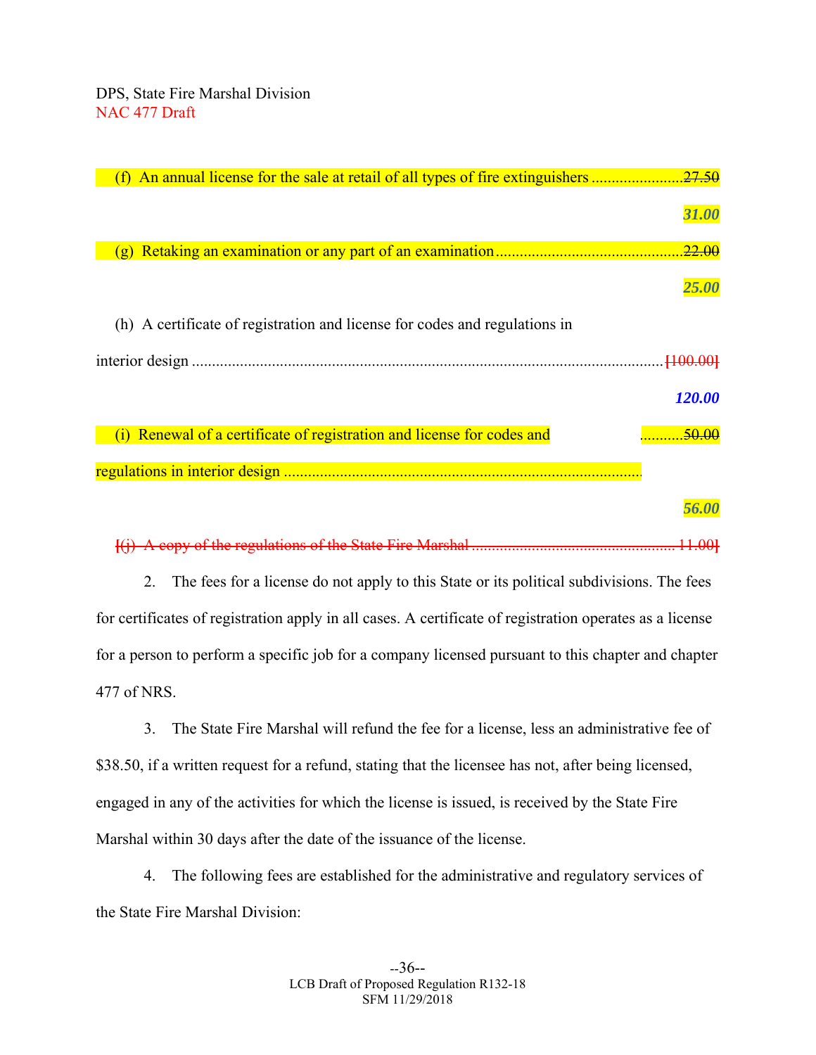(f) An annual license for the sale at retail of all types of fire extinguishers ........................~~27.50~~

***31.00***

(g) Retaking an examination or any part of an examination ................................................~~22.00~~

***25.00***

(h) A certificate of registration and license for codes and regulations in interior design ........................................................................................................................~~[100.00]~~

***120.00***

(i) Renewal of a certificate of registration and license for codes and regulations in interior design ..........................................................................................~~50.00~~

***56.00***

~~[(j) A copy of the regulations of the State Fire Marshal .................................................. 11.00]~~

2. The fees for a license do not apply to this State or its political subdivisions. The fees for certificates of registration apply in all cases. A certificate of registration operates as a license for a person to perform a specific job for a company licensed pursuant to this chapter and chapter 477 of NRS.

3. The State Fire Marshal will refund the fee for a license, less an administrative fee of $38.50, if a written request for a refund, stating that the licensee has not, after being licensed, engaged in any of the activities for which the license is issued, is received by the State Fire Marshal within 30 days after the date of the issuance of the license.

4. The following fees are established for the administrative and regulatory services of the State Fire Marshal Division: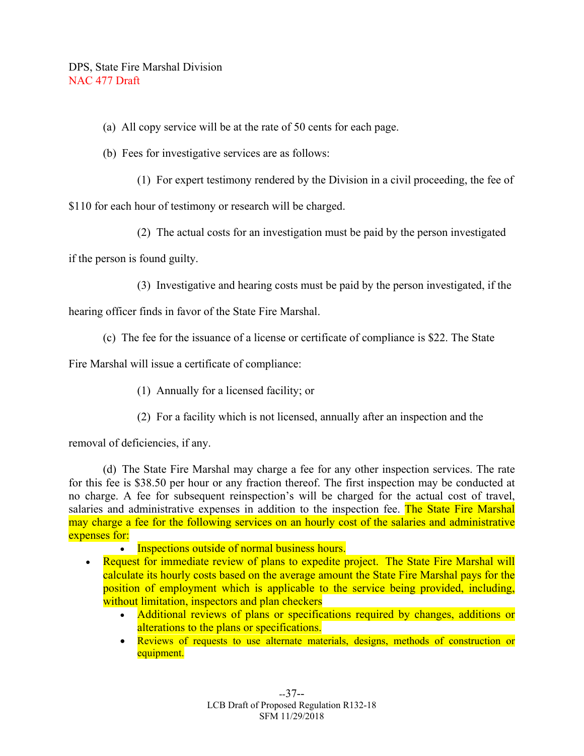(a) All copy service will be at the rate of 50 cents for each page.

(b) Fees for investigative services are as follows:

(1) For expert testimony rendered by the Division in a civil proceeding, the fee of $110 for each hour of testimony or research will be charged.

(2) The actual costs for an investigation must be paid by the person investigated if the person is found guilty.

(3) Investigative and hearing costs must be paid by the person investigated, if the hearing officer finds in favor of the State Fire Marshal.

(c) The fee for the issuance of a license or certificate of compliance is $22. The State Fire Marshal will issue a certificate of compliance:

(1) Annually for a licensed facility; or

(2) For a facility which is not licensed, annually after an inspection and the removal of deficiencies, if any.

(d) The State Fire Marshal may charge a fee for any other inspection services. The rate for this fee is $38.50 per hour or any fraction thereof. The first inspection may be conducted at no charge. A fee for subsequent reinspection's will be charged for the actual cost of travel, salaries and administrative expenses in addition to the inspection fee. The State Fire Marshal may charge a fee for the following services on an hourly cost of the salaries and administrative expenses for:

- Inspections outside of normal business hours.
- Request for immediate review of plans to expedite project. The State Fire Marshal will calculate its hourly costs based on the average amount the State Fire Marshal pays for the position of employment which is applicable to the service being provided, including, without limitation, inspectors and plan checkers
- Additional reviews of plans or specifications required by changes, additions or alterations to the plans or specifications.
- Reviews of requests to use alternate materials, designs, methods of construction or equipment.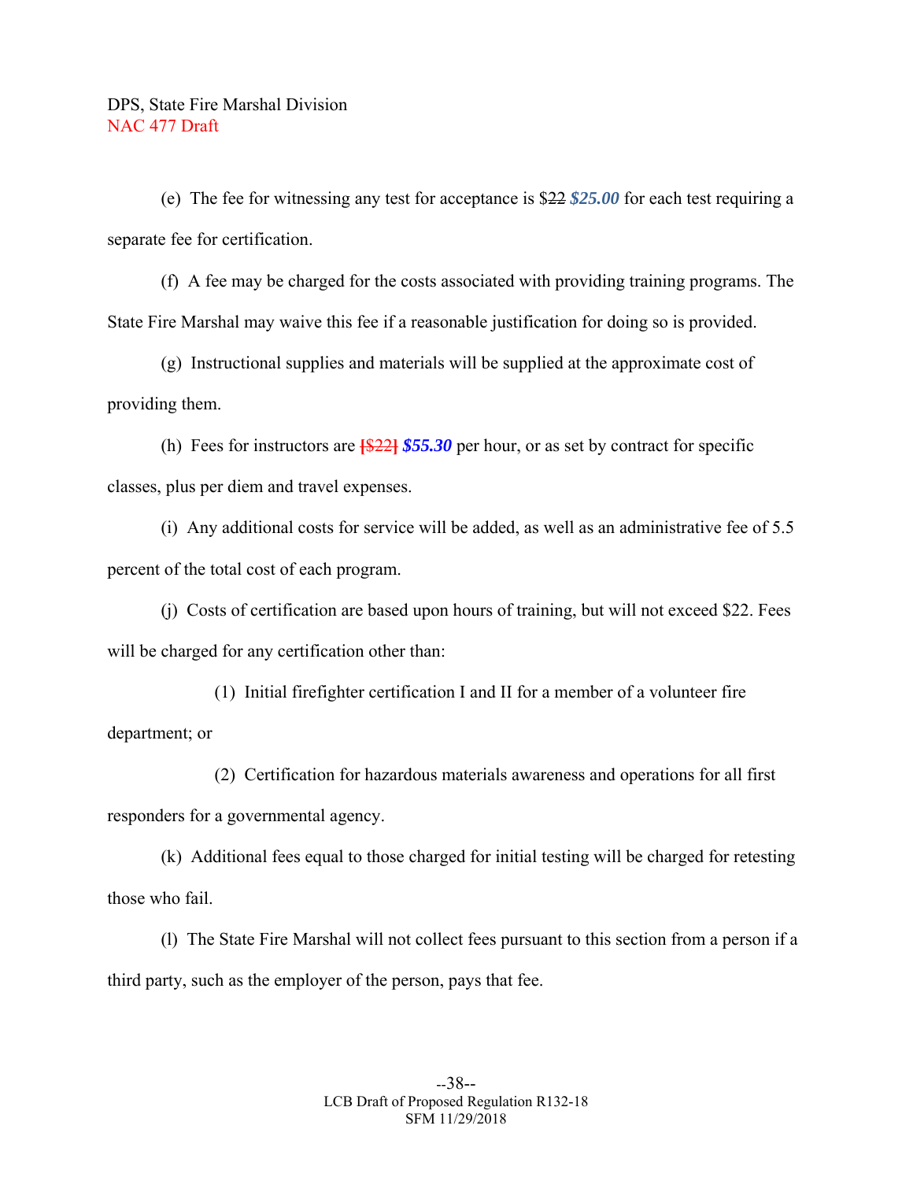(e) The fee for witnessing any test for acceptance is $~~22~~ ***$25.00*** for each test requiring a separate fee for certification.

(f) A fee may be charged for the costs associated with providing training programs. The State Fire Marshal may waive this fee if a reasonable justification for doing so is provided.

(g) Instructional supplies and materials will be supplied at the approximate cost of providing them.

(h) Fees for instructors are ~~[$22]~~ ***$55.30*** per hour, or as set by contract for specific classes, plus per diem and travel expenses.

(i) Any additional costs for service will be added, as well as an administrative fee of 5.5 percent of the total cost of each program.

(j) Costs of certification are based upon hours of training, but will not exceed $22. Fees will be charged for any certification other than:

(1) Initial firefighter certification I and II for a member of a volunteer fire department; or

(2) Certification for hazardous materials awareness and operations for all first responders for a governmental agency.

(k) Additional fees equal to those charged for initial testing will be charged for retesting those who fail.

(l) The State Fire Marshal will not collect fees pursuant to this section from a person if a third party, such as the employer of the person, pays that fee.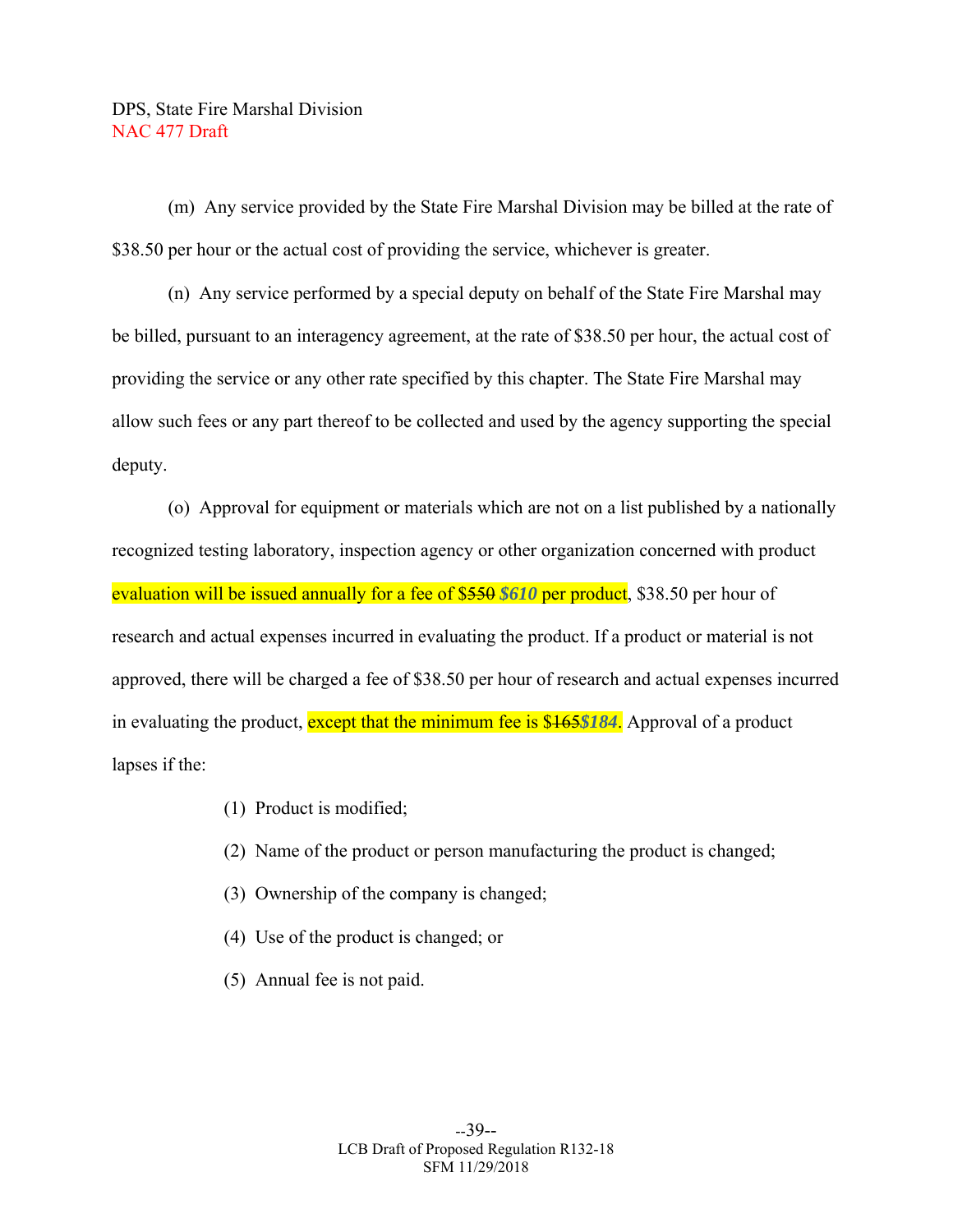(m) Any service provided by the State Fire Marshal Division may be billed at the rate of $38.50 per hour or the actual cost of providing the service, whichever is greater.

(n) Any service performed by a special deputy on behalf of the State Fire Marshal may be billed, pursuant to an interagency agreement, at the rate of $38.50 per hour, the actual cost of providing the service or any other rate specified by this chapter. The State Fire Marshal may allow such fees or any part thereof to be collected and used by the agency supporting the special deputy.

(o) Approval for equipment or materials which are not on a list published by a nationally recognized testing laboratory, inspection agency or other organization concerned with product evaluation will be issued annually for a fee of $~~550~~ ***$610*** per product, $38.50 per hour of research and actual expenses incurred in evaluating the product. If a product or material is not approved, there will be charged a fee of $38.50 per hour of research and actual expenses incurred in evaluating the product, except that the minimum fee is $~~165~~***$184***. Approval of a product lapses if the:

(1) Product is modified;

(2) Name of the product or person manufacturing the product is changed;

(3) Ownership of the company is changed;

(4) Use of the product is changed; or

(5) Annual fee is not paid.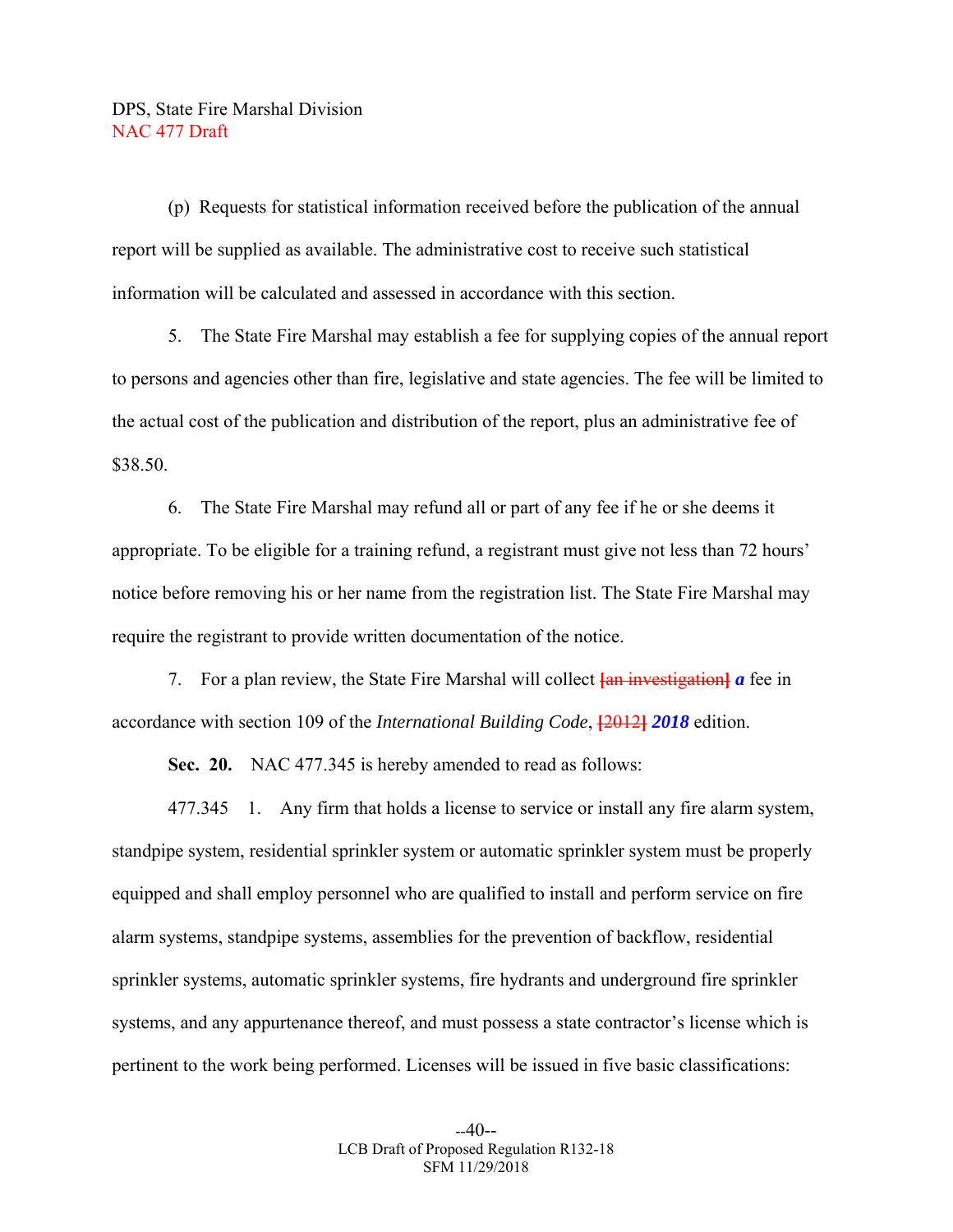(p) Requests for statistical information received before the publication of the annual report will be supplied as available. The administrative cost to receive such statistical information will be calculated and assessed in accordance with this section.

5. The State Fire Marshal may establish a fee for supplying copies of the annual report to persons and agencies other than fire, legislative and state agencies. The fee will be limited to the actual cost of the publication and distribution of the report, plus an administrative fee of $38.50.

6. The State Fire Marshal may refund all or part of any fee if he or she deems it appropriate. To be eligible for a training refund, a registrant must give not less than 72 hours' notice before removing his or her name from the registration list. The State Fire Marshal may require the registrant to provide written documentation of the notice.

7. For a plan review, the State Fire Marshal will collect **[~~an investigation~~]** ***a*** fee in accordance with section 109 of the *International Building Code*, **[~~2012~~]** ***2018*** edition.

**Sec. 20.** NAC 477.345 is hereby amended to read as follows:

477.345 1. Any firm that holds a license to service or install any fire alarm system, standpipe system, residential sprinkler system or automatic sprinkler system must be properly equipped and shall employ personnel who are qualified to install and perform service on fire alarm systems, standpipe systems, assemblies for the prevention of backflow, residential sprinkler systems, automatic sprinkler systems, fire hydrants and underground fire sprinkler systems, and any appurtenance thereof, and must possess a state contractor's license which is pertinent to the work being performed. Licenses will be issued in five basic classifications: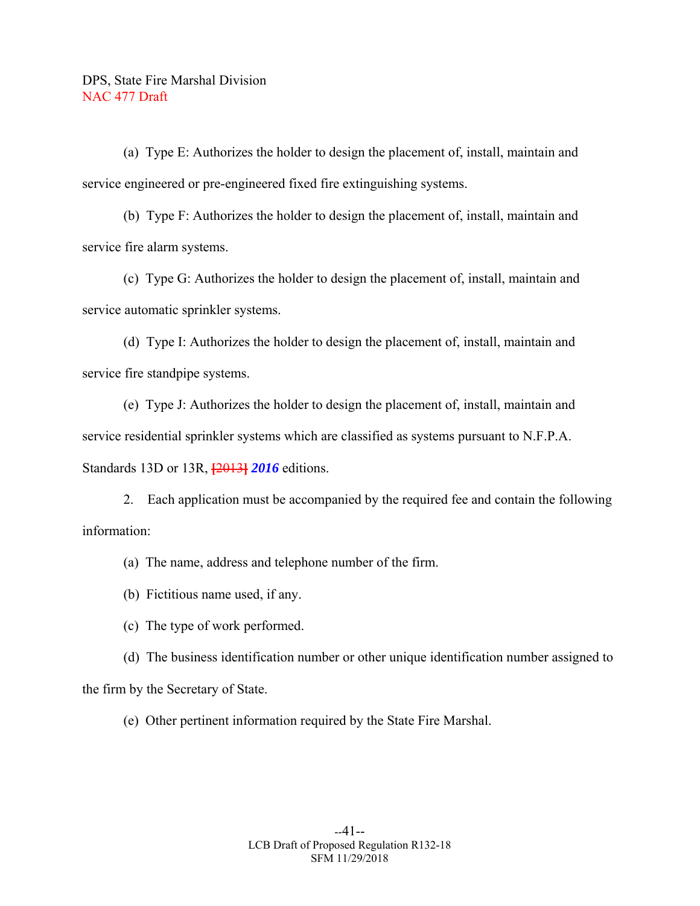(a) Type E: Authorizes the holder to design the placement of, install, maintain and service engineered or pre-engineered fixed fire extinguishing systems.

(b) Type F: Authorizes the holder to design the placement of, install, maintain and service fire alarm systems.

(c) Type G: Authorizes the holder to design the placement of, install, maintain and service automatic sprinkler systems.

(d) Type I: Authorizes the holder to design the placement of, install, maintain and service fire standpipe systems.

(e) Type J: Authorizes the holder to design the placement of, install, maintain and service residential sprinkler systems which are classified as systems pursuant to N.F.P.A. Standards 13D or 13R, ~~[2013]~~ ***2016*** editions.

2. Each application must be accompanied by the required fee and contain the following information:

(a) The name, address and telephone number of the firm.

(b) Fictitious name used, if any.

(c) The type of work performed.

(d) The business identification number or other unique identification number assigned to the firm by the Secretary of State.

(e) Other pertinent information required by the State Fire Marshal.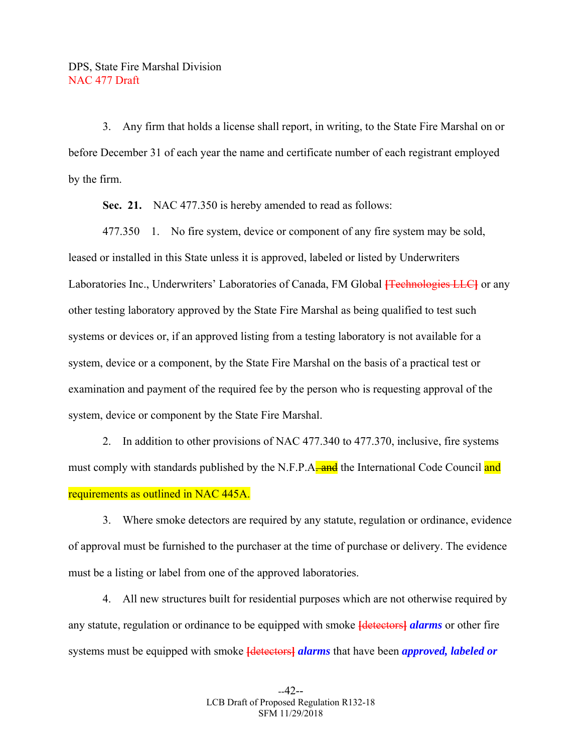3. Any firm that holds a license shall report, in writing, to the State Fire Marshal on or before December 31 of each year the name and certificate number of each registrant employed by the firm.

**Sec. 21.** NAC 477.350 is hereby amended to read as follows:

477.350 1. No fire system, device or component of any fire system may be sold, leased or installed in this State unless it is approved, labeled or listed by Underwriters Laboratories Inc., Underwriters' Laboratories of Canada, FM Global ~~[Technologies LLC]~~ or any other testing laboratory approved by the State Fire Marshal as being qualified to test such systems or devices or, if an approved listing from a testing laboratory is not available for a system, device or a component, by the State Fire Marshal on the basis of a practical test or examination and payment of the required fee by the person who is requesting approval of the system, device or component by the State Fire Marshal.

2. In addition to other provisions of NAC 477.340 to 477.370, inclusive, fire systems must comply with standards published by the N.F.P.A~~. and~~ the International Code Council and requirements as outlined in NAC 445A.

3. Where smoke detectors are required by any statute, regulation or ordinance, evidence of approval must be furnished to the purchaser at the time of purchase or delivery. The evidence must be a listing or label from one of the approved laboratories.

4. All new structures built for residential purposes which are not otherwise required by any statute, regulation or ordinance to be equipped with smoke ~~[detectors]~~ ***alarms*** or other fire systems must be equipped with smoke ~~[detectors]~~ ***alarms*** that have been ***approved, labeled or***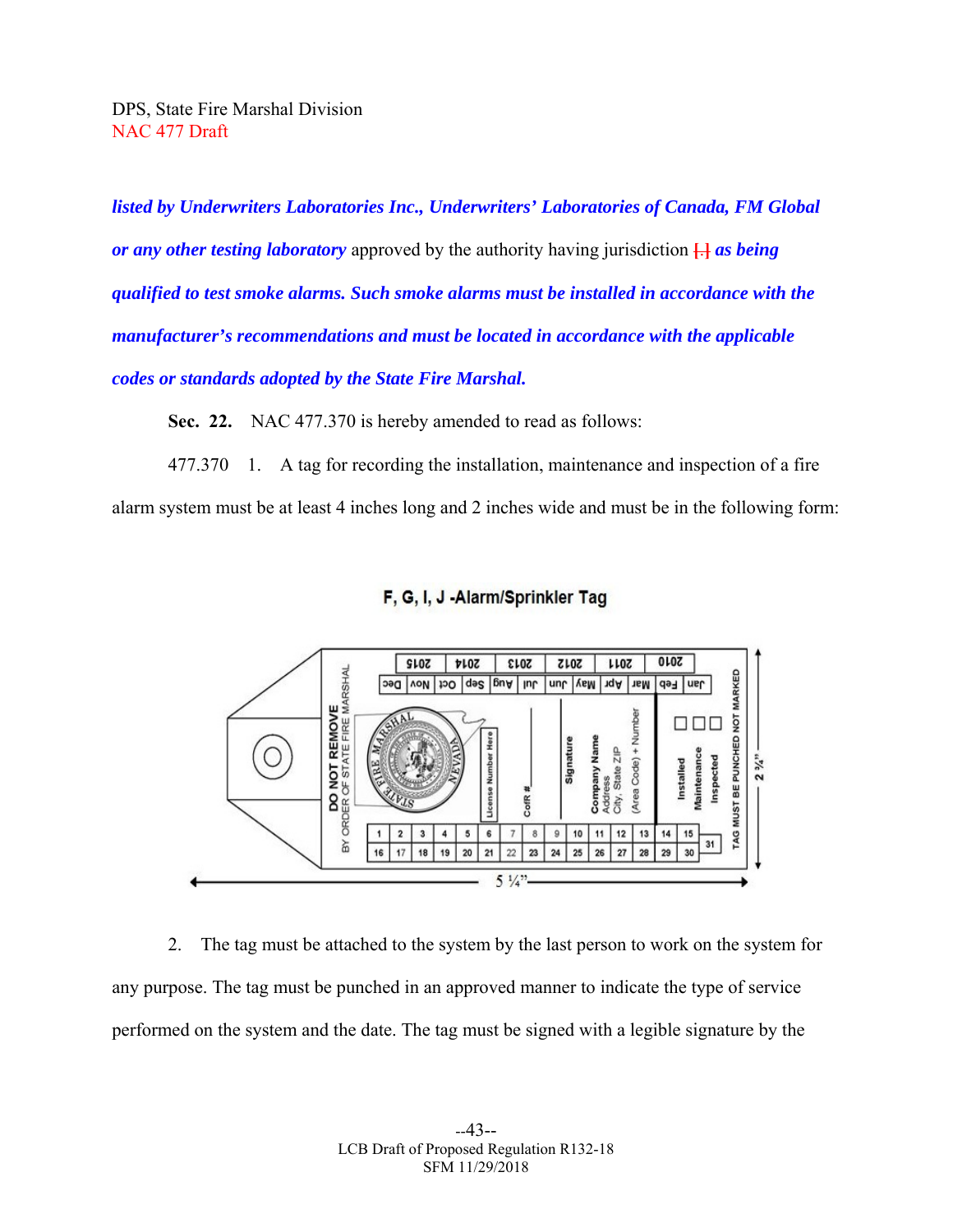***listed by Underwriters Laboratories Inc., Underwriters' Laboratories of Canada, FM Global or any other testing laboratory*** approved by the authority having jurisdiction [.] ***as being qualified to test smoke alarms. Such smoke alarms must be installed in accordance with the manufacturer's recommendations and must be located in accordance with the applicable codes or standards adopted by the State Fire Marshal.***

**Sec. 22.** NAC 477.370 is hereby amended to read as follows:

477.370 1. A tag for recording the installation, maintenance and inspection of a fire alarm system must be at least 4 inches long and 2 inches wide and must be in the following form:

F, G, I, J -Alarm/Sprinkler Tag

2. The tag must be attached to the system by the last person to work on the system for any purpose. The tag must be punched in an approved manner to indicate the type of service performed on the system and the date. The tag must be signed with a legible signature by the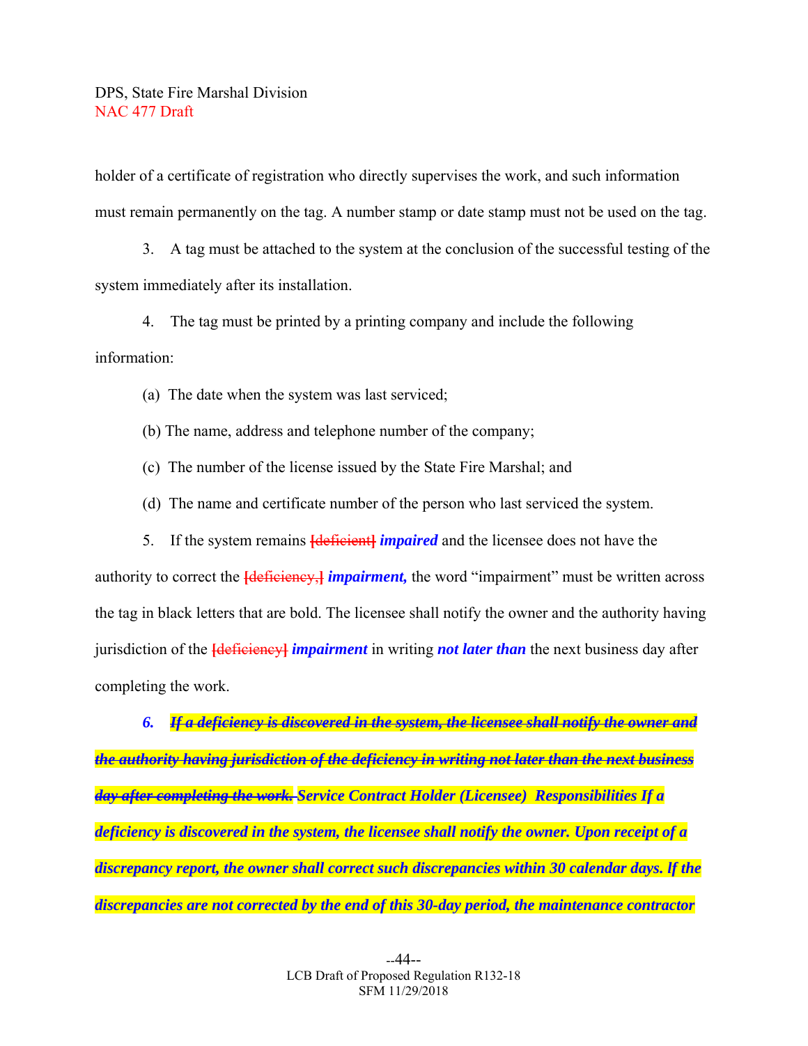holder of a certificate of registration who directly supervises the work, and such information must remain permanently on the tag. A number stamp or date stamp must not be used on the tag.

3. A tag must be attached to the system at the conclusion of the successful testing of the system immediately after its installation.

4. The tag must be printed by a printing company and include the following information:

(a) The date when the system was last serviced;

(b) The name, address and telephone number of the company;

(c) The number of the license issued by the State Fire Marshal; and

(d) The name and certificate number of the person who last serviced the system.

5. If the system remains ~~[deficient]~~ ***impaired*** and the licensee does not have the authority to correct the ~~[deficiency,]~~ ***impairment,*** the word "impairment" must be written across the tag in black letters that are bold. The licensee shall notify the owner and the authority having jurisdiction of the ~~[deficiency]~~ ***impairment*** in writing ***not later than*** the next business day after completing the work.

***6.*** ~~***If a deficiency is discovered in the system, the licensee shall notify the owner and the authority having jurisdiction of the deficiency in writing not later than the next business day after completing the work.***~~ ***Service Contract Holder (Licensee) Responsibilities If a deficiency is discovered in the system, the licensee shall notify the owner. Upon receipt of a discrepancy report, the owner shall correct such discrepancies within 30 calendar days. If the discrepancies are not corrected by the end of this 30-day period, the maintenance contractor***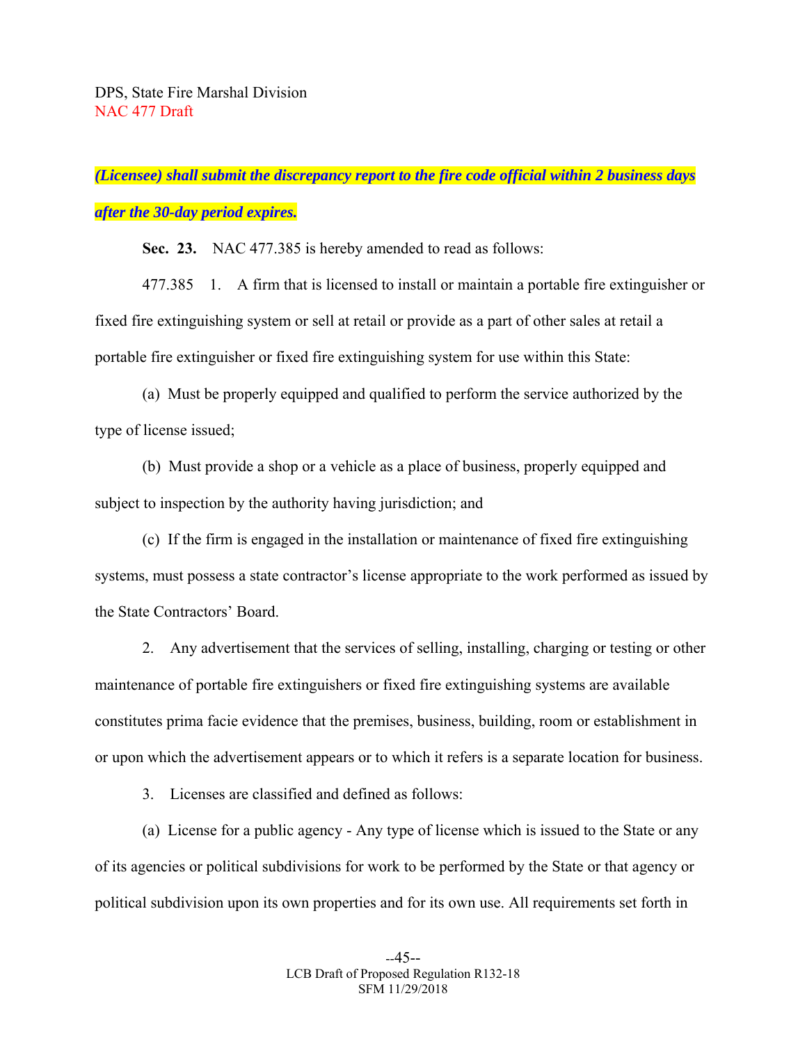***(Licensee) shall submit the discrepancy report to the fire code official within 2 business days after the 30-day period expires.***

**Sec. 23.** NAC 477.385 is hereby amended to read as follows:

477.385 1. A firm that is licensed to install or maintain a portable fire extinguisher or fixed fire extinguishing system or sell at retail or provide as a part of other sales at retail a portable fire extinguisher or fixed fire extinguishing system for use within this State:

(a) Must be properly equipped and qualified to perform the service authorized by the type of license issued;

(b) Must provide a shop or a vehicle as a place of business, properly equipped and subject to inspection by the authority having jurisdiction; and

(c) If the firm is engaged in the installation or maintenance of fixed fire extinguishing systems, must possess a state contractor's license appropriate to the work performed as issued by the State Contractors' Board.

2. Any advertisement that the services of selling, installing, charging or testing or other maintenance of portable fire extinguishers or fixed fire extinguishing systems are available constitutes prima facie evidence that the premises, business, building, room or establishment in or upon which the advertisement appears or to which it refers is a separate location for business.

3. Licenses are classified and defined as follows:

(a) License for a public agency - Any type of license which is issued to the State or any of its agencies or political subdivisions for work to be performed by the State or that agency or political subdivision upon its own properties and for its own use. All requirements set forth in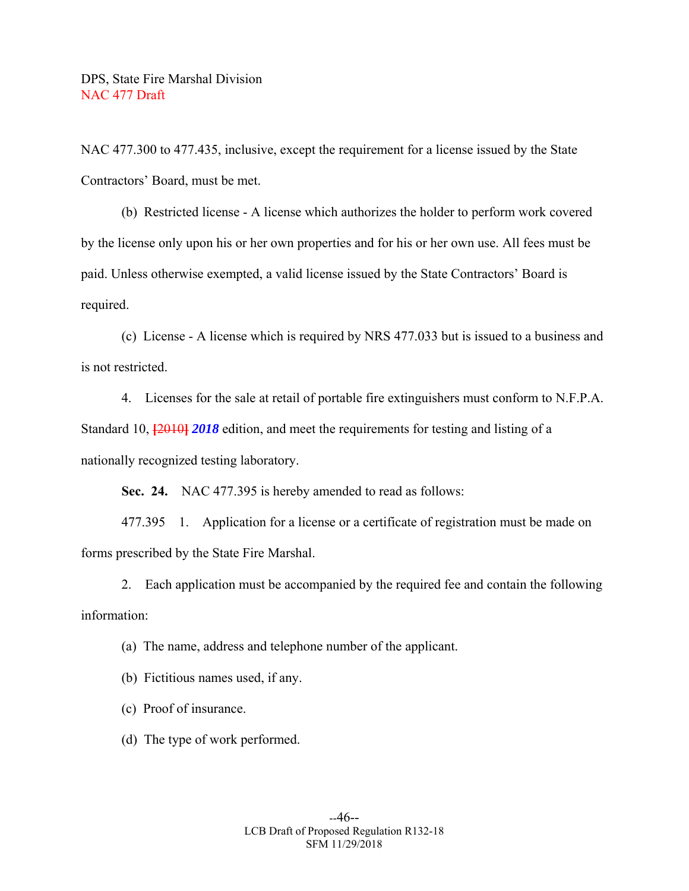NAC 477.300 to 477.435, inclusive, except the requirement for a license issued by the State Contractors' Board, must be met.

(b) Restricted license - A license which authorizes the holder to perform work covered by the license only upon his or her own properties and for his or her own use. All fees must be paid. Unless otherwise exempted, a valid license issued by the State Contractors' Board is required.

(c) License - A license which is required by NRS 477.033 but is issued to a business and is not restricted.

4. Licenses for the sale at retail of portable fire extinguishers must conform to N.F.P.A. Standard 10, ~~[2010]~~ ***2018*** edition, and meet the requirements for testing and listing of a nationally recognized testing laboratory.

**Sec. 24.** NAC 477.395 is hereby amended to read as follows:

477.395 1. Application for a license or a certificate of registration must be made on forms prescribed by the State Fire Marshal.

2. Each application must be accompanied by the required fee and contain the following information:

(a) The name, address and telephone number of the applicant.

(b) Fictitious names used, if any.

(c) Proof of insurance.

(d) The type of work performed.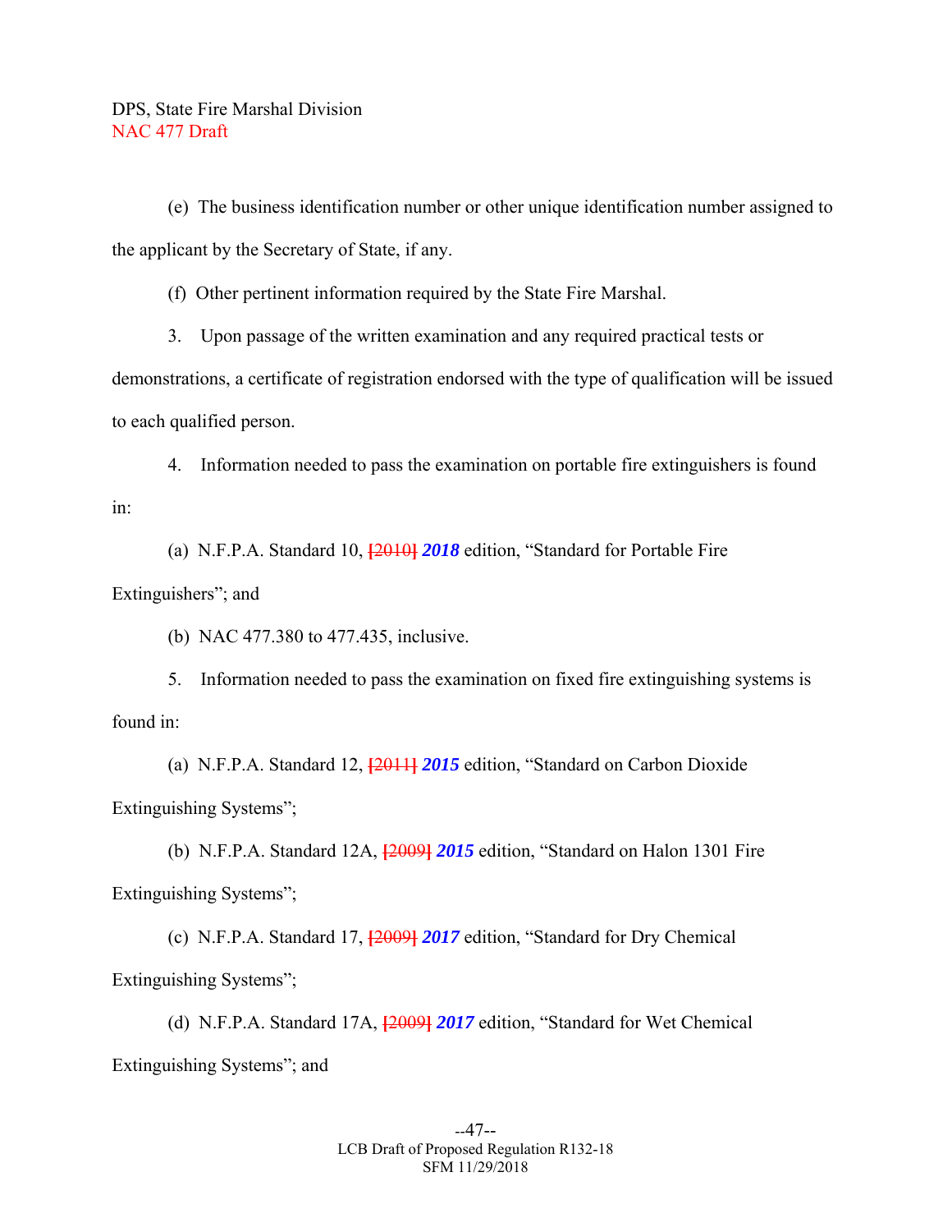(e) The business identification number or other unique identification number assigned to the applicant by the Secretary of State, if any.

(f) Other pertinent information required by the State Fire Marshal.

3. Upon passage of the written examination and any required practical tests or demonstrations, a certificate of registration endorsed with the type of qualification will be issued to each qualified person.

4. Information needed to pass the examination on portable fire extinguishers is found in:

(a) N.F.P.A. Standard 10, [2010] ***2018*** edition, "Standard for Portable Fire Extinguishers"; and

(b) NAC 477.380 to 477.435, inclusive.

5. Information needed to pass the examination on fixed fire extinguishing systems is found in:

(a) N.F.P.A. Standard 12, [2011] ***2015*** edition, "Standard on Carbon Dioxide Extinguishing Systems";

(b) N.F.P.A. Standard 12A, [2009] ***2015*** edition, "Standard on Halon 1301 Fire Extinguishing Systems";

(c) N.F.P.A. Standard 17, [2009] ***2017*** edition, "Standard for Dry Chemical Extinguishing Systems";

(d) N.F.P.A. Standard 17A, [2009] ***2017*** edition, "Standard for Wet Chemical Extinguishing Systems"; and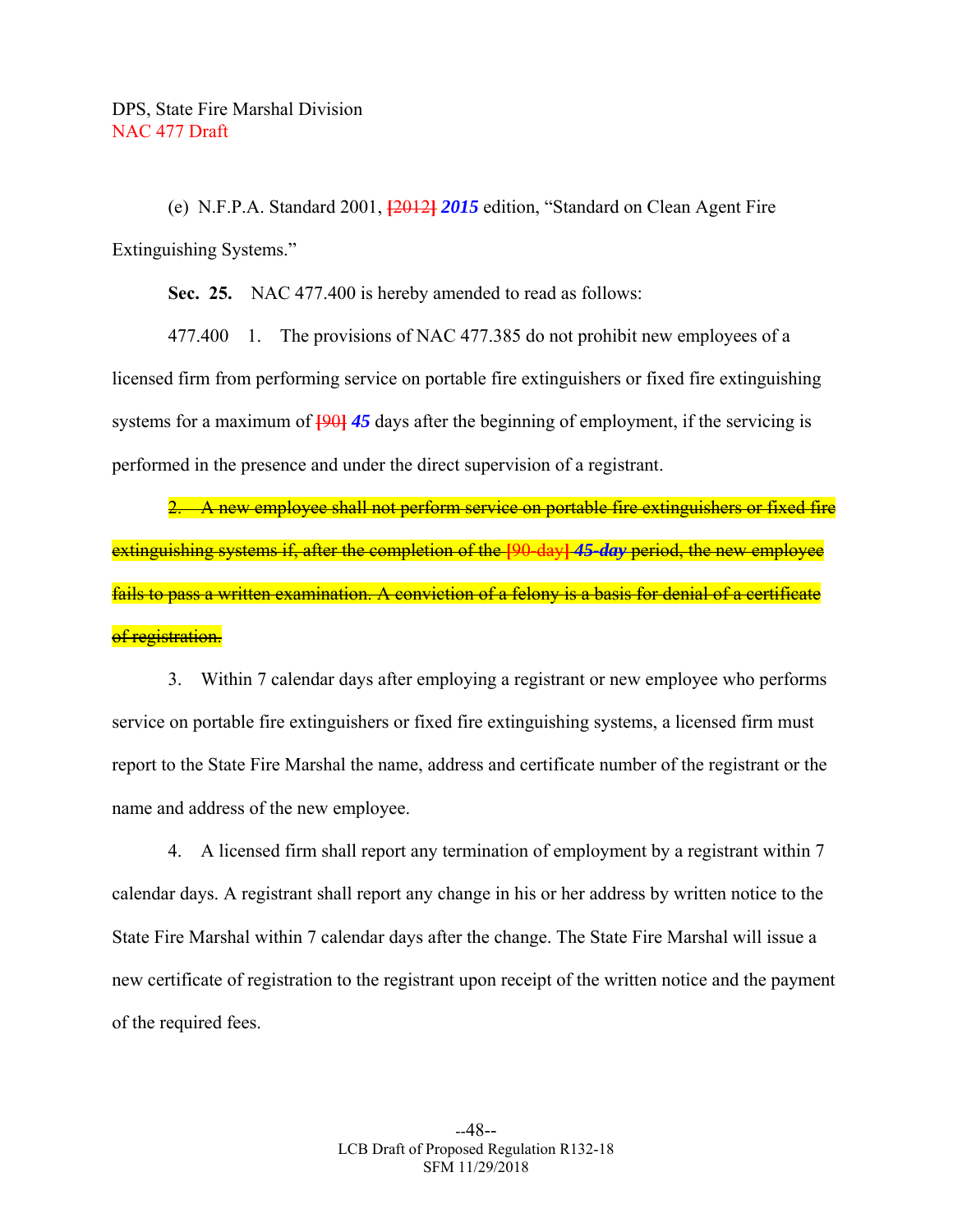DPS, State Fire Marshal Division
NAC 477 Draft

(e) N.F.P.A. Standard 2001, ~~[2012]~~ ***2015*** edition, "Standard on Clean Agent Fire Extinguishing Systems."

**Sec. 25.** NAC 477.400 is hereby amended to read as follows:

477.400 1. The provisions of NAC 477.385 do not prohibit new employees of a licensed firm from performing service on portable fire extinguishers or fixed fire extinguishing systems for a maximum of ~~[90]~~ ***45*** days after the beginning of employment, if the servicing is performed in the presence and under the direct supervision of a registrant.

~~2. A new employee shall not perform service on portable fire extinguishers or fixed fire extinguishing systems if, after the completion of the [90-day] *45-day* period, the new employee fails to pass a written examination. A conviction of a felony is a basis for denial of a certificate of registration.~~

3. Within 7 calendar days after employing a registrant or new employee who performs service on portable fire extinguishers or fixed fire extinguishing systems, a licensed firm must report to the State Fire Marshal the name, address and certificate number of the registrant or the name and address of the new employee.

4. A licensed firm shall report any termination of employment by a registrant within 7 calendar days. A registrant shall report any change in his or her address by written notice to the State Fire Marshal within 7 calendar days after the change. The State Fire Marshal will issue a new certificate of registration to the registrant upon receipt of the written notice and the payment of the required fees.

LCB Draft of Proposed Regulation R132-18
SFM 11/29/2018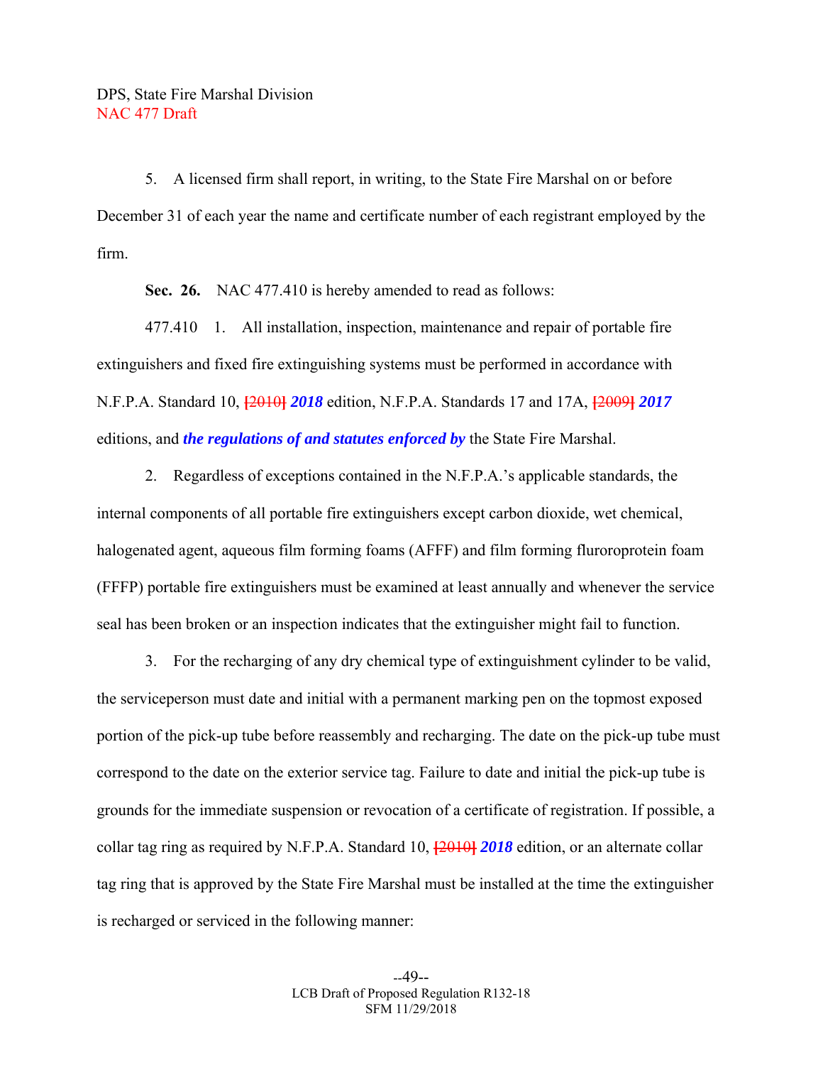5. A licensed firm shall report, in writing, to the State Fire Marshal on or before December 31 of each year the name and certificate number of each registrant employed by the firm.

**Sec. 26.** NAC 477.410 is hereby amended to read as follows:

477.410 1. All installation, inspection, maintenance and repair of portable fire extinguishers and fixed fire extinguishing systems must be performed in accordance with N.F.P.A. Standard 10, ~~[2010]~~ ***2018*** edition, N.F.P.A. Standards 17 and 17A, ~~[2009]~~ ***2017*** editions, and ***the regulations of and statutes enforced by*** the State Fire Marshal.

2. Regardless of exceptions contained in the N.F.P.A.'s applicable standards, the internal components of all portable fire extinguishers except carbon dioxide, wet chemical, halogenated agent, aqueous film forming foams (AFFF) and film forming fluroroprotein foam (FFFP) portable fire extinguishers must be examined at least annually and whenever the service seal has been broken or an inspection indicates that the extinguisher might fail to function.

3. For the recharging of any dry chemical type of extinguishment cylinder to be valid, the serviceperson must date and initial with a permanent marking pen on the topmost exposed portion of the pick-up tube before reassembly and recharging. The date on the pick-up tube must correspond to the date on the exterior service tag. Failure to date and initial the pick-up tube is grounds for the immediate suspension or revocation of a certificate of registration. If possible, a collar tag ring as required by N.F.P.A. Standard 10, ~~[2010]~~ ***2018*** edition, or an alternate collar tag ring that is approved by the State Fire Marshal must be installed at the time the extinguisher is recharged or serviced in the following manner: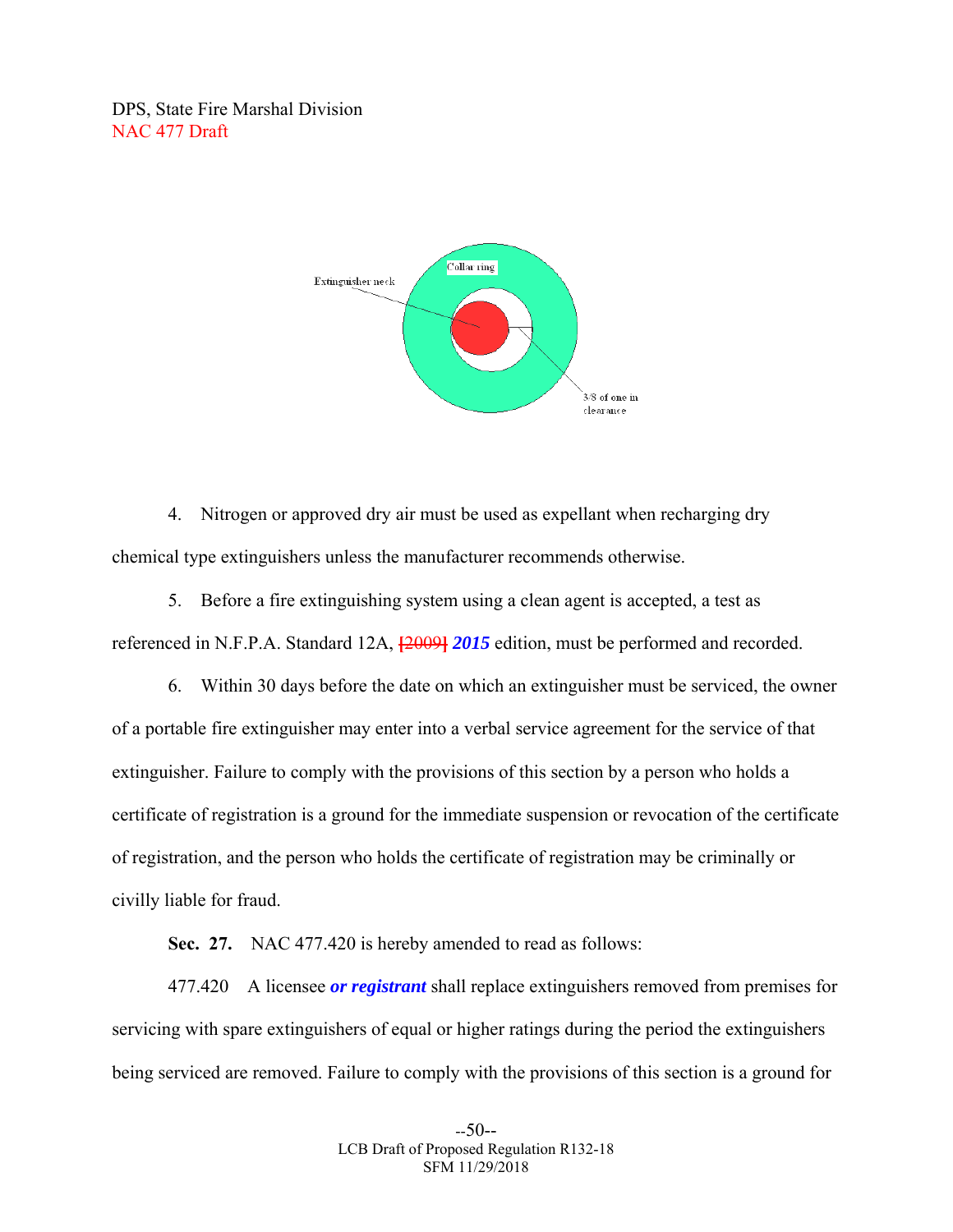Extinguisher neck

Collar ring

3/8 of one in clearance

4. Nitrogen or approved dry air must be used as expellant when recharging dry chemical type extinguishers unless the manufacturer recommends otherwise.

5. Before a fire extinguishing system using a clean agent is accepted, a test as referenced in N.F.P.A. Standard 12A, ~~[2009]~~ ***2015*** edition, must be performed and recorded.

6. Within 30 days before the date on which an extinguisher must be serviced, the owner of a portable fire extinguisher may enter into a verbal service agreement for the service of that extinguisher. Failure to comply with the provisions of this section by a person who holds a certificate of registration is a ground for the immediate suspension or revocation of the certificate of registration, and the person who holds the certificate of registration may be criminally or civilly liable for fraud.

**Sec. 27.** NAC 477.420 is hereby amended to read as follows:

477.420 A licensee ***or registrant*** shall replace extinguishers removed from premises for servicing with spare extinguishers of equal or higher ratings during the period the extinguishers being serviced are removed. Failure to comply with the provisions of this section is a ground for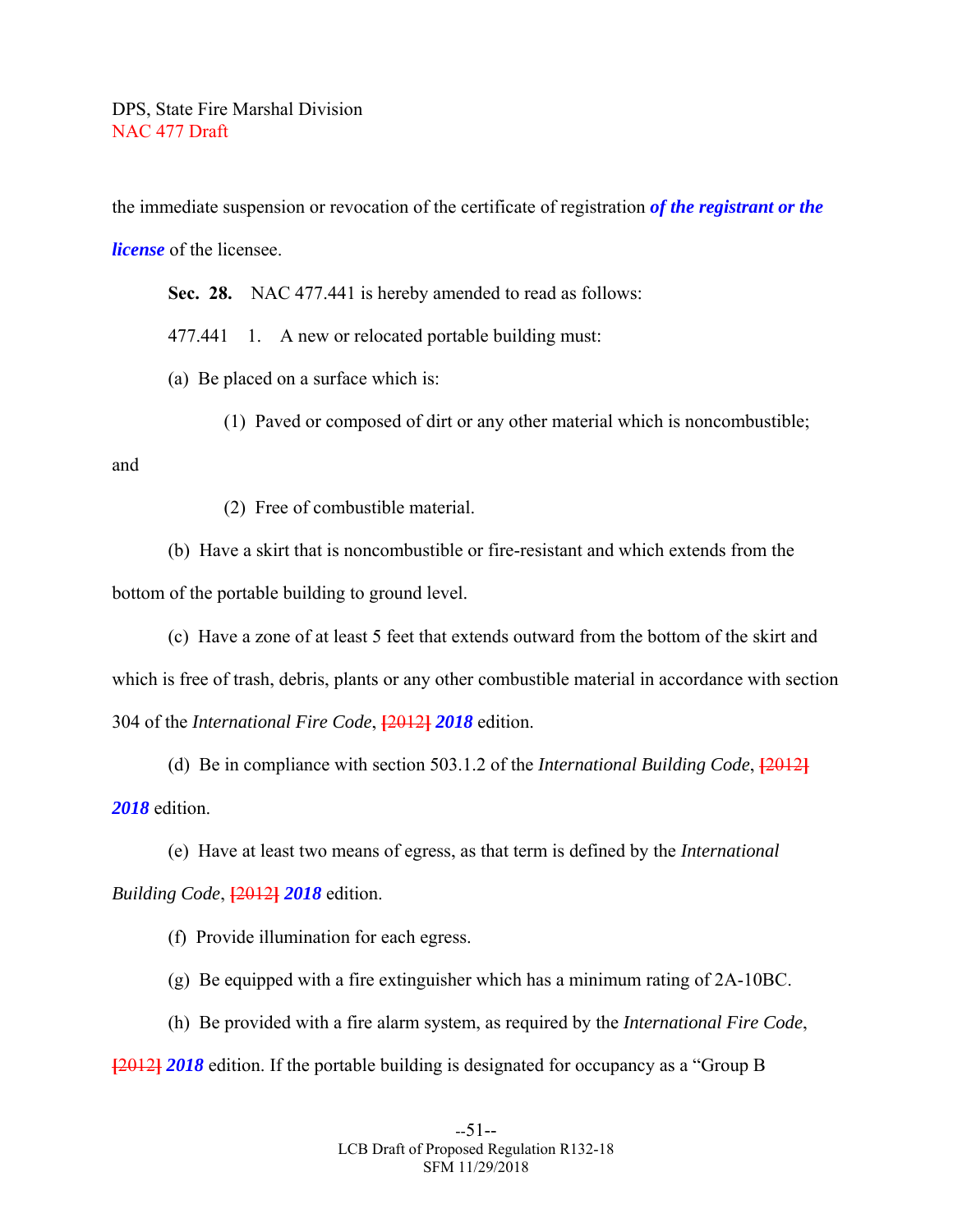the immediate suspension or revocation of the certificate of registration ***of the registrant or the license*** of the licensee.

**Sec. 28.** NAC 477.441 is hereby amended to read as follows:

477.441 1. A new or relocated portable building must:

(a) Be placed on a surface which is:

(1) Paved or composed of dirt or any other material which is noncombustible; and

(2) Free of combustible material.

(b) Have a skirt that is noncombustible or fire-resistant and which extends from the bottom of the portable building to ground level.

(c) Have a zone of at least 5 feet that extends outward from the bottom of the skirt and which is free of trash, debris, plants or any other combustible material in accordance with section 304 of the *International Fire Code*, **[**2012**]** ***2018*** edition.

(d) Be in compliance with section 503.1.2 of the *International Building Code*, **[**2012**]** ***2018*** edition.

(e) Have at least two means of egress, as that term is defined by the *International Building Code*, **[**2012**]** ***2018*** edition.

(f) Provide illumination for each egress.

(g) Be equipped with a fire extinguisher which has a minimum rating of 2A-10BC.

(h) Be provided with a fire alarm system, as required by the *International Fire Code*, **[**2012**]** ***2018*** edition. If the portable building is designated for occupancy as a "Group B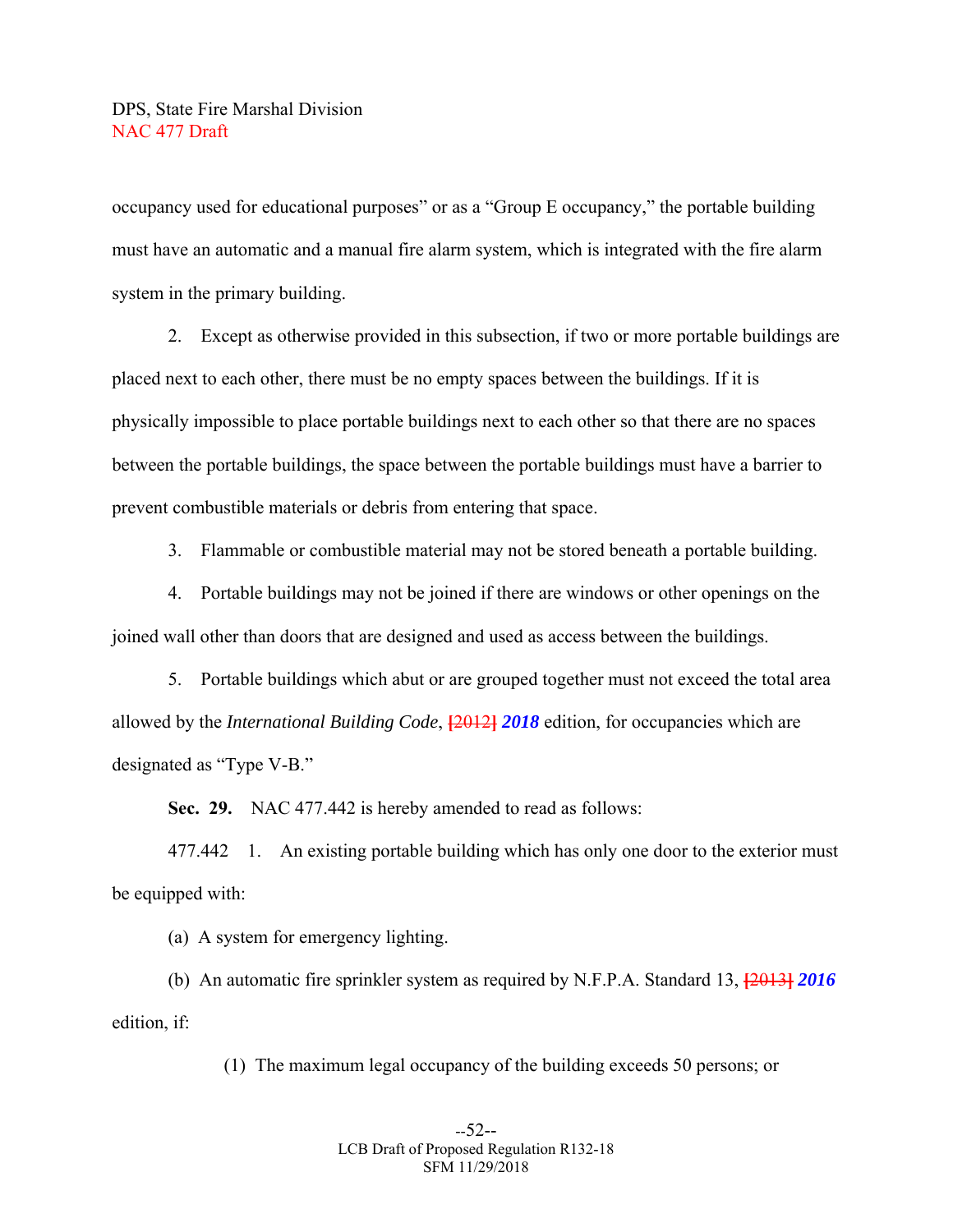occupancy used for educational purposes" or as a "Group E occupancy," the portable building must have an automatic and a manual fire alarm system, which is integrated with the fire alarm system in the primary building.

2. Except as otherwise provided in this subsection, if two or more portable buildings are placed next to each other, there must be no empty spaces between the buildings. If it is physically impossible to place portable buildings next to each other so that there are no spaces between the portable buildings, the space between the portable buildings must have a barrier to prevent combustible materials or debris from entering that space.

3. Flammable or combustible material may not be stored beneath a portable building.

4. Portable buildings may not be joined if there are windows or other openings on the joined wall other than doors that are designed and used as access between the buildings.

5. Portable buildings which abut or are grouped together must not exceed the total area allowed by the *International Building Code*, ~~[2012]~~ ***2018*** edition, for occupancies which are designated as "Type V-B."

**Sec. 29.** NAC 477.442 is hereby amended to read as follows:

477.442 1. An existing portable building which has only one door to the exterior must be equipped with:

(a) A system for emergency lighting.

(b) An automatic fire sprinkler system as required by N.F.P.A. Standard 13, ~~[2013]~~ ***2016*** edition, if:

(1) The maximum legal occupancy of the building exceeds 50 persons; or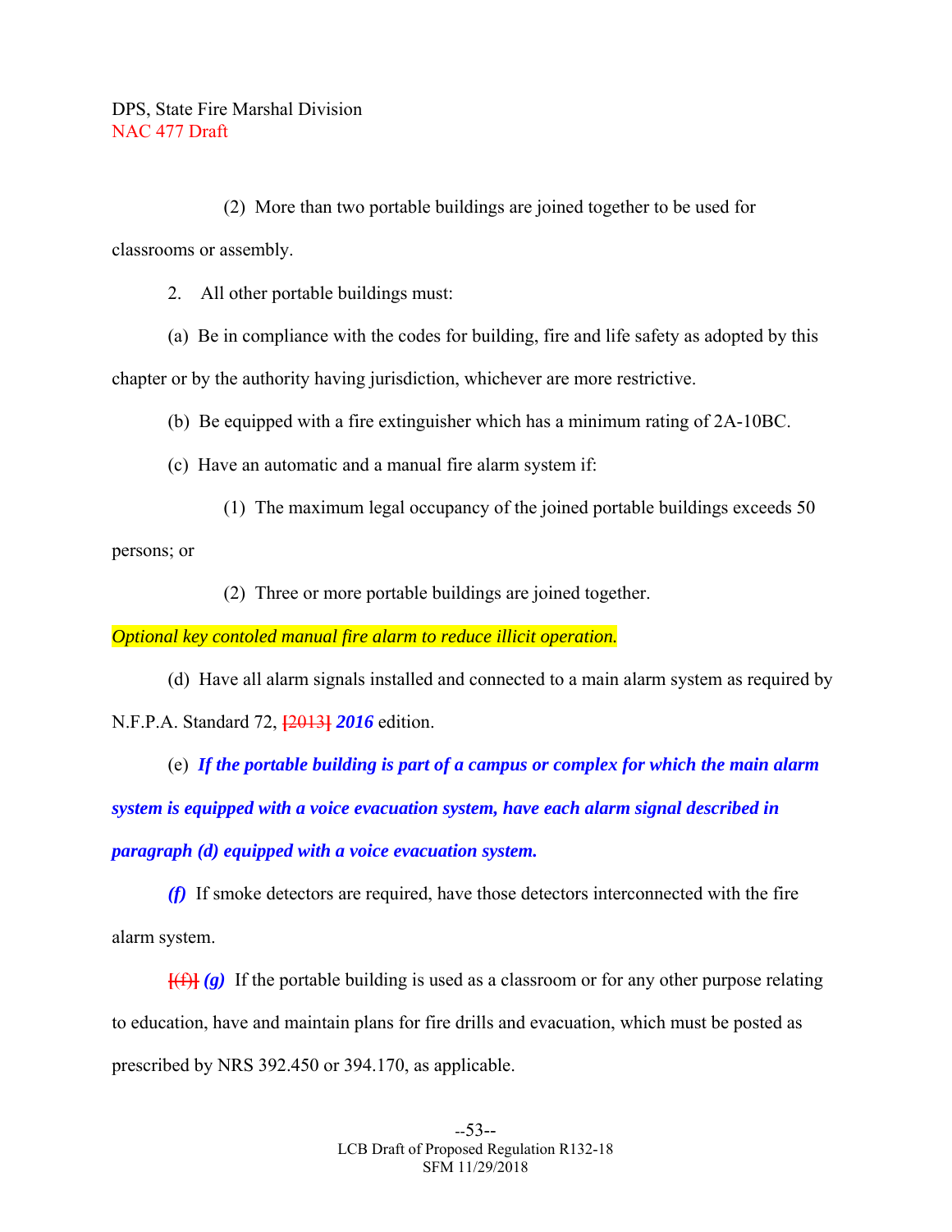(2) More than two portable buildings are joined together to be used for classrooms or assembly.

2. All other portable buildings must:

(a) Be in compliance with the codes for building, fire and life safety as adopted by this chapter or by the authority having jurisdiction, whichever are more restrictive.

(b) Be equipped with a fire extinguisher which has a minimum rating of 2A-10BC.

(c) Have an automatic and a manual fire alarm system if:

(1) The maximum legal occupancy of the joined portable buildings exceeds 50 persons; or

(2) Three or more portable buildings are joined together.

*Optional key contoled manual fire alarm to reduce illicit operation.*

(d) Have all alarm signals installed and connected to a main alarm system as required by N.F.P.A. Standard 72, ~~[2013]~~ ***2016*** edition.

(e) ***If the portable building is part of a campus or complex for which the main alarm system is equipped with a voice evacuation system, have each alarm signal described in paragraph (d) equipped with a voice evacuation system.***

***(f)*** If smoke detectors are required, have those detectors interconnected with the fire alarm system.

~~[(f)]~~ ***(g)*** If the portable building is used as a classroom or for any other purpose relating to education, have and maintain plans for fire drills and evacuation, which must be posted as prescribed by NRS 392.450 or 394.170, as applicable.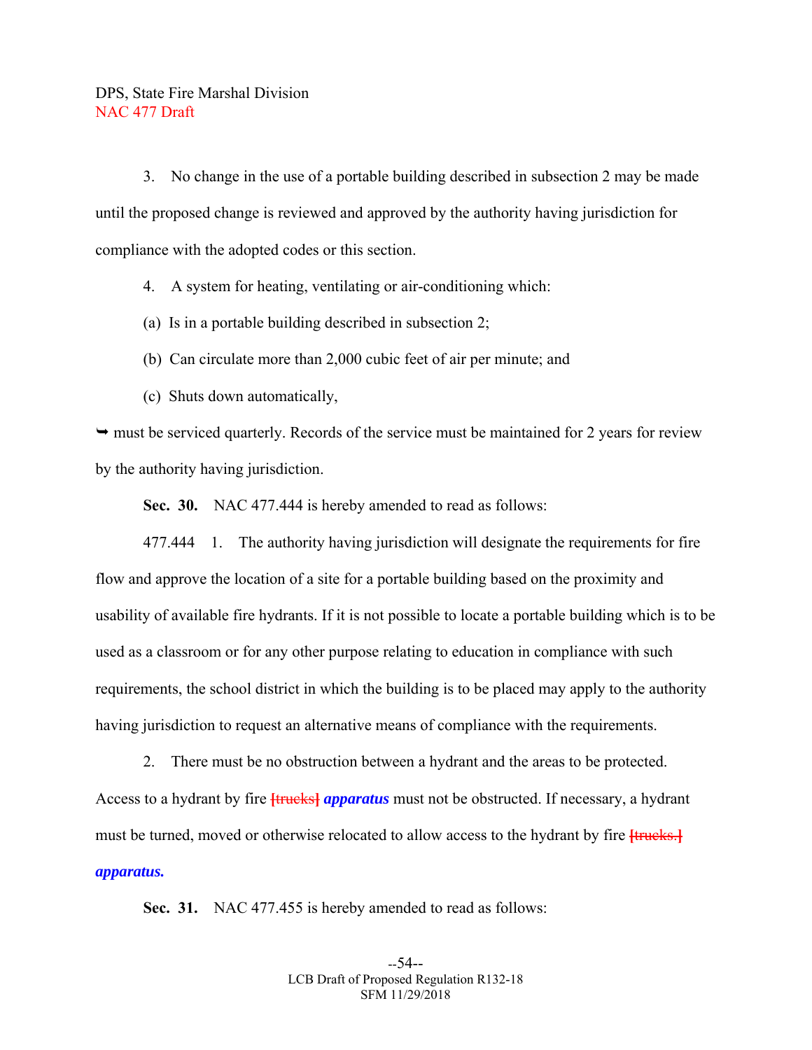3. No change in the use of a portable building described in subsection 2 may be made until the proposed change is reviewed and approved by the authority having jurisdiction for compliance with the adopted codes or this section.

4. A system for heating, ventilating or air-conditioning which:

(a) Is in a portable building described in subsection 2;

(b) Can circulate more than 2,000 cubic feet of air per minute; and

(c) Shuts down automatically,

➥ must be serviced quarterly. Records of the service must be maintained for 2 years for review by the authority having jurisdiction.

**Sec. 30.** NAC 477.444 is hereby amended to read as follows:

477.444 1. The authority having jurisdiction will designate the requirements for fire flow and approve the location of a site for a portable building based on the proximity and usability of available fire hydrants. If it is not possible to locate a portable building which is to be used as a classroom or for any other purpose relating to education in compliance with such requirements, the school district in which the building is to be placed may apply to the authority having jurisdiction to request an alternative means of compliance with the requirements.

2. There must be no obstruction between a hydrant and the areas to be protected. Access to a hydrant by fire ~~[trucks]~~ ***apparatus*** must not be obstructed. If necessary, a hydrant must be turned, moved or otherwise relocated to allow access to the hydrant by fire ~~[trucks.]~~ ***apparatus.***

**Sec. 31.** NAC 477.455 is hereby amended to read as follows: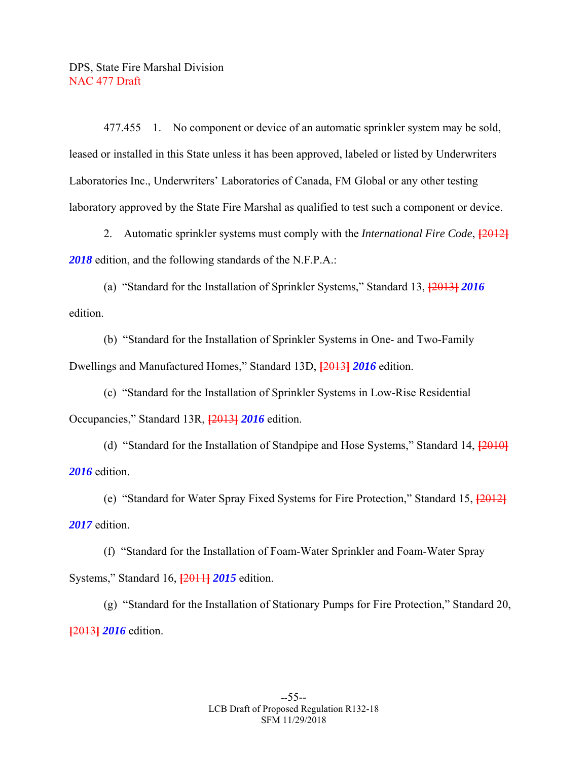DPS, State Fire Marshal Division
NAC 477 Draft

477.455 1. No component or device of an automatic sprinkler system may be sold, leased or installed in this State unless it has been approved, labeled or listed by Underwriters Laboratories Inc., Underwriters' Laboratories of Canada, FM Global or any other testing laboratory approved by the State Fire Marshal as qualified to test such a component or device.

2. Automatic sprinkler systems must comply with the *International Fire Code*, ~~[2012]~~ ***2018*** edition, and the following standards of the N.F.P.A.:

(a) "Standard for the Installation of Sprinkler Systems," Standard 13, ~~[2013]~~ ***2016*** edition.

(b) "Standard for the Installation of Sprinkler Systems in One- and Two-Family Dwellings and Manufactured Homes," Standard 13D, ~~[2013]~~ ***2016*** edition.

(c) "Standard for the Installation of Sprinkler Systems in Low-Rise Residential Occupancies," Standard 13R, ~~[2013]~~ ***2016*** edition.

(d) "Standard for the Installation of Standpipe and Hose Systems," Standard 14, ~~[2010]~~ ***2016*** edition.

(e) "Standard for Water Spray Fixed Systems for Fire Protection," Standard 15, ~~[2012]~~ ***2017*** edition.

(f) "Standard for the Installation of Foam-Water Sprinkler and Foam-Water Spray Systems," Standard 16, ~~[2011]~~ ***2015*** edition.

(g) "Standard for the Installation of Stationary Pumps for Fire Protection," Standard 20, ~~[2013]~~ ***2016*** edition.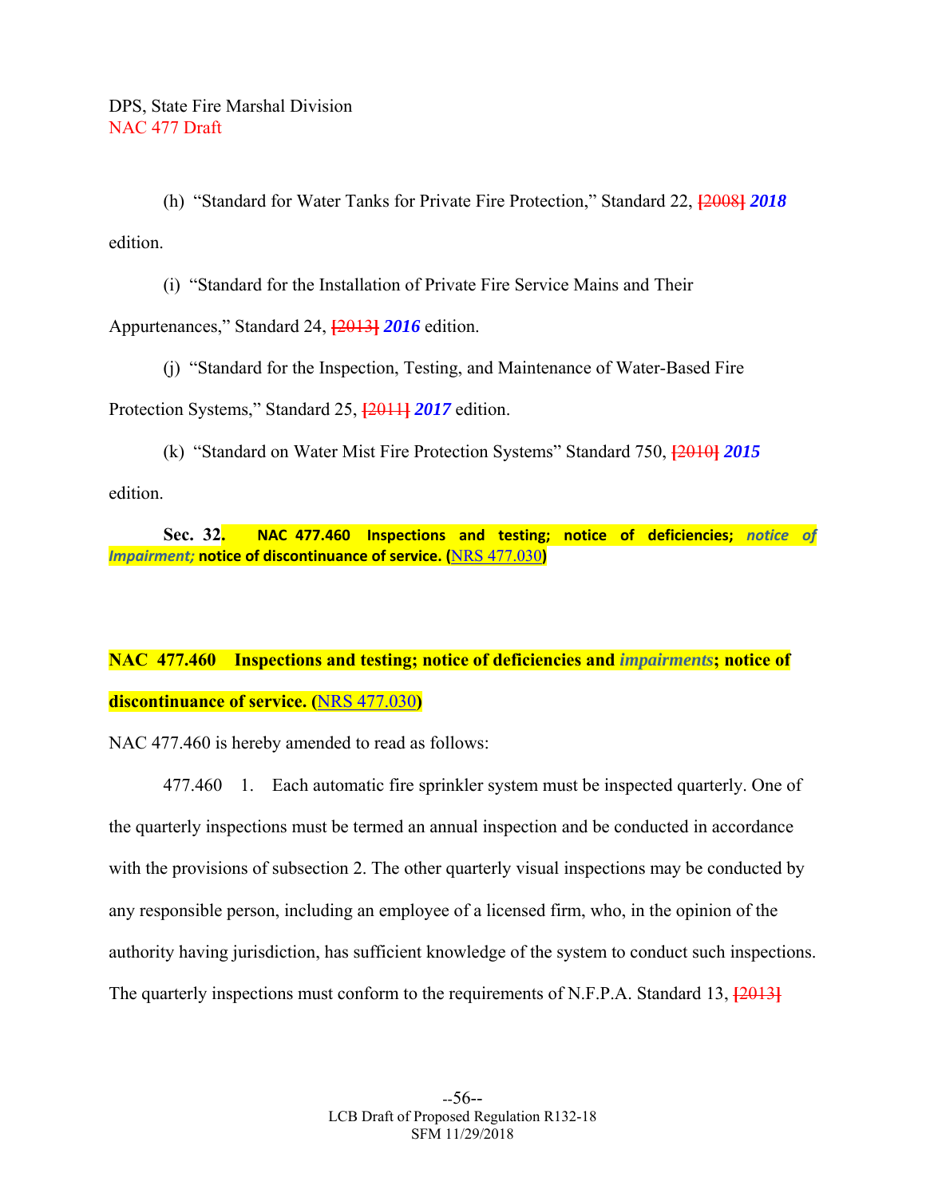(h) "Standard for Water Tanks for Private Fire Protection," Standard 22, [2008] ***2018*** edition.

(i) "Standard for the Installation of Private Fire Service Mains and Their Appurtenances," Standard 24, [2013] ***2016*** edition.

(j) "Standard for the Inspection, Testing, and Maintenance of Water-Based Fire Protection Systems," Standard 25, [2011] ***2017*** edition.

(k) "Standard on Water Mist Fire Protection Systems" Standard 750, [2010] ***2015*** edition.

**Sec. 32. NAC 477.460 Inspections and testing; notice of deficiencies; *notice of Impairment;* notice of discontinuance of service. (NRS 477.030)**

**NAC 477.460 Inspections and testing; notice of deficiencies and *impairments*; notice of discontinuance of service. (NRS 477.030)**

NAC 477.460 is hereby amended to read as follows:

477.460 1. Each automatic fire sprinkler system must be inspected quarterly. One of the quarterly inspections must be termed an annual inspection and be conducted in accordance with the provisions of subsection 2. The other quarterly visual inspections may be conducted by any responsible person, including an employee of a licensed firm, who, in the opinion of the authority having jurisdiction, has sufficient knowledge of the system to conduct such inspections. The quarterly inspections must conform to the requirements of N.F.P.A. Standard 13, [2013]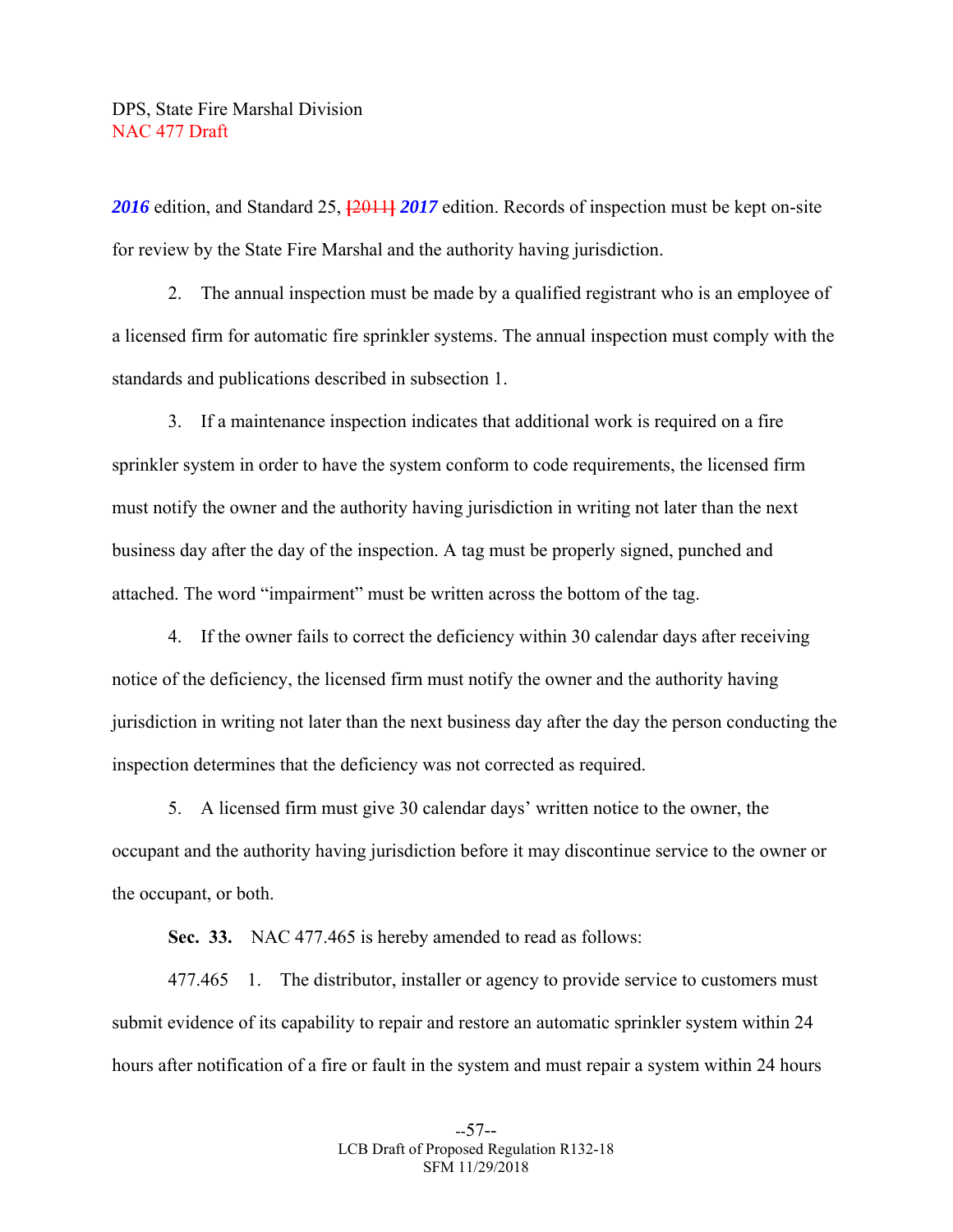***2016*** edition, and Standard 25, [~~2011~~] ***2017*** edition. Records of inspection must be kept on-site for review by the State Fire Marshal and the authority having jurisdiction.

2. The annual inspection must be made by a qualified registrant who is an employee of a licensed firm for automatic fire sprinkler systems. The annual inspection must comply with the standards and publications described in subsection 1.

3. If a maintenance inspection indicates that additional work is required on a fire sprinkler system in order to have the system conform to code requirements, the licensed firm must notify the owner and the authority having jurisdiction in writing not later than the next business day after the day of the inspection. A tag must be properly signed, punched and attached. The word "impairment" must be written across the bottom of the tag.

4. If the owner fails to correct the deficiency within 30 calendar days after receiving notice of the deficiency, the licensed firm must notify the owner and the authority having jurisdiction in writing not later than the next business day after the day the person conducting the inspection determines that the deficiency was not corrected as required.

5. A licensed firm must give 30 calendar days' written notice to the owner, the occupant and the authority having jurisdiction before it may discontinue service to the owner or the occupant, or both.

**Sec. 33.** NAC 477.465 is hereby amended to read as follows:

477.465 1. The distributor, installer or agency to provide service to customers must submit evidence of its capability to repair and restore an automatic sprinkler system within 24 hours after notification of a fire or fault in the system and must repair a system within 24 hours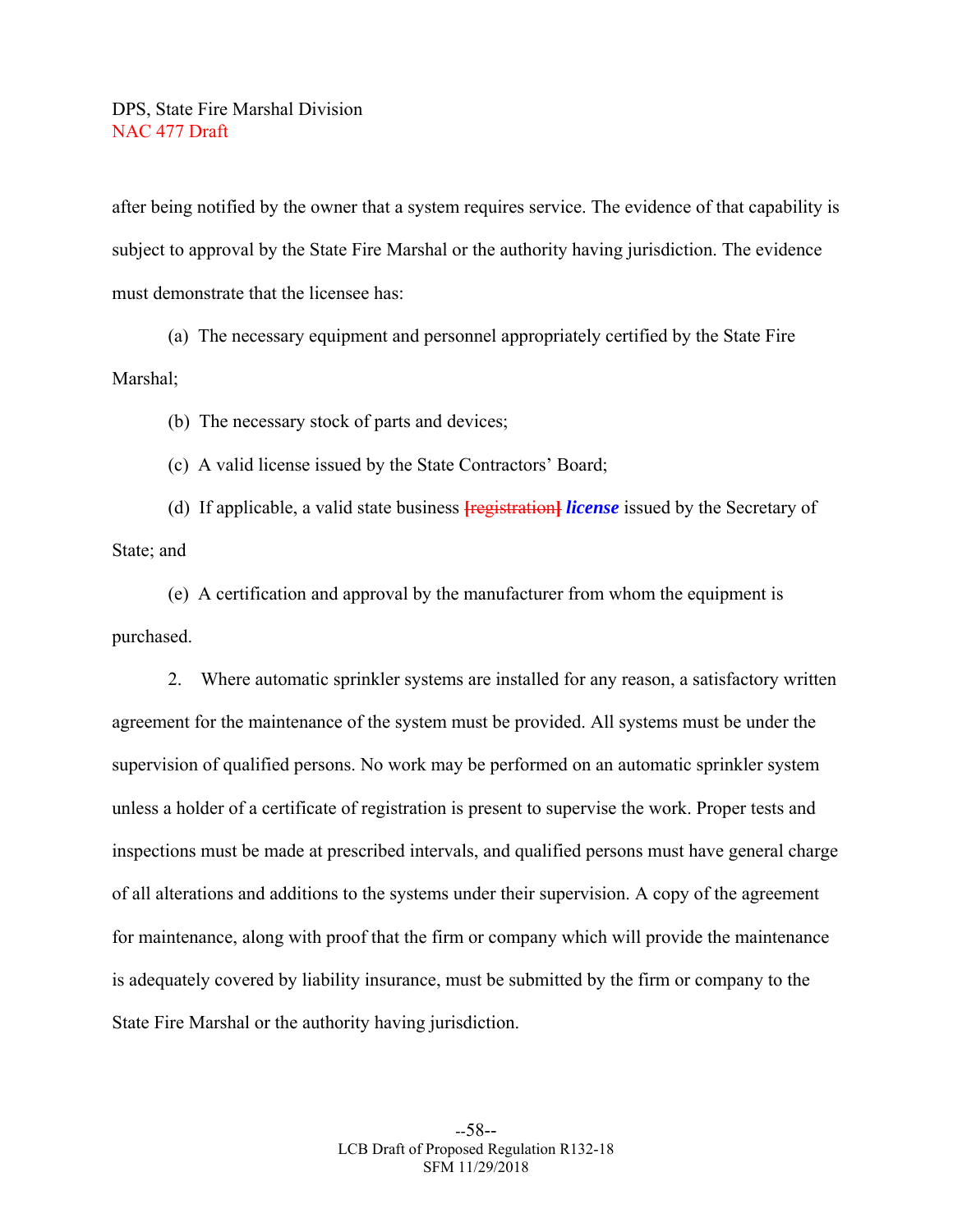after being notified by the owner that a system requires service. The evidence of that capability is subject to approval by the State Fire Marshal or the authority having jurisdiction. The evidence must demonstrate that the licensee has:

(a) The necessary equipment and personnel appropriately certified by the State Fire Marshal;

(b) The necessary stock of parts and devices;

(c) A valid license issued by the State Contractors' Board;

(d) If applicable, a valid state business ~~[registration]~~ ***license*** issued by the Secretary of State; and

(e) A certification and approval by the manufacturer from whom the equipment is purchased.

2. Where automatic sprinkler systems are installed for any reason, a satisfactory written agreement for the maintenance of the system must be provided. All systems must be under the supervision of qualified persons. No work may be performed on an automatic sprinkler system unless a holder of a certificate of registration is present to supervise the work. Proper tests and inspections must be made at prescribed intervals, and qualified persons must have general charge of all alterations and additions to the systems under their supervision. A copy of the agreement for maintenance, along with proof that the firm or company which will provide the maintenance is adequately covered by liability insurance, must be submitted by the firm or company to the State Fire Marshal or the authority having jurisdiction.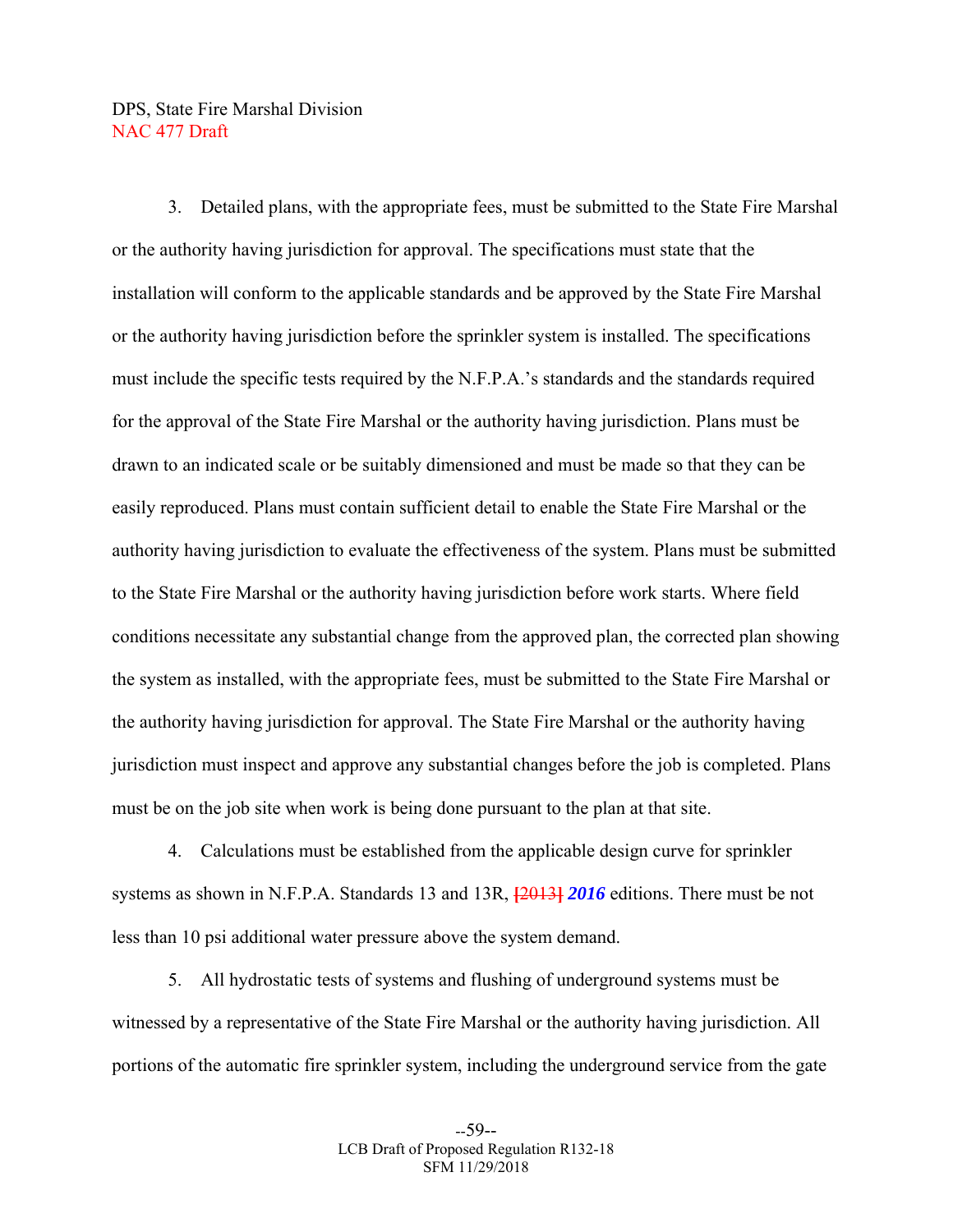3. Detailed plans, with the appropriate fees, must be submitted to the State Fire Marshal or the authority having jurisdiction for approval. The specifications must state that the installation will conform to the applicable standards and be approved by the State Fire Marshal or the authority having jurisdiction before the sprinkler system is installed. The specifications must include the specific tests required by the N.F.P.A.'s standards and the standards required for the approval of the State Fire Marshal or the authority having jurisdiction. Plans must be drawn to an indicated scale or be suitably dimensioned and must be made so that they can be easily reproduced. Plans must contain sufficient detail to enable the State Fire Marshal or the authority having jurisdiction to evaluate the effectiveness of the system. Plans must be submitted to the State Fire Marshal or the authority having jurisdiction before work starts. Where field conditions necessitate any substantial change from the approved plan, the corrected plan showing the system as installed, with the appropriate fees, must be submitted to the State Fire Marshal or the authority having jurisdiction for approval. The State Fire Marshal or the authority having jurisdiction must inspect and approve any substantial changes before the job is completed. Plans must be on the job site when work is being done pursuant to the plan at that site.

4. Calculations must be established from the applicable design curve for sprinkler systems as shown in N.F.P.A. Standards 13 and 13R, [2013] ***2016*** editions. There must be not less than 10 psi additional water pressure above the system demand.

5. All hydrostatic tests of systems and flushing of underground systems must be witnessed by a representative of the State Fire Marshal or the authority having jurisdiction. All portions of the automatic fire sprinkler system, including the underground service from the gate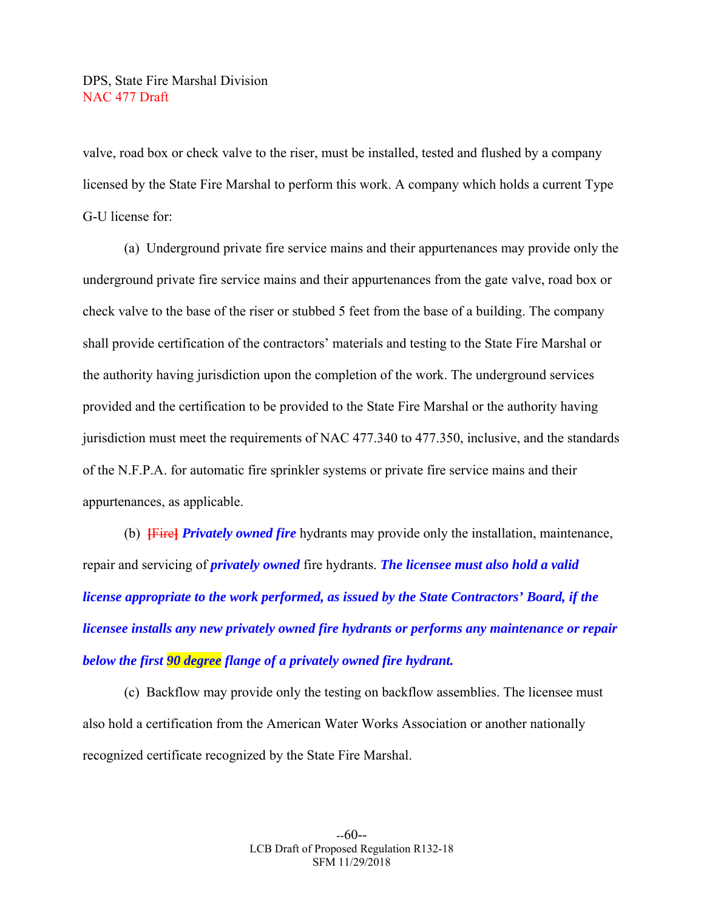valve, road box or check valve to the riser, must be installed, tested and flushed by a company licensed by the State Fire Marshal to perform this work. A company which holds a current Type G-U license for:

(a) Underground private fire service mains and their appurtenances may provide only the underground private fire service mains and their appurtenances from the gate valve, road box or check valve to the base of the riser or stubbed 5 feet from the base of a building. The company shall provide certification of the contractors' materials and testing to the State Fire Marshal or the authority having jurisdiction upon the completion of the work. The underground services provided and the certification to be provided to the State Fire Marshal or the authority having jurisdiction must meet the requirements of NAC 477.340 to 477.350, inclusive, and the standards of the N.F.P.A. for automatic fire sprinkler systems or private fire service mains and their appurtenances, as applicable.

(b) [Fire] ***Privately owned fire*** hydrants may provide only the installation, maintenance, repair and servicing of ***privately owned*** fire hydrants. ***The licensee must also hold a valid license appropriate to the work performed, as issued by the State Contractors' Board, if the licensee installs any new privately owned fire hydrants or performs any maintenance or repair below the first 90 degree flange of a privately owned fire hydrant.***

(c) Backflow may provide only the testing on backflow assemblies. The licensee must also hold a certification from the American Water Works Association or another nationally recognized certificate recognized by the State Fire Marshal.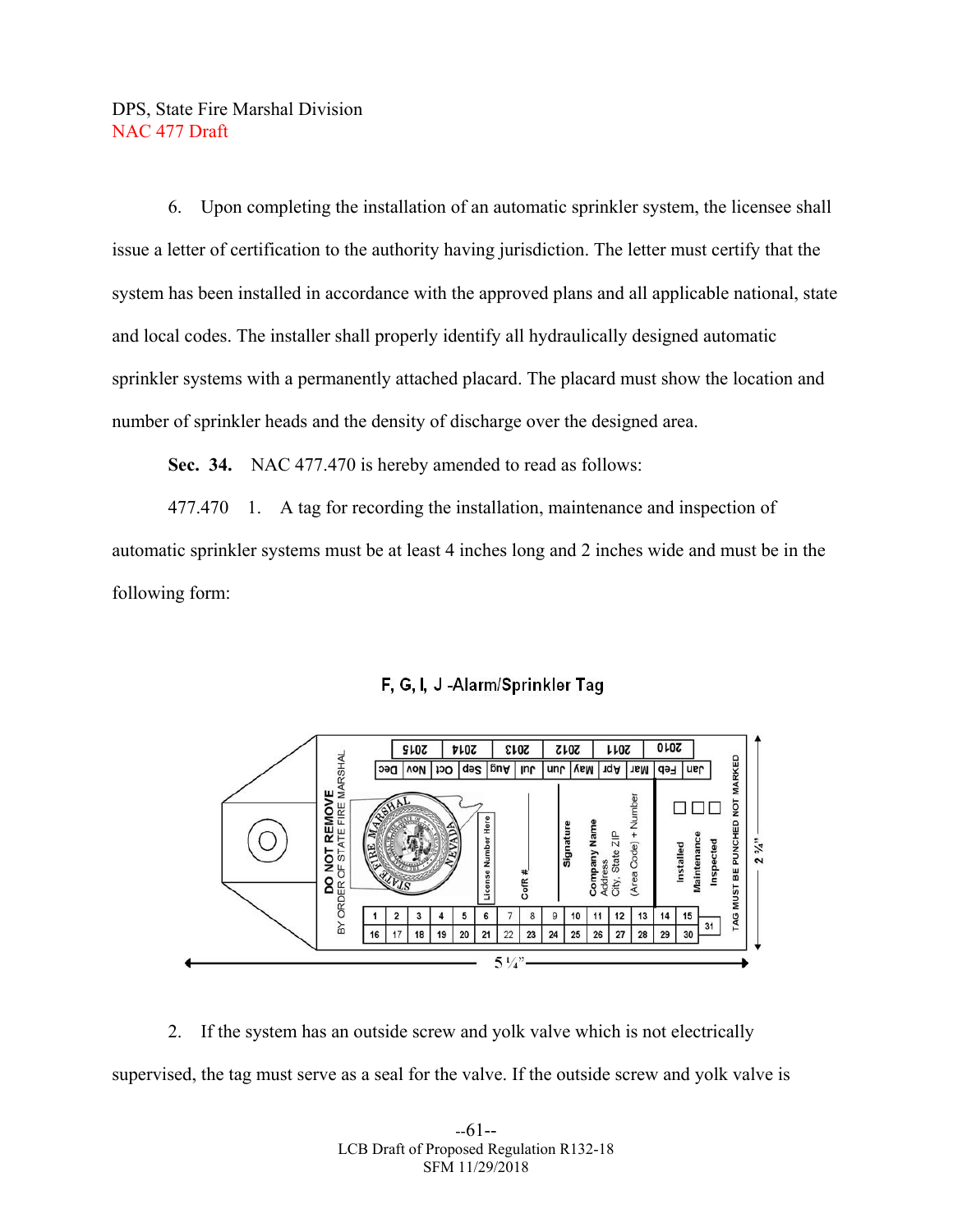6. Upon completing the installation of an automatic sprinkler system, the licensee shall issue a letter of certification to the authority having jurisdiction. The letter must certify that the system has been installed in accordance with the approved plans and all applicable national, state and local codes. The installer shall properly identify all hydraulically designed automatic sprinkler systems with a permanently attached placard. The placard must show the location and number of sprinkler heads and the density of discharge over the designed area.

**Sec. 34.** NAC 477.470 is hereby amended to read as follows:

477.470 1. A tag for recording the installation, maintenance and inspection of automatic sprinkler systems must be at least 4 inches long and 2 inches wide and must be in the following form:

F, G, I, J -Alarm/Sprinkler Tag

DO NOT REMOVE
BY ORDER OF STATE FIRE MARSHAL

| 2015 | 2014 | 2013 | 2012 | 2011 | 2010 |
|---|---|---|---|---|---|

| Dec | Nov | Oct | Sep | Aug | Jul | Jun | May | Apr | Mar | Feb | Jan |
|---|---|---|---|---|---|---|---|---|---|---|---|

STATE FIRE MARSHAL NEVADA

License Number Here

CofR #

Signature

Company Name
Address
City, State ZIP
(Area Code) + Number

☐ Installed
☐ Maintenance
☐ Inspected

| 1 | 2 | 3 | 4 | 5 | 6 | 7 | 8 | 9 | 10 | 11 | 12 | 13 | 14 | 15 | |
|---|---|---|---|---|---|---|---|---|---|---|---|---|---|---|---|
| 16 | 17 | 18 | 19 | 20 | 21 | 22 | 23 | 24 | 25 | 26 | 27 | 28 | 29 | 30 | 31 |

TAG MUST BE PUNCHED NOT MARKED

2 ¼"

5 ¼"

2. If the system has an outside screw and yolk valve which is not electrically supervised, the tag must serve as a seal for the valve. If the outside screw and yolk valve is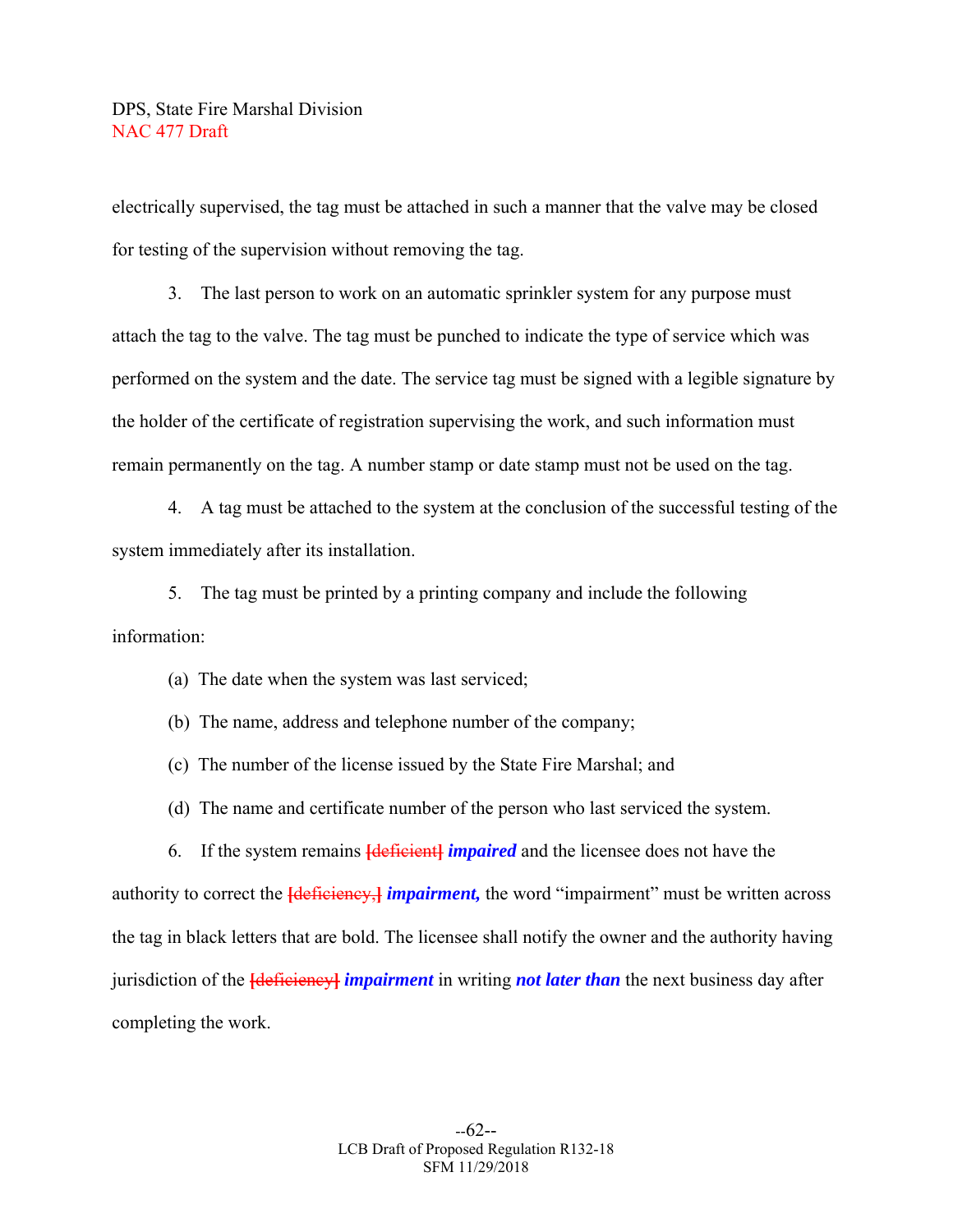electrically supervised, the tag must be attached in such a manner that the valve may be closed for testing of the supervision without removing the tag.

3. The last person to work on an automatic sprinkler system for any purpose must attach the tag to the valve. The tag must be punched to indicate the type of service which was performed on the system and the date. The service tag must be signed with a legible signature by the holder of the certificate of registration supervising the work, and such information must remain permanently on the tag. A number stamp or date stamp must not be used on the tag.

4. A tag must be attached to the system at the conclusion of the successful testing of the system immediately after its installation.

5. The tag must be printed by a printing company and include the following information:

(a) The date when the system was last serviced;

(b) The name, address and telephone number of the company;

(c) The number of the license issued by the State Fire Marshal; and

(d) The name and certificate number of the person who last serviced the system.

6. If the system remains ~~[deficient]~~ ***impaired*** and the licensee does not have the authority to correct the ~~[deficiency,]~~ ***impairment,*** the word "impairment" must be written across the tag in black letters that are bold. The licensee shall notify the owner and the authority having jurisdiction of the ~~[deficiency]~~ ***impairment*** in writing ***not later than*** the next business day after completing the work.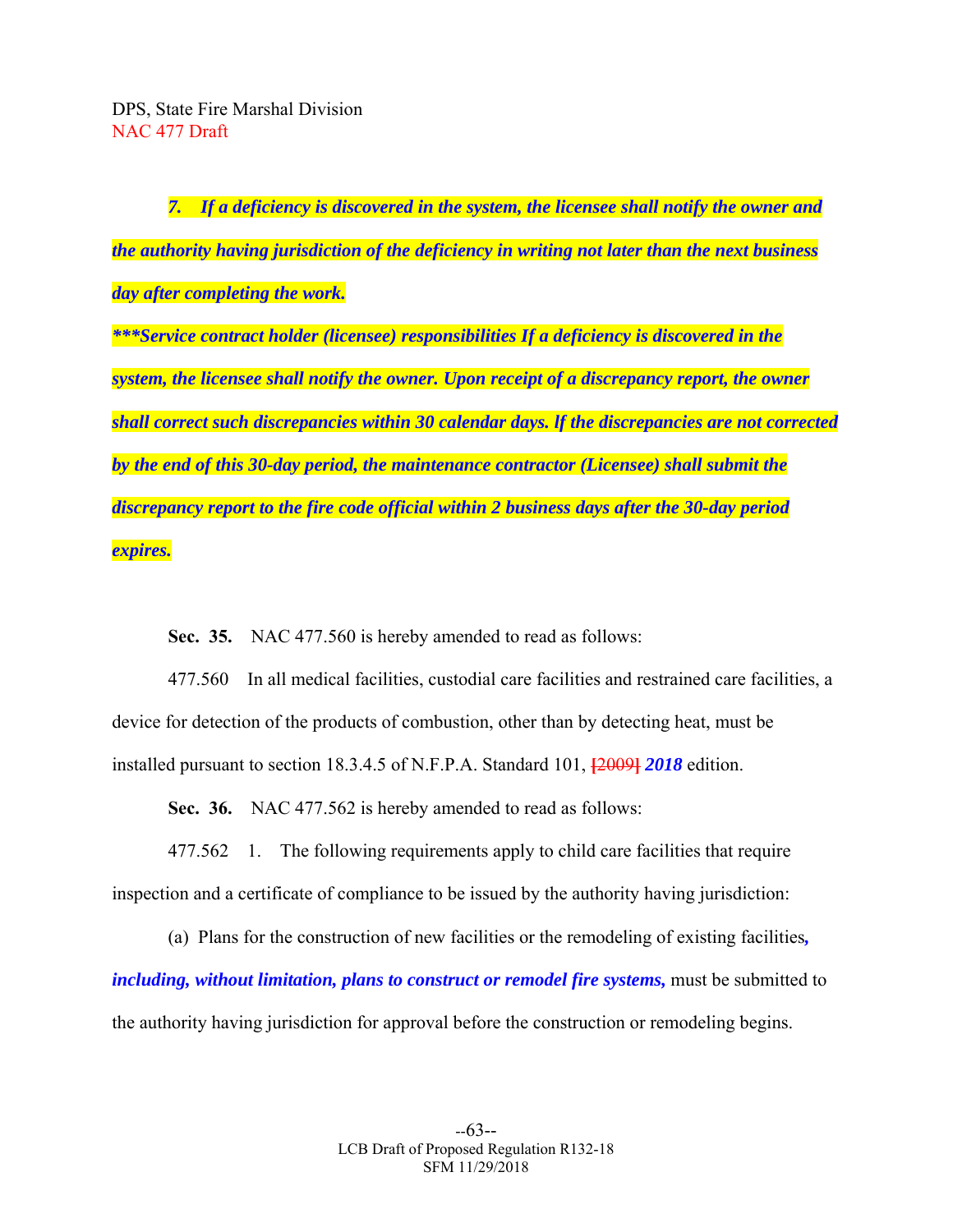*7. If a deficiency is discovered in the system, the licensee shall notify the owner and the authority having jurisdiction of the deficiency in writing not later than the next business day after completing the work.*

****\*Service contract holder (licensee) responsibilities If a deficiency is discovered in the system, the licensee shall notify the owner. Upon receipt of a discrepancy report, the owner shall correct such discrepancies within 30 calendar days. If the discrepancies are not corrected by the end of this 30-day period, the maintenance contractor (Licensee) shall submit the discrepancy report to the fire code official within 2 business days after the 30-day period expires.*

**Sec. 35.** NAC 477.560 is hereby amended to read as follows:

477.560 In all medical facilities, custodial care facilities and restrained care facilities, a device for detection of the products of combustion, other than by detecting heat, must be installed pursuant to section 18.3.4.5 of N.F.P.A. Standard 101, ~~[2009]~~ ***2018*** edition.

**Sec. 36.** NAC 477.562 is hereby amended to read as follows:

477.562 1. The following requirements apply to child care facilities that require inspection and a certificate of compliance to be issued by the authority having jurisdiction:

(a) Plans for the construction of new facilities or the remodeling of existing facilities***, including, without limitation, plans to construct or remodel fire systems,*** must be submitted to the authority having jurisdiction for approval before the construction or remodeling begins.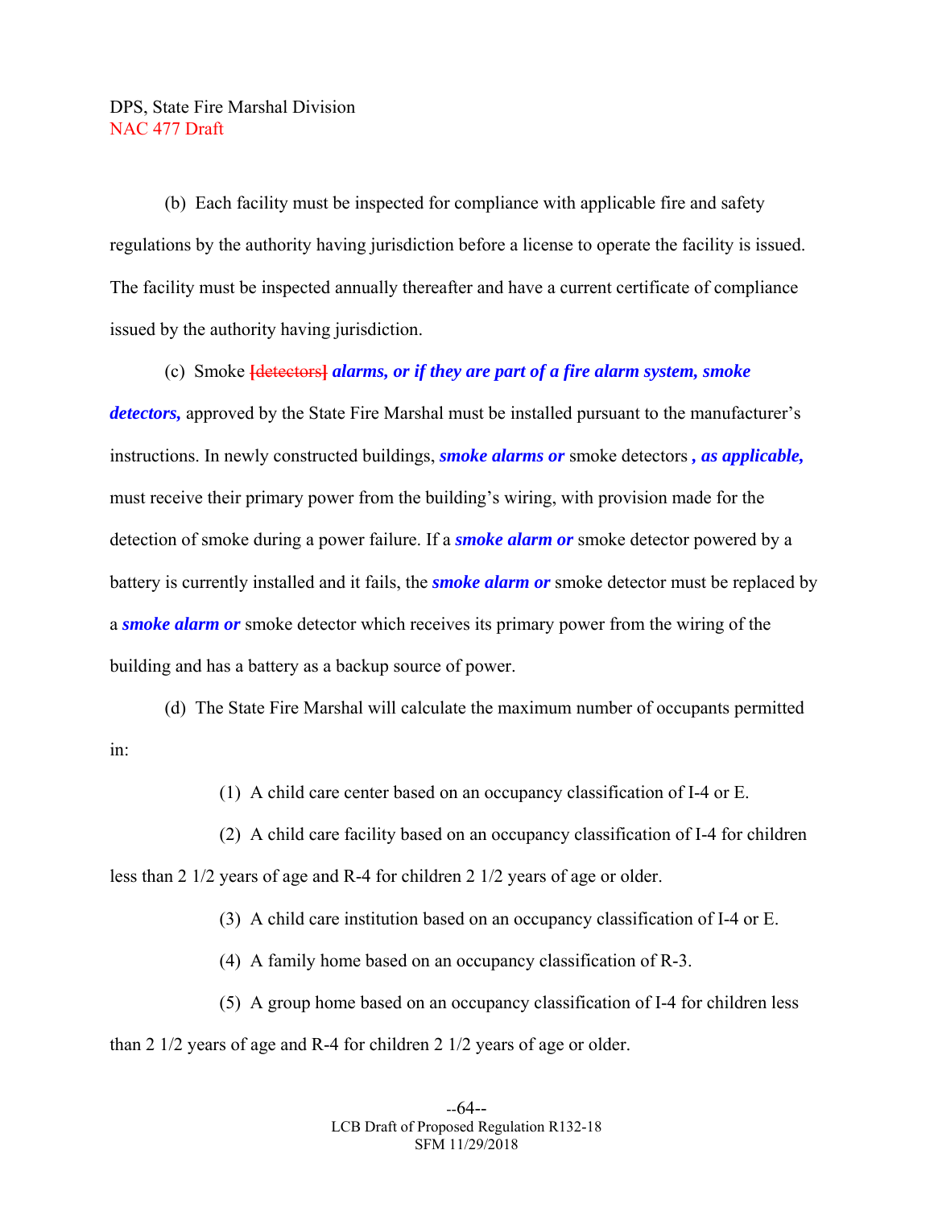(b) Each facility must be inspected for compliance with applicable fire and safety regulations by the authority having jurisdiction before a license to operate the facility is issued. The facility must be inspected annually thereafter and have a current certificate of compliance issued by the authority having jurisdiction.

(c) Smoke [detectors] ***alarms, or if they are part of a fire alarm system, smoke detectors,*** approved by the State Fire Marshal must be installed pursuant to the manufacturer's instructions. In newly constructed buildings, ***smoke alarms or*** smoke detectors ***, as applicable,*** must receive their primary power from the building's wiring, with provision made for the detection of smoke during a power failure. If a ***smoke alarm or*** smoke detector powered by a battery is currently installed and it fails, the ***smoke alarm or*** smoke detector must be replaced by a ***smoke alarm or*** smoke detector which receives its primary power from the wiring of the building and has a battery as a backup source of power.

(d) The State Fire Marshal will calculate the maximum number of occupants permitted in:

(1) A child care center based on an occupancy classification of I-4 or E.

(2) A child care facility based on an occupancy classification of I-4 for children less than 2 1/2 years of age and R-4 for children 2 1/2 years of age or older.

(3) A child care institution based on an occupancy classification of I-4 or E.

(4) A family home based on an occupancy classification of R-3.

(5) A group home based on an occupancy classification of I-4 for children less than 2 1/2 years of age and R-4 for children 2 1/2 years of age or older.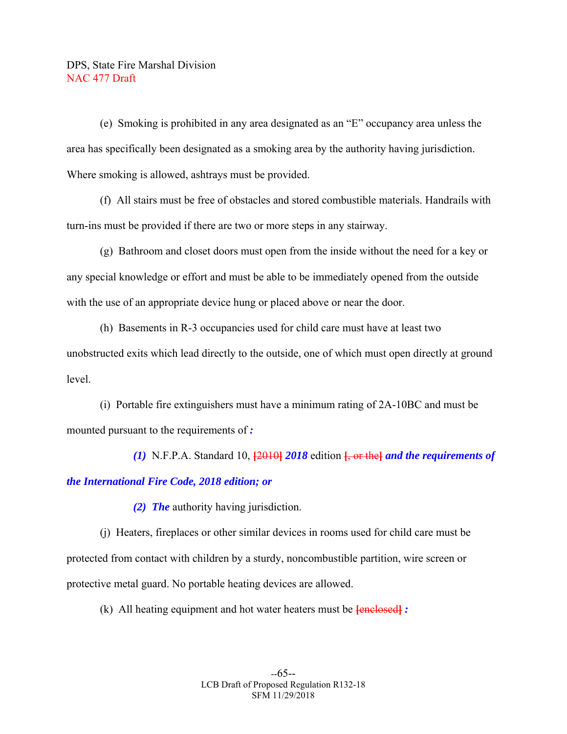(e) Smoking is prohibited in any area designated as an "E" occupancy area unless the area has specifically been designated as a smoking area by the authority having jurisdiction. Where smoking is allowed, ashtrays must be provided.

(f) All stairs must be free of obstacles and stored combustible materials. Handrails with turn-ins must be provided if there are two or more steps in any stairway.

(g) Bathroom and closet doors must open from the inside without the need for a key or any special knowledge or effort and must be able to be immediately opened from the outside with the use of an appropriate device hung or placed above or near the door.

(h) Basements in R-3 occupancies used for child care must have at least two unobstructed exits which lead directly to the outside, one of which must open directly at ground level.

(i) Portable fire extinguishers must have a minimum rating of 2A-10BC and must be mounted pursuant to the requirements of ***:***

***(1)*** N.F.P.A. Standard 10, ~~[2010]~~ ***2018*** edition ~~[, or the]~~ ***and the requirements of the International Fire Code, 2018 edition; or***

***(2) The*** authority having jurisdiction.

(j) Heaters, fireplaces or other similar devices in rooms used for child care must be protected from contact with children by a sturdy, noncombustible partition, wire screen or protective metal guard. No portable heating devices are allowed.

(k) All heating equipment and hot water heaters must be ~~[enclosed]~~ ***:***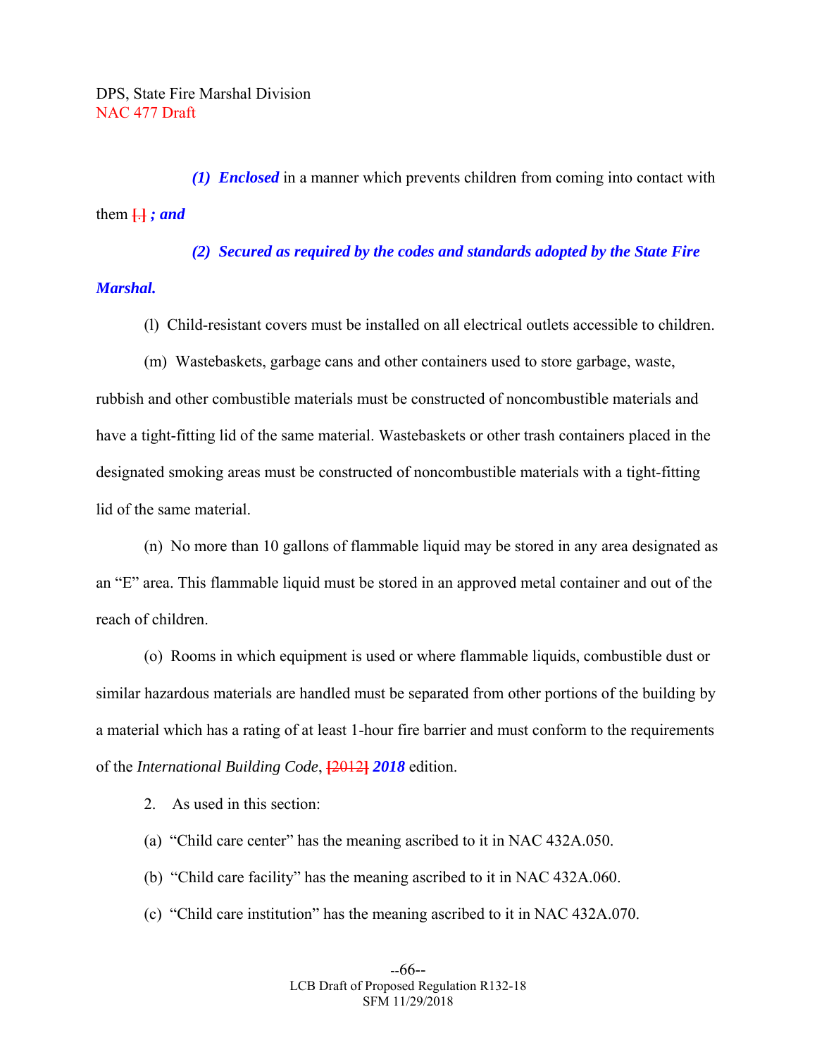DPS, State Fire Marshal Division
NAC 477 Draft

*(1) Enclosed* in a manner which prevents children from coming into contact with them [.] ***; and***

***(2) Secured as required by the codes and standards adopted by the State Fire Marshal.***

(l) Child-resistant covers must be installed on all electrical outlets accessible to children.

(m) Wastebaskets, garbage cans and other containers used to store garbage, waste, rubbish and other combustible materials must be constructed of noncombustible materials and have a tight-fitting lid of the same material. Wastebaskets or other trash containers placed in the designated smoking areas must be constructed of noncombustible materials with a tight-fitting lid of the same material.

(n) No more than 10 gallons of flammable liquid may be stored in any area designated as an "E" area. This flammable liquid must be stored in an approved metal container and out of the reach of children.

(o) Rooms in which equipment is used or where flammable liquids, combustible dust or similar hazardous materials are handled must be separated from other portions of the building by a material which has a rating of at least 1-hour fire barrier and must conform to the requirements of the *International Building Code*, [2012] ***2018*** edition.

2. As used in this section:

(a) "Child care center" has the meaning ascribed to it in NAC 432A.050.

(b) "Child care facility" has the meaning ascribed to it in NAC 432A.060.

(c) "Child care institution" has the meaning ascribed to it in NAC 432A.070.

LCB Draft of Proposed Regulation R132-18
SFM 11/29/2018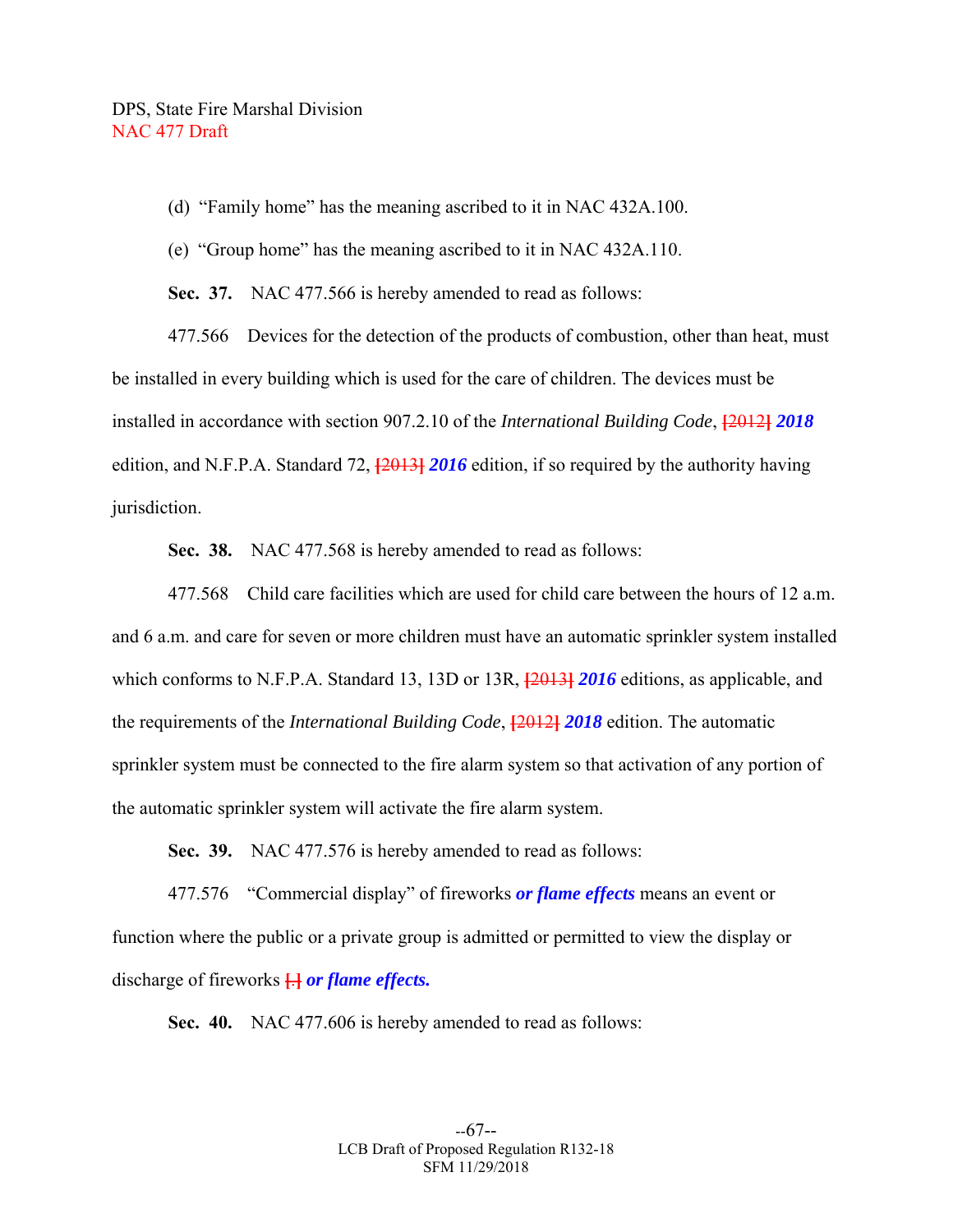(d) "Family home" has the meaning ascribed to it in NAC 432A.100.

(e) "Group home" has the meaning ascribed to it in NAC 432A.110.

**Sec. 37.** NAC 477.566 is hereby amended to read as follows:

477.566 Devices for the detection of the products of combustion, other than heat, must be installed in every building which is used for the care of children. The devices must be installed in accordance with section 907.2.10 of the *International Building Code*, ~~[2012]~~ ***2018*** edition, and N.F.P.A. Standard 72, ~~[2013]~~ ***2016*** edition, if so required by the authority having jurisdiction.

**Sec. 38.** NAC 477.568 is hereby amended to read as follows:

477.568 Child care facilities which are used for child care between the hours of 12 a.m. and 6 a.m. and care for seven or more children must have an automatic sprinkler system installed which conforms to N.F.P.A. Standard 13, 13D or 13R, ~~[2013]~~ ***2016*** editions, as applicable, and the requirements of the *International Building Code*, ~~[2012]~~ ***2018*** edition. The automatic sprinkler system must be connected to the fire alarm system so that activation of any portion of the automatic sprinkler system will activate the fire alarm system.

**Sec. 39.** NAC 477.576 is hereby amended to read as follows:

477.576 "Commercial display" of fireworks ***or flame effects*** means an event or function where the public or a private group is admitted or permitted to view the display or discharge of fireworks ~~[.]~~ ***or flame effects.***

**Sec. 40.** NAC 477.606 is hereby amended to read as follows: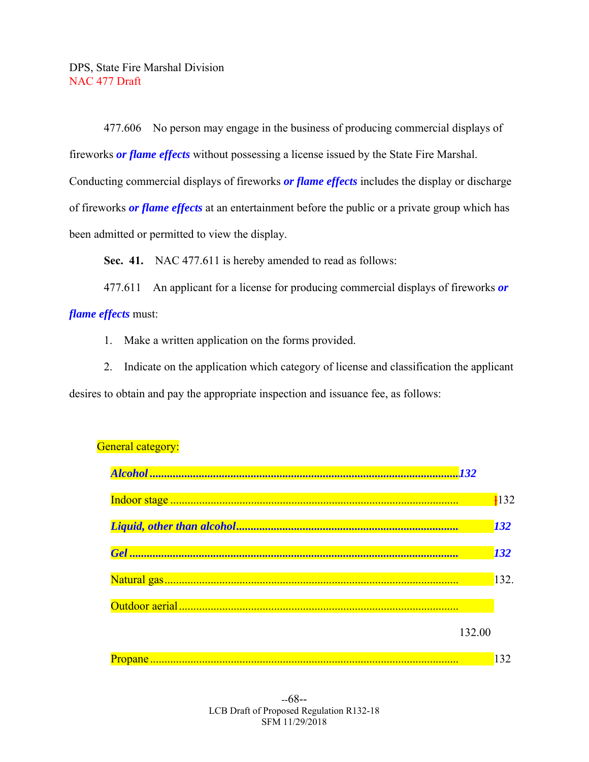477.606 No person may engage in the business of producing commercial displays of fireworks ***or flame effects*** without possessing a license issued by the State Fire Marshal. Conducting commercial displays of fireworks ***or flame effects*** includes the display or discharge of fireworks ***or flame effects*** at an entertainment before the public or a private group which has been admitted or permitted to view the display.

**Sec. 41.** NAC 477.611 is hereby amended to read as follows:

477.611 An applicant for a license for producing commercial displays of fireworks ***or flame effects*** must:

1. Make a written application on the forms provided.

2. Indicate on the application which category of license and classification the applicant desires to obtain and pay the appropriate inspection and issuance fee, as follows:

General category:

| | |
|---|---|
| ***Alcohol*** | ***132*** |
| Indoor stage | [132 |
| ***Liquid, other than alcohol*** | ***132*** |
| ***Gel*** | ***132*** |
| Natural gas | 132. |
| Outdoor aerial | 132.00 |
| Propane | 132 |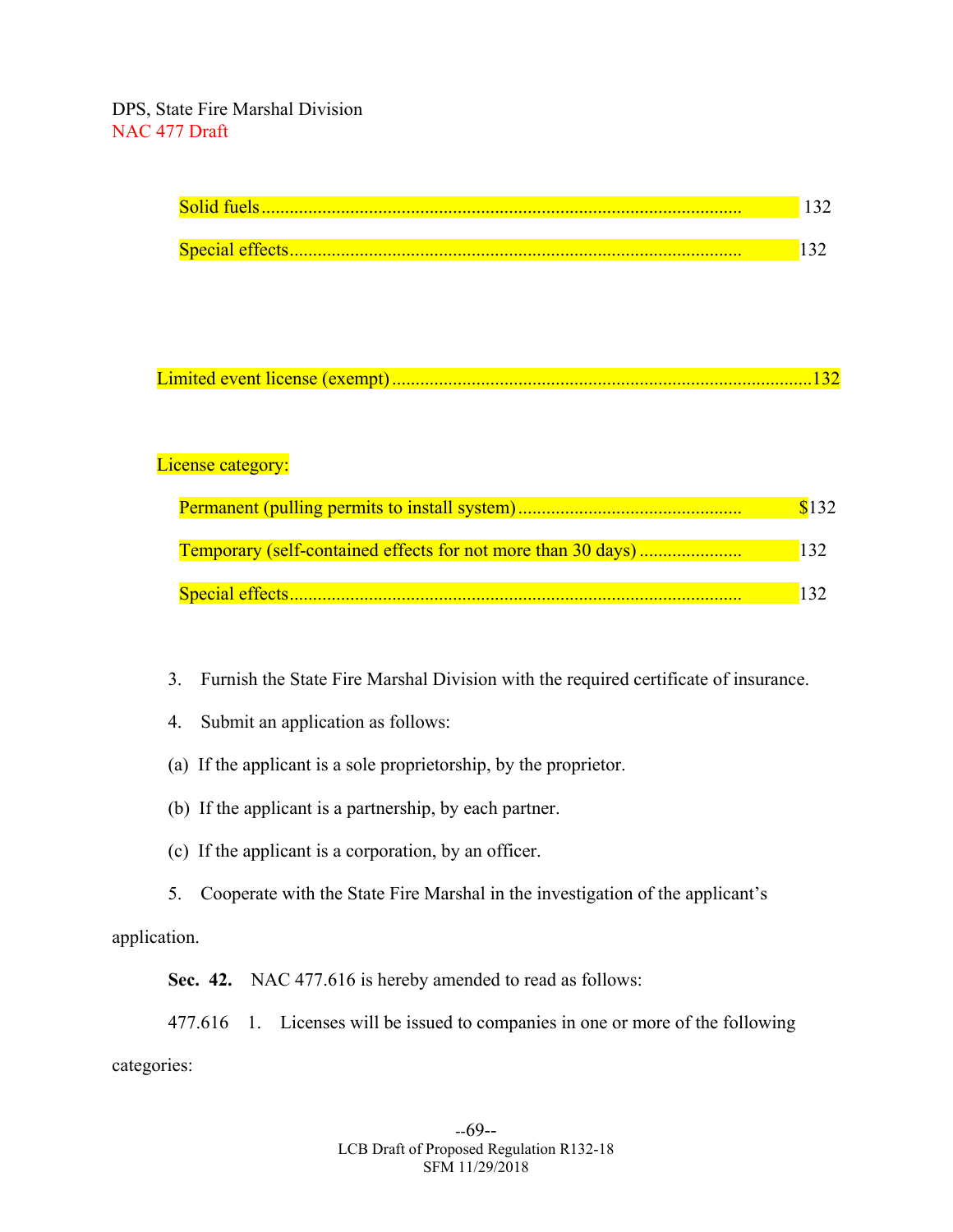Solid fuels .................................................................................................. 132

Special effects ............................................................................................ 132

Limited event license (exempt) ........................................................................................ 132

License category:

Permanent (pulling permits to install system) ............................................... $132

Temporary (self-contained effects for not more than 30 days) ..................... 132

Special effects ............................................................................................ 132

3. Furnish the State Fire Marshal Division with the required certificate of insurance.

4. Submit an application as follows:

(a) If the applicant is a sole proprietorship, by the proprietor.

(b) If the applicant is a partnership, by each partner.

(c) If the applicant is a corporation, by an officer.

5. Cooperate with the State Fire Marshal in the investigation of the applicant's application.

**Sec. 42.** NAC 477.616 is hereby amended to read as follows:

477.616 1. Licenses will be issued to companies in one or more of the following categories: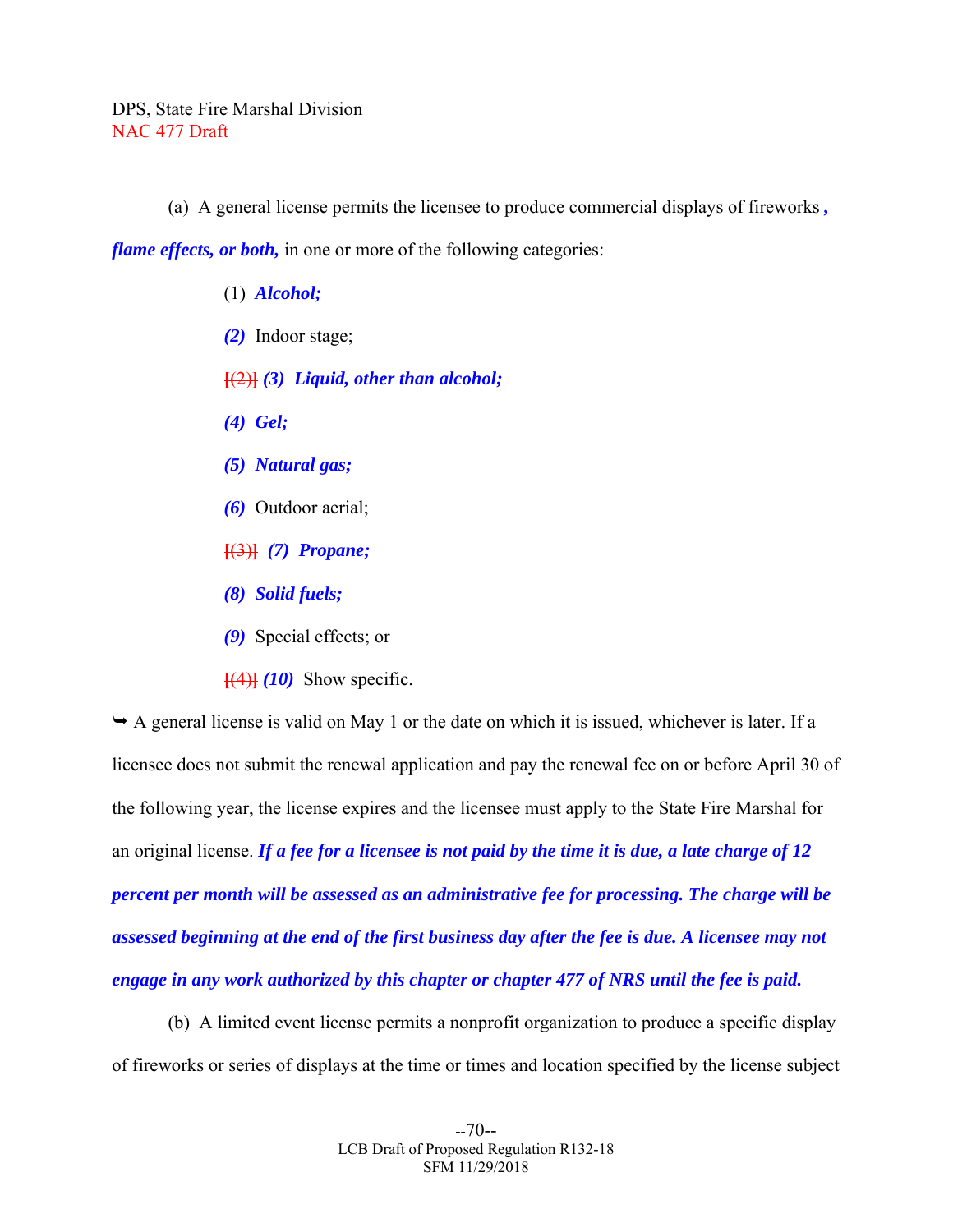(a) A general license permits the licensee to produce commercial displays of fireworks ***, flame effects, or both,*** in one or more of the following categories:

(1) ***Alcohol;***

***(2)*** Indoor stage;

[(2)] ***(3) Liquid, other than alcohol;***

***(4) Gel;***

***(5) Natural gas;***

***(6)*** Outdoor aerial;

[(3)] ***(7) Propane;***

***(8) Solid fuels;***

***(9)*** Special effects; or

[(4)] ***(10)*** Show specific.

➥ A general license is valid on May 1 or the date on which it is issued, whichever is later. If a licensee does not submit the renewal application and pay the renewal fee on or before April 30 of the following year, the license expires and the licensee must apply to the State Fire Marshal for an original license. ***If a fee for a licensee is not paid by the time it is due, a late charge of 12 percent per month will be assessed as an administrative fee for processing. The charge will be assessed beginning at the end of the first business day after the fee is due. A licensee may not engage in any work authorized by this chapter or chapter 477 of NRS until the fee is paid.***

(b) A limited event license permits a nonprofit organization to produce a specific display of fireworks or series of displays at the time or times and location specified by the license subject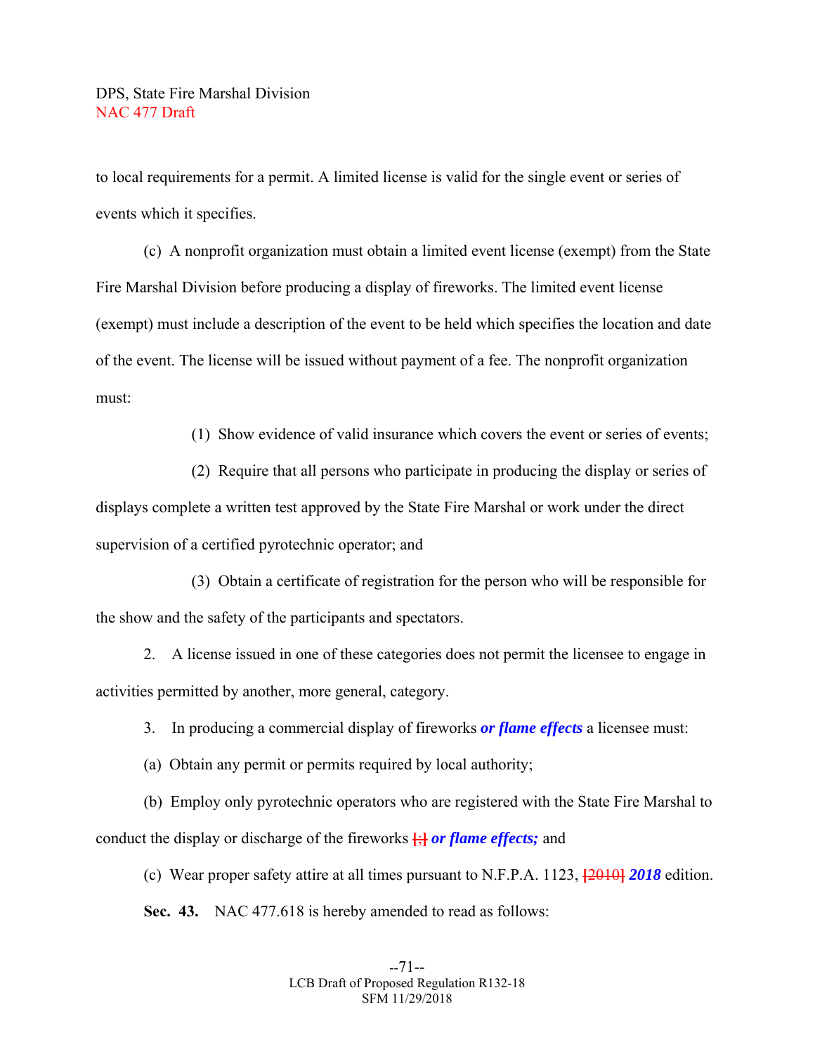to local requirements for a permit. A limited license is valid for the single event or series of events which it specifies.

(c) A nonprofit organization must obtain a limited event license (exempt) from the State Fire Marshal Division before producing a display of fireworks. The limited event license (exempt) must include a description of the event to be held which specifies the location and date of the event. The license will be issued without payment of a fee. The nonprofit organization must:

(1) Show evidence of valid insurance which covers the event or series of events;

(2) Require that all persons who participate in producing the display or series of displays complete a written test approved by the State Fire Marshal or work under the direct supervision of a certified pyrotechnic operator; and

(3) Obtain a certificate of registration for the person who will be responsible for the show and the safety of the participants and spectators.

2. A license issued in one of these categories does not permit the licensee to engage in activities permitted by another, more general, category.

3. In producing a commercial display of fireworks ***or flame effects*** a licensee must:

(a) Obtain any permit or permits required by local authority;

(b) Employ only pyrotechnic operators who are registered with the State Fire Marshal to conduct the display or discharge of the fireworks [;] ***or flame effects;*** and

(c) Wear proper safety attire at all times pursuant to N.F.P.A. 1123, [2010] ***2018*** edition.

**Sec. 43.** NAC 477.618 is hereby amended to read as follows: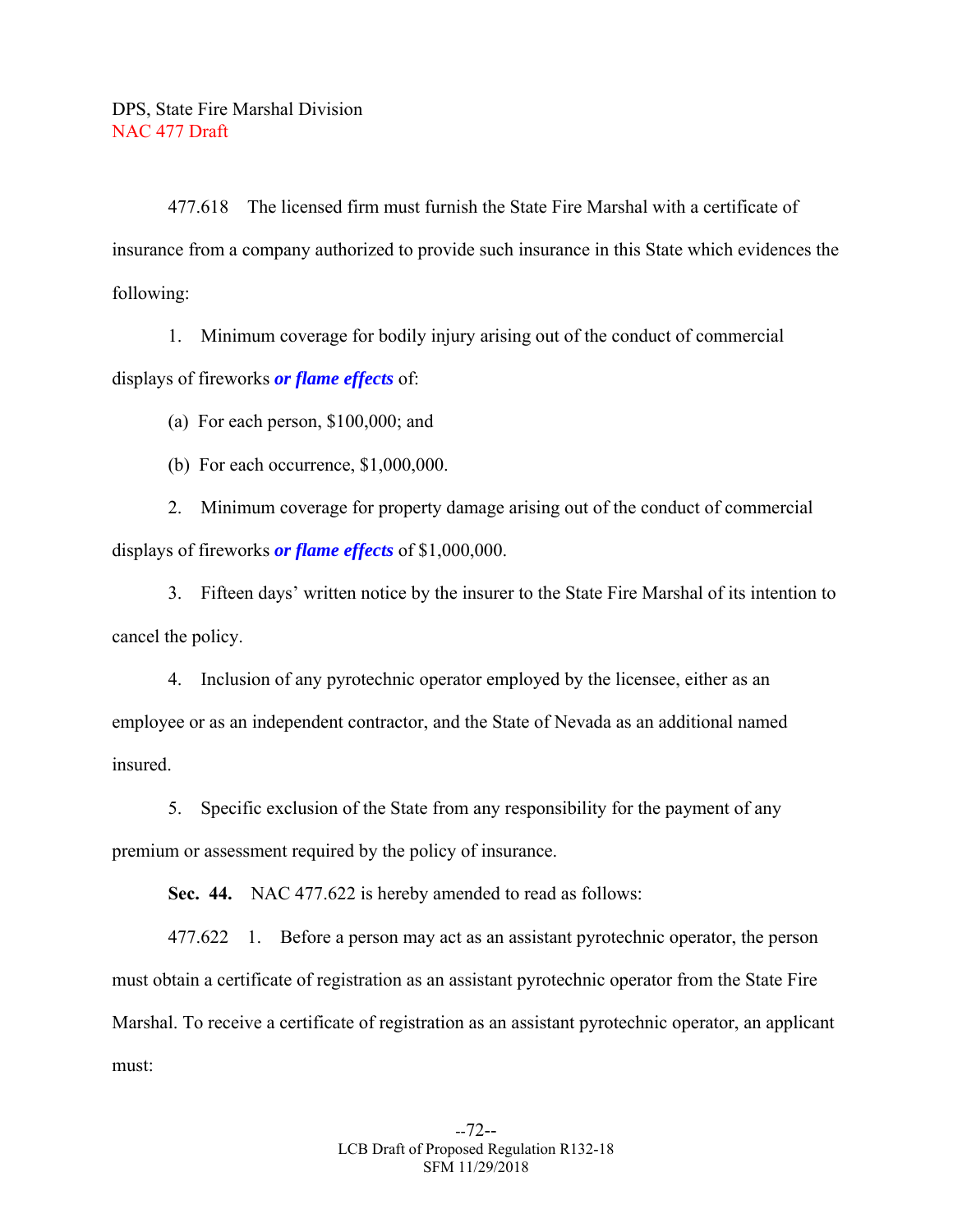477.618 The licensed firm must furnish the State Fire Marshal with a certificate of insurance from a company authorized to provide such insurance in this State which evidences the following:

1. Minimum coverage for bodily injury arising out of the conduct of commercial displays of fireworks ***or flame effects*** of:

(a) For each person, $100,000; and

(b) For each occurrence, $1,000,000.

2. Minimum coverage for property damage arising out of the conduct of commercial displays of fireworks ***or flame effects*** of $1,000,000.

3. Fifteen days' written notice by the insurer to the State Fire Marshal of its intention to cancel the policy.

4. Inclusion of any pyrotechnic operator employed by the licensee, either as an employee or as an independent contractor, and the State of Nevada as an additional named insured.

5. Specific exclusion of the State from any responsibility for the payment of any premium or assessment required by the policy of insurance.

**Sec. 44.** NAC 477.622 is hereby amended to read as follows:

477.622 1. Before a person may act as an assistant pyrotechnic operator, the person must obtain a certificate of registration as an assistant pyrotechnic operator from the State Fire Marshal. To receive a certificate of registration as an assistant pyrotechnic operator, an applicant must: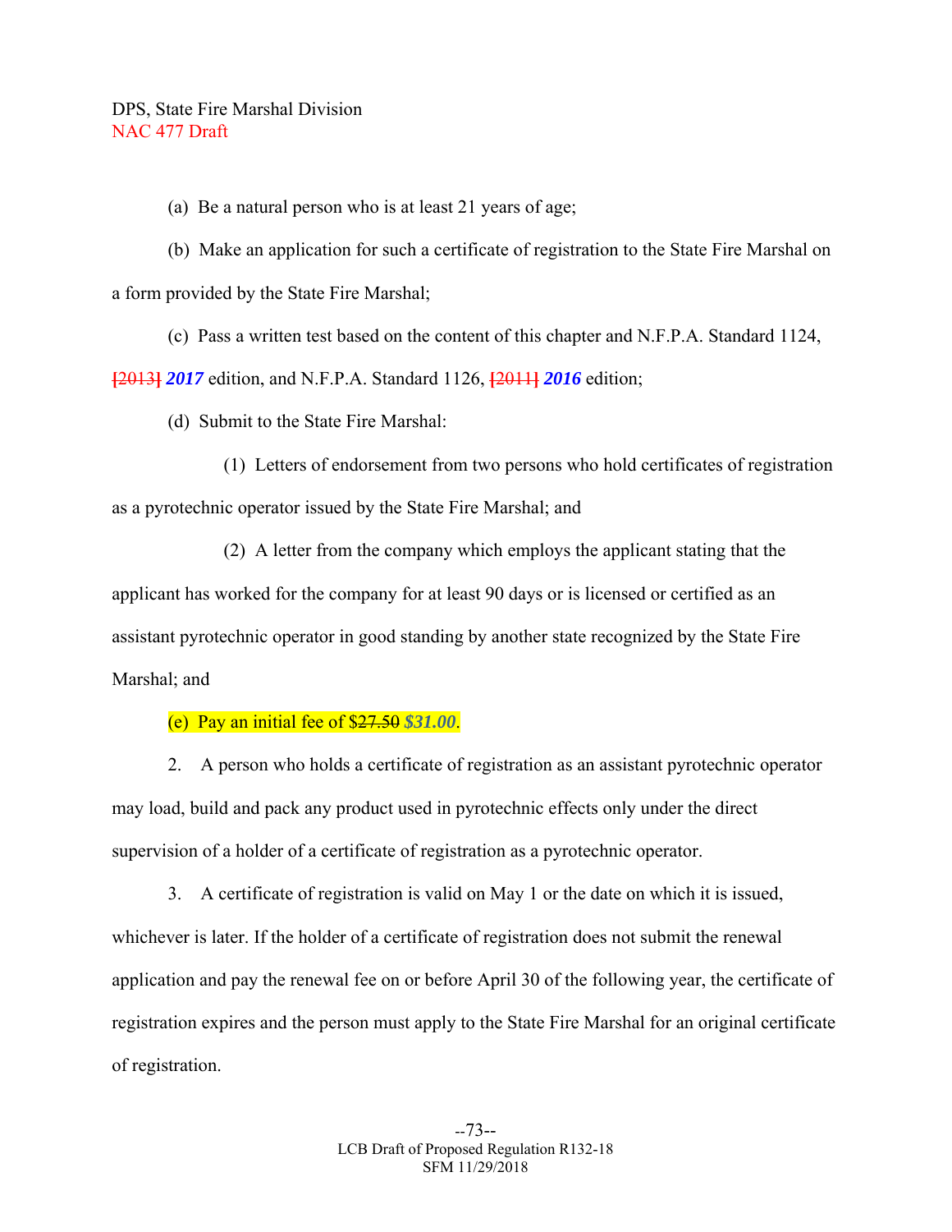(a) Be a natural person who is at least 21 years of age;

(b) Make an application for such a certificate of registration to the State Fire Marshal on a form provided by the State Fire Marshal;

(c) Pass a written test based on the content of this chapter and N.F.P.A. Standard 1124, ~~[2013]~~ ***2017*** edition, and N.F.P.A. Standard 1126, ~~[2011]~~ ***2016*** edition;

(d) Submit to the State Fire Marshal:

(1) Letters of endorsement from two persons who hold certificates of registration as a pyrotechnic operator issued by the State Fire Marshal; and

(2) A letter from the company which employs the applicant stating that the applicant has worked for the company for at least 90 days or is licensed or certified as an assistant pyrotechnic operator in good standing by another state recognized by the State Fire Marshal; and

(e) Pay an initial fee of $~~27.50~~ ***$31.00***.

2. A person who holds a certificate of registration as an assistant pyrotechnic operator may load, build and pack any product used in pyrotechnic effects only under the direct supervision of a holder of a certificate of registration as a pyrotechnic operator.

3. A certificate of registration is valid on May 1 or the date on which it is issued, whichever is later. If the holder of a certificate of registration does not submit the renewal application and pay the renewal fee on or before April 30 of the following year, the certificate of registration expires and the person must apply to the State Fire Marshal for an original certificate of registration.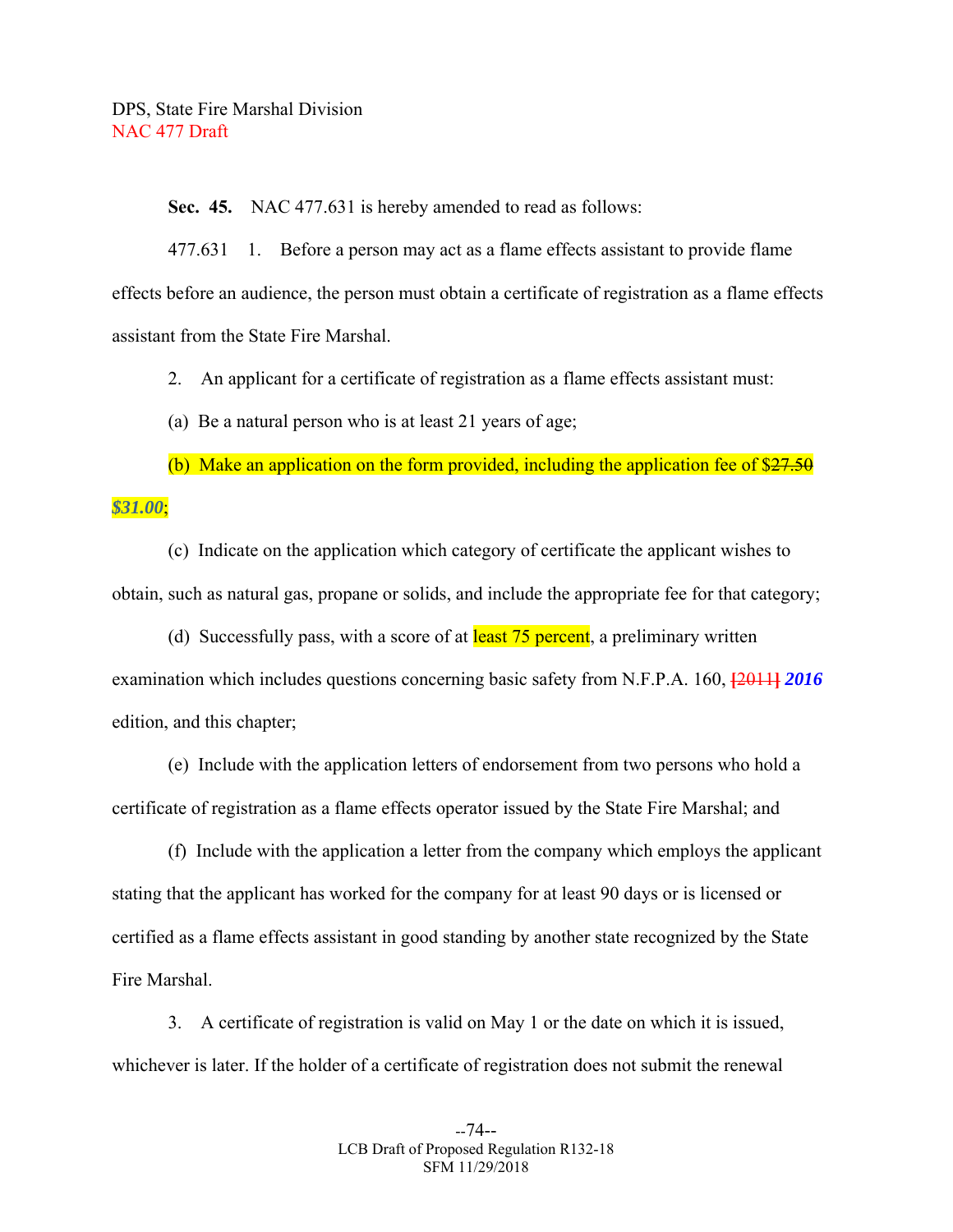DPS, State Fire Marshal Division
NAC 477 Draft

**Sec. 45.** NAC 477.631 is hereby amended to read as follows:

477.631 1. Before a person may act as a flame effects assistant to provide flame effects before an audience, the person must obtain a certificate of registration as a flame effects assistant from the State Fire Marshal.

2. An applicant for a certificate of registration as a flame effects assistant must:

(a) Be a natural person who is at least 21 years of age;

(b) Make an application on the form provided, including the application fee of ~~$27.50~~ ***$31.00***;

(c) Indicate on the application which category of certificate the applicant wishes to obtain, such as natural gas, propane or solids, and include the appropriate fee for that category;

(d) Successfully pass, with a score of at least 75 percent, a preliminary written examination which includes questions concerning basic safety from N.F.P.A. 160, [2011] ***2016*** edition, and this chapter;

(e) Include with the application letters of endorsement from two persons who hold a certificate of registration as a flame effects operator issued by the State Fire Marshal; and

(f) Include with the application a letter from the company which employs the applicant stating that the applicant has worked for the company for at least 90 days or is licensed or certified as a flame effects assistant in good standing by another state recognized by the State Fire Marshal.

3. A certificate of registration is valid on May 1 or the date on which it is issued, whichever is later. If the holder of a certificate of registration does not submit the renewal

LCB Draft of Proposed Regulation R132-18
SFM 11/29/2018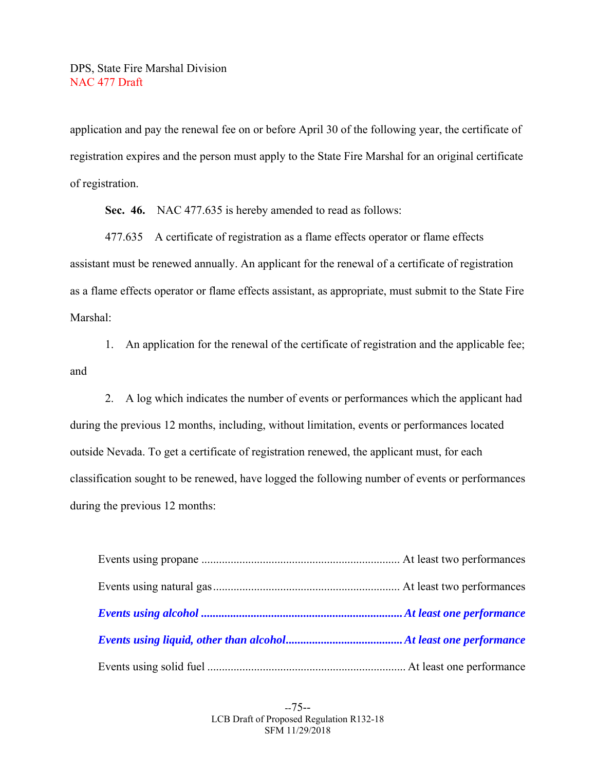application and pay the renewal fee on or before April 30 of the following year, the certificate of registration expires and the person must apply to the State Fire Marshal for an original certificate of registration.

**Sec. 46.** NAC 477.635 is hereby amended to read as follows:

477.635 A certificate of registration as a flame effects operator or flame effects assistant must be renewed annually. An applicant for the renewal of a certificate of registration as a flame effects operator or flame effects assistant, as appropriate, must submit to the State Fire Marshal:

1. An application for the renewal of the certificate of registration and the applicable fee; and

2. A log which indicates the number of events or performances which the applicant had during the previous 12 months, including, without limitation, events or performances located outside Nevada. To get a certificate of registration renewed, the applicant must, for each classification sought to be renewed, have logged the following number of events or performances during the previous 12 months:

Events using propane .................................................................... At least two performances

Events using natural gas ............................................................... At least two performances

***Events using alcohol .................................................................... At least one performance***

***Events using liquid, other than alcohol........................................ At least one performance***

Events using solid fuel .................................................................... At least one performance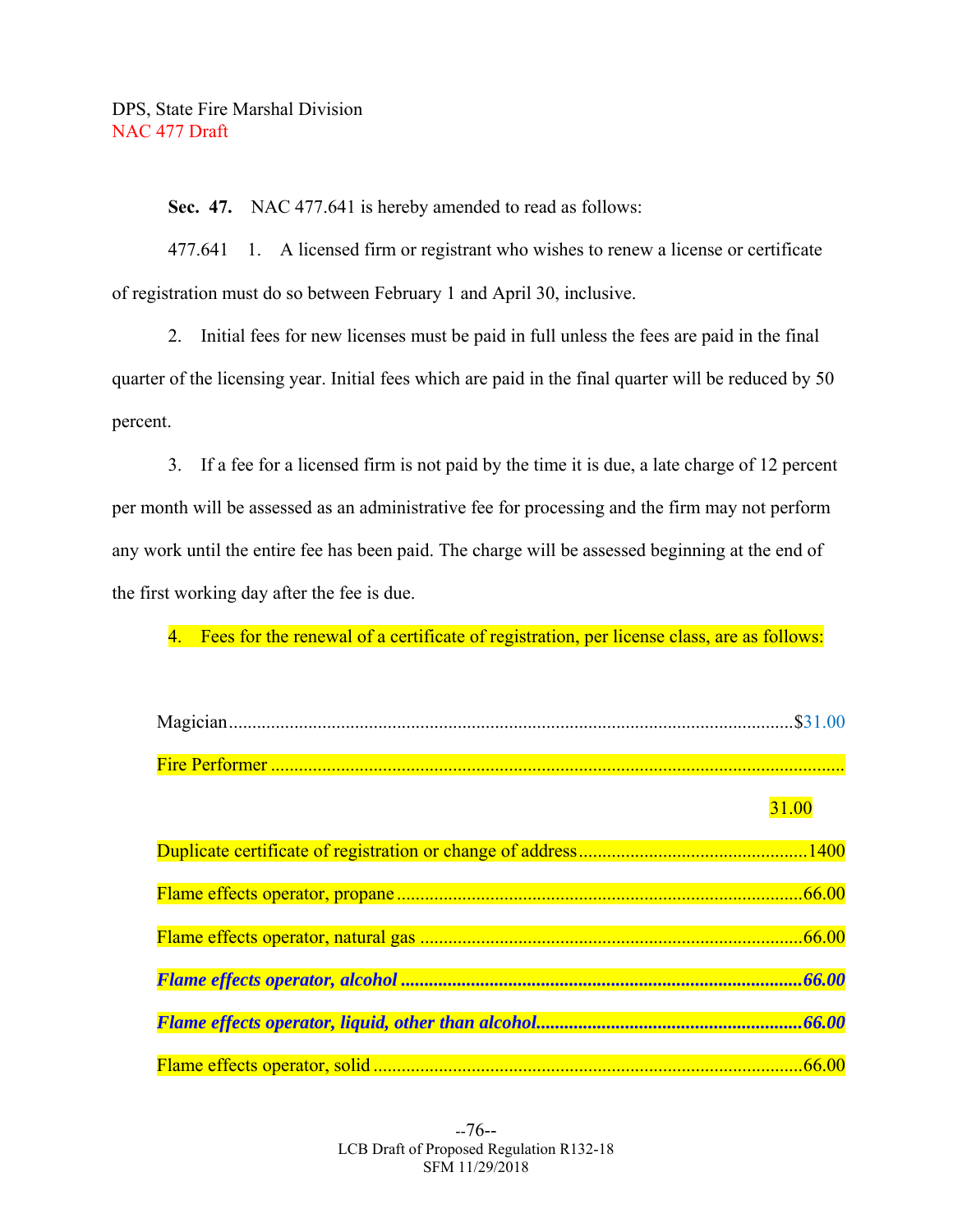DPS, State Fire Marshal Division
NAC 477 Draft

**Sec. 47.** NAC 477.641 is hereby amended to read as follows:

477.641 1. A licensed firm or registrant who wishes to renew a license or certificate of registration must do so between February 1 and April 30, inclusive.

2. Initial fees for new licenses must be paid in full unless the fees are paid in the final quarter of the licensing year. Initial fees which are paid in the final quarter will be reduced by 50 percent.

3. If a fee for a licensed firm is not paid by the time it is due, a late charge of 12 percent per month will be assessed as an administrative fee for processing and the firm may not perform any work until the entire fee has been paid. The charge will be assessed beginning at the end of the first working day after the fee is due.

4. Fees for the renewal of a certificate of registration, per license class, are as follows:

| | |
|---|---|
| Magician | $31.00 |
| Fire Performer | 31.00 |
| Duplicate certificate of registration or change of address | 1400 |
| Flame effects operator, propane | 66.00 |
| Flame effects operator, natural gas | 66.00 |
| ***Flame effects operator, alcohol*** | ***66.00*** |
| ***Flame effects operator, liquid, other than alcohol*** | ***66.00*** |
| Flame effects operator, solid | 66.00 |

--76--
LCB Draft of Proposed Regulation R132-18
SFM 11/29/2018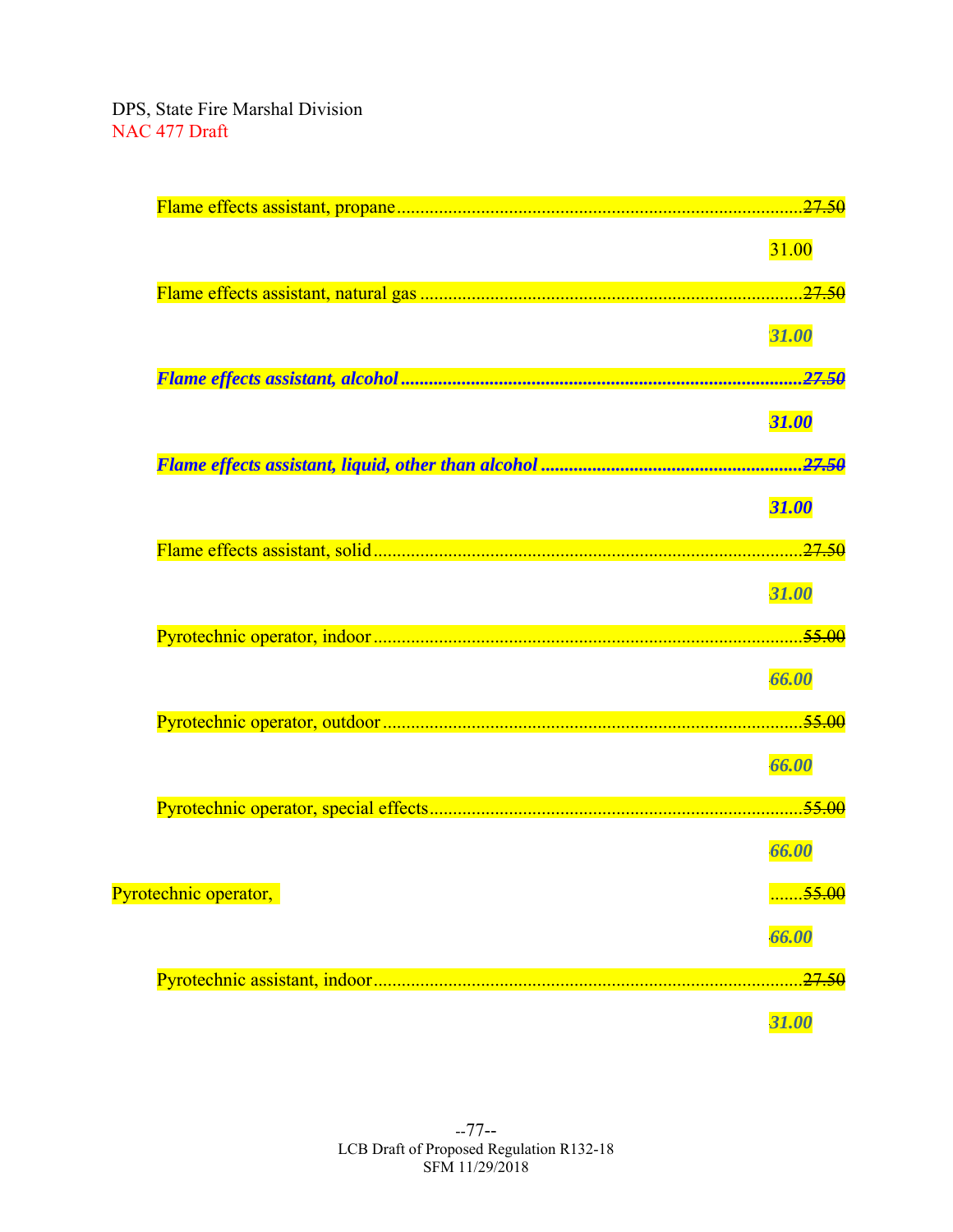Flame effects assistant, propane........................................................................................~~27.50~~

31.00

Flame effects assistant, natural gas ...................................................................................~~27.50~~

***31.00***

***Flame effects assistant, alcohol .......................................................................................~~27.50~~***

***31.00***

***Flame effects assistant, liquid, other than alcohol .........................................................~~27.50~~***

***31.00***

Flame effects assistant, solid.............................................................................................~~27.50~~

***31.00***

Pyrotechnic operator, indoor ............................................................................................~~55.00~~

***66.00***

Pyrotechnic operator, outdoor ..........................................................................................~~55.00~~

***66.00***

Pyrotechnic operator, special effects................................................................................~~55.00~~

***66.00***

Pyrotechnic operator, .......~~55.00~~

***66.00***

Pyrotechnic assistant, indoor............................................................................................~~27.50~~

***31.00***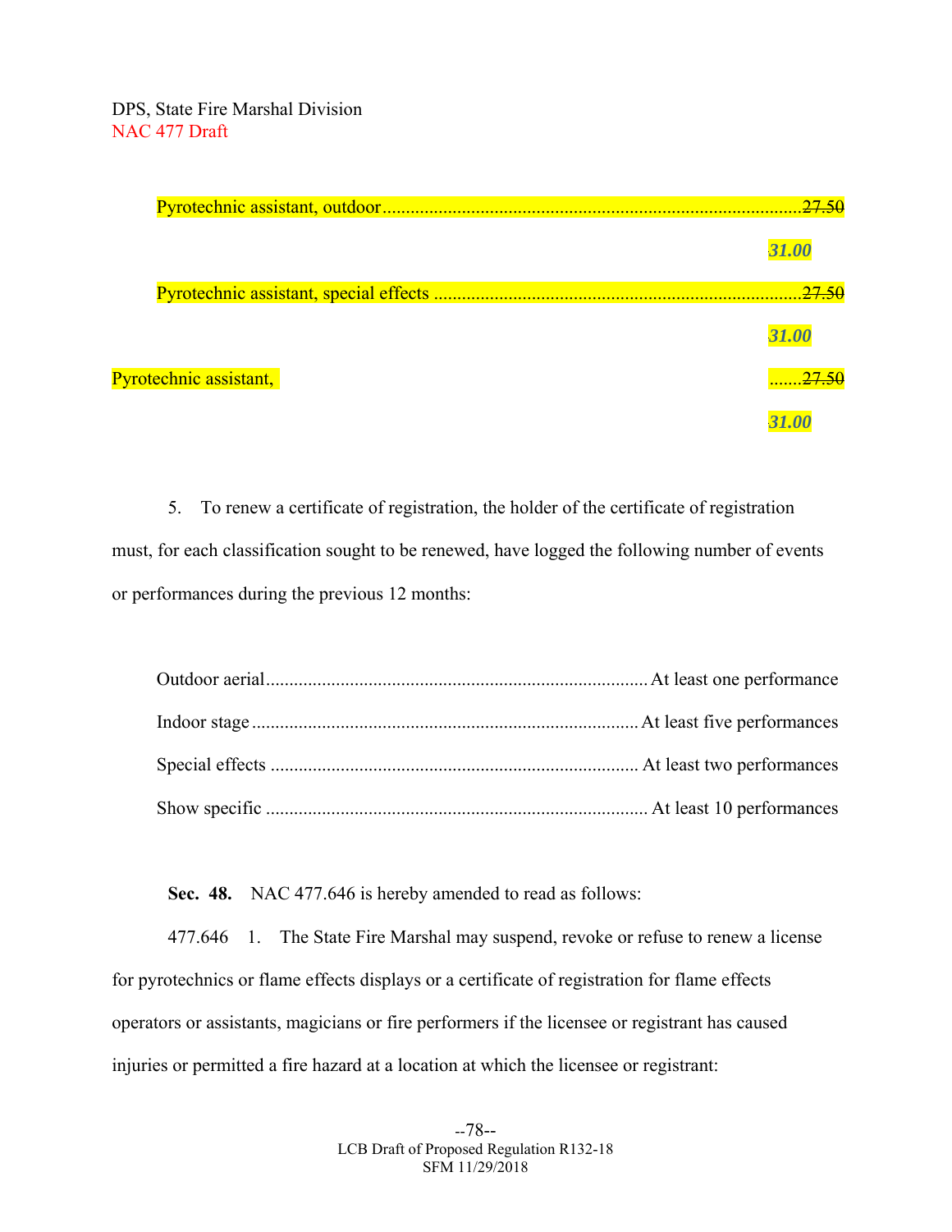Pyrotechnic assistant, outdoor.......................................................................................... ~~27.50~~

***31.00***

Pyrotechnic assistant, special effects ............................................................................... ~~27.50~~

***31.00***

Pyrotechnic assistant, ....... ~~27.50~~

***31.00***

5. To renew a certificate of registration, the holder of the certificate of registration must, for each classification sought to be renewed, have logged the following number of events or performances during the previous 12 months:

Outdoor aerial.................................................................................. At least one performance

Indoor stage .................................................................................. At least five performances

Special effects .............................................................................. At least two performances

Show specific ................................................................................. At least 10 performances

**Sec. 48.** NAC 477.646 is hereby amended to read as follows:

477.646 1. The State Fire Marshal may suspend, revoke or refuse to renew a license for pyrotechnics or flame effects displays or a certificate of registration for flame effects operators or assistants, magicians or fire performers if the licensee or registrant has caused injuries or permitted a fire hazard at a location at which the licensee or registrant: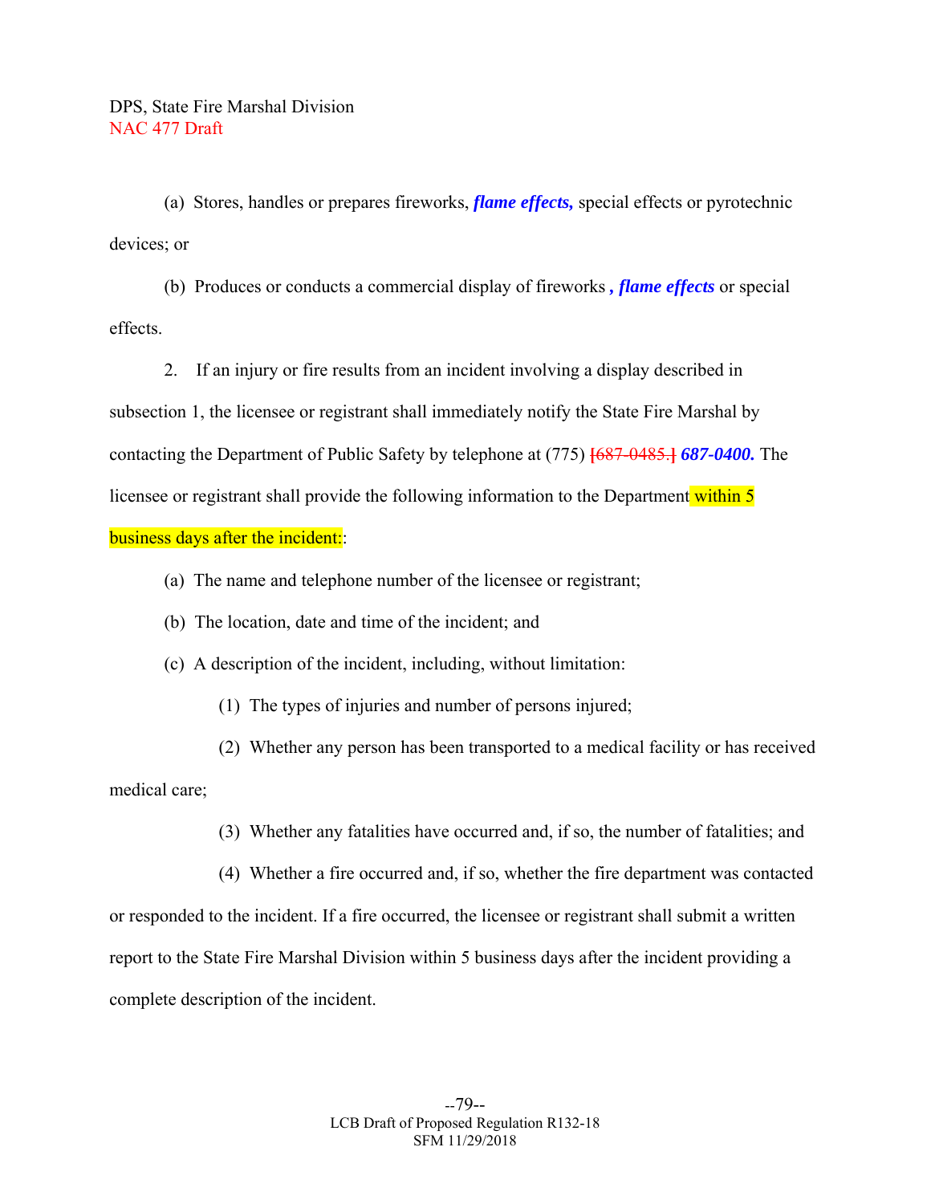(a) Stores, handles or prepares fireworks, ***flame effects,*** special effects or pyrotechnic devices; or

(b) Produces or conducts a commercial display of fireworks ***, flame effects*** or special effects.

2. If an injury or fire results from an incident involving a display described in subsection 1, the licensee or registrant shall immediately notify the State Fire Marshal by contacting the Department of Public Safety by telephone at (775) ~~[687-0485.]~~ ***687-0400.*** The licensee or registrant shall provide the following information to the Department within 5 business days after the incident::

(a) The name and telephone number of the licensee or registrant;

(b) The location, date and time of the incident; and

(c) A description of the incident, including, without limitation:

(1) The types of injuries and number of persons injured;

(2) Whether any person has been transported to a medical facility or has received medical care;

(3) Whether any fatalities have occurred and, if so, the number of fatalities; and

(4) Whether a fire occurred and, if so, whether the fire department was contacted or responded to the incident. If a fire occurred, the licensee or registrant shall submit a written report to the State Fire Marshal Division within 5 business days after the incident providing a complete description of the incident.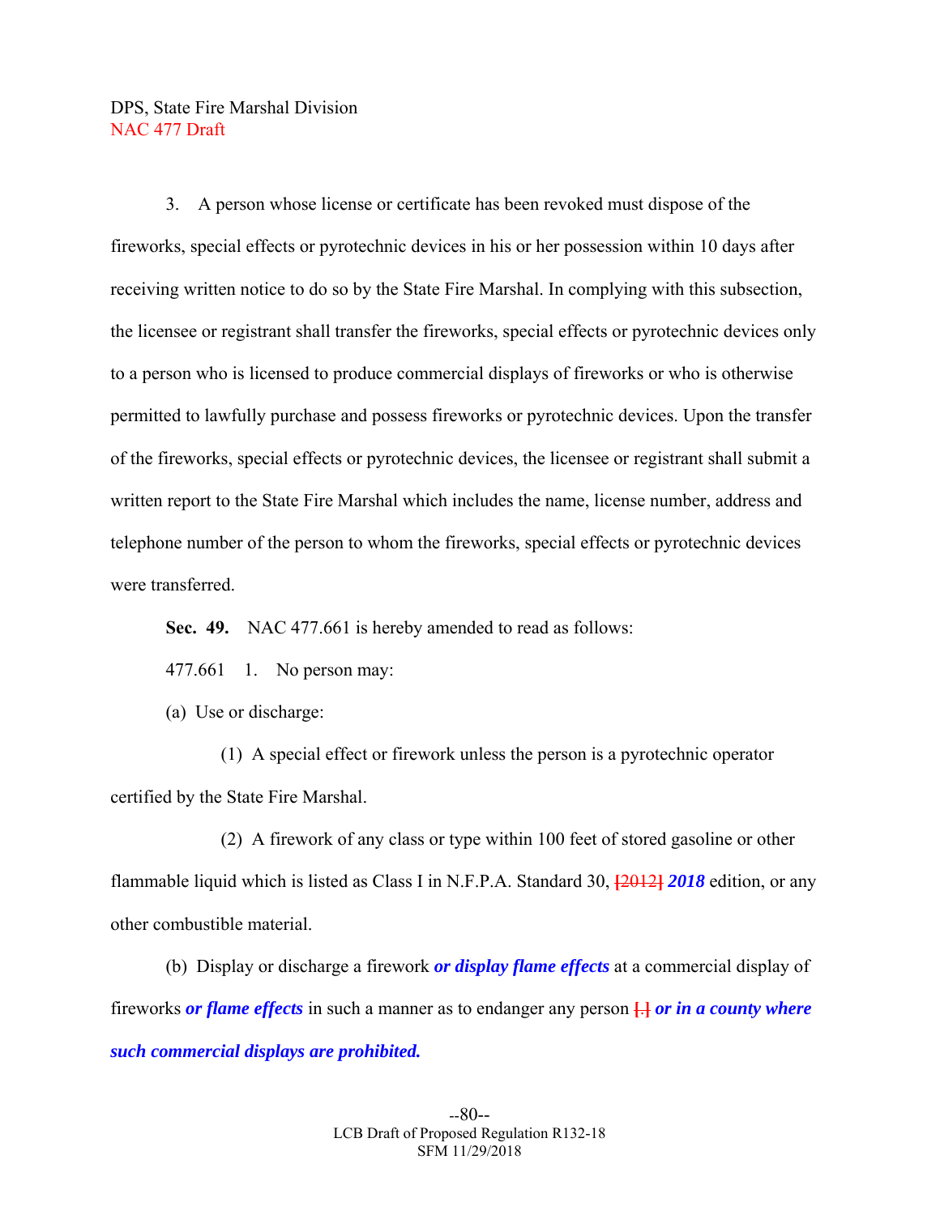3. A person whose license or certificate has been revoked must dispose of the fireworks, special effects or pyrotechnic devices in his or her possession within 10 days after receiving written notice to do so by the State Fire Marshal. In complying with this subsection, the licensee or registrant shall transfer the fireworks, special effects or pyrotechnic devices only to a person who is licensed to produce commercial displays of fireworks or who is otherwise permitted to lawfully purchase and possess fireworks or pyrotechnic devices. Upon the transfer of the fireworks, special effects or pyrotechnic devices, the licensee or registrant shall submit a written report to the State Fire Marshal which includes the name, license number, address and telephone number of the person to whom the fireworks, special effects or pyrotechnic devices were transferred.

**Sec. 49.** NAC 477.661 is hereby amended to read as follows:

477.661 1. No person may:

(a) Use or discharge:

(1) A special effect or firework unless the person is a pyrotechnic operator certified by the State Fire Marshal.

(2) A firework of any class or type within 100 feet of stored gasoline or other flammable liquid which is listed as Class I in N.F.P.A. Standard 30, [2012] ***2018*** edition, or any other combustible material.

(b) Display or discharge a firework ***or display flame effects*** at a commercial display of fireworks ***or flame effects*** in such a manner as to endanger any person [.] ***or in a county where such commercial displays are prohibited.***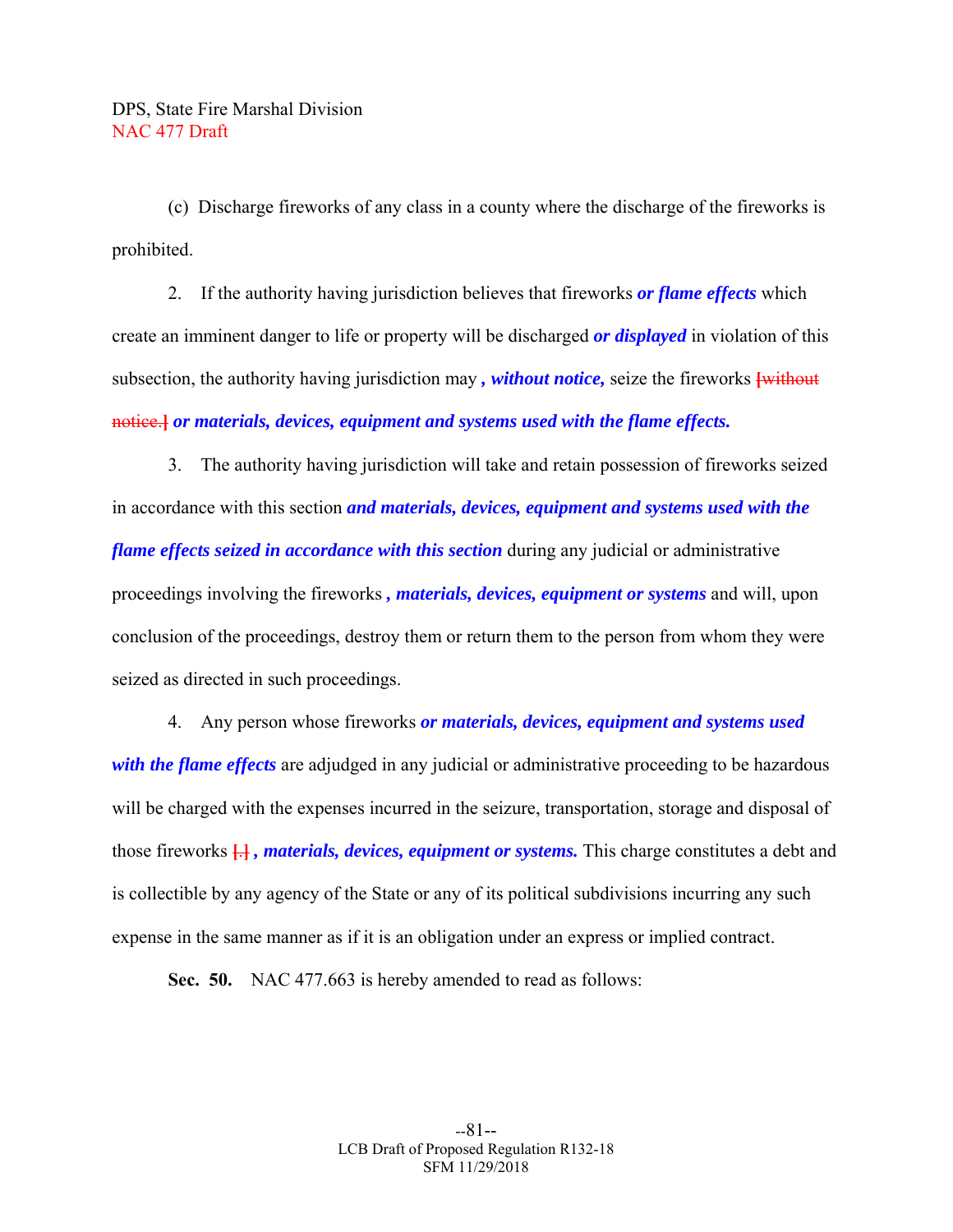(c) Discharge fireworks of any class in a county where the discharge of the fireworks is prohibited.

2. If the authority having jurisdiction believes that fireworks ***or flame effects*** which create an imminent danger to life or property will be discharged ***or displayed*** in violation of this subsection, the authority having jurisdiction may ***, without notice,*** seize the fireworks [without notice.] ***or materials, devices, equipment and systems used with the flame effects.***

3. The authority having jurisdiction will take and retain possession of fireworks seized in accordance with this section ***and materials, devices, equipment and systems used with the flame effects seized in accordance with this section*** during any judicial or administrative proceedings involving the fireworks ***, materials, devices, equipment or systems*** and will, upon conclusion of the proceedings, destroy them or return them to the person from whom they were seized as directed in such proceedings.

4. Any person whose fireworks ***or materials, devices, equipment and systems used with the flame effects*** are adjudged in any judicial or administrative proceeding to be hazardous will be charged with the expenses incurred in the seizure, transportation, storage and disposal of those fireworks [.] ***, materials, devices, equipment or systems.*** This charge constitutes a debt and is collectible by any agency of the State or any of its political subdivisions incurring any such expense in the same manner as if it is an obligation under an express or implied contract.

**Sec. 50.** NAC 477.663 is hereby amended to read as follows: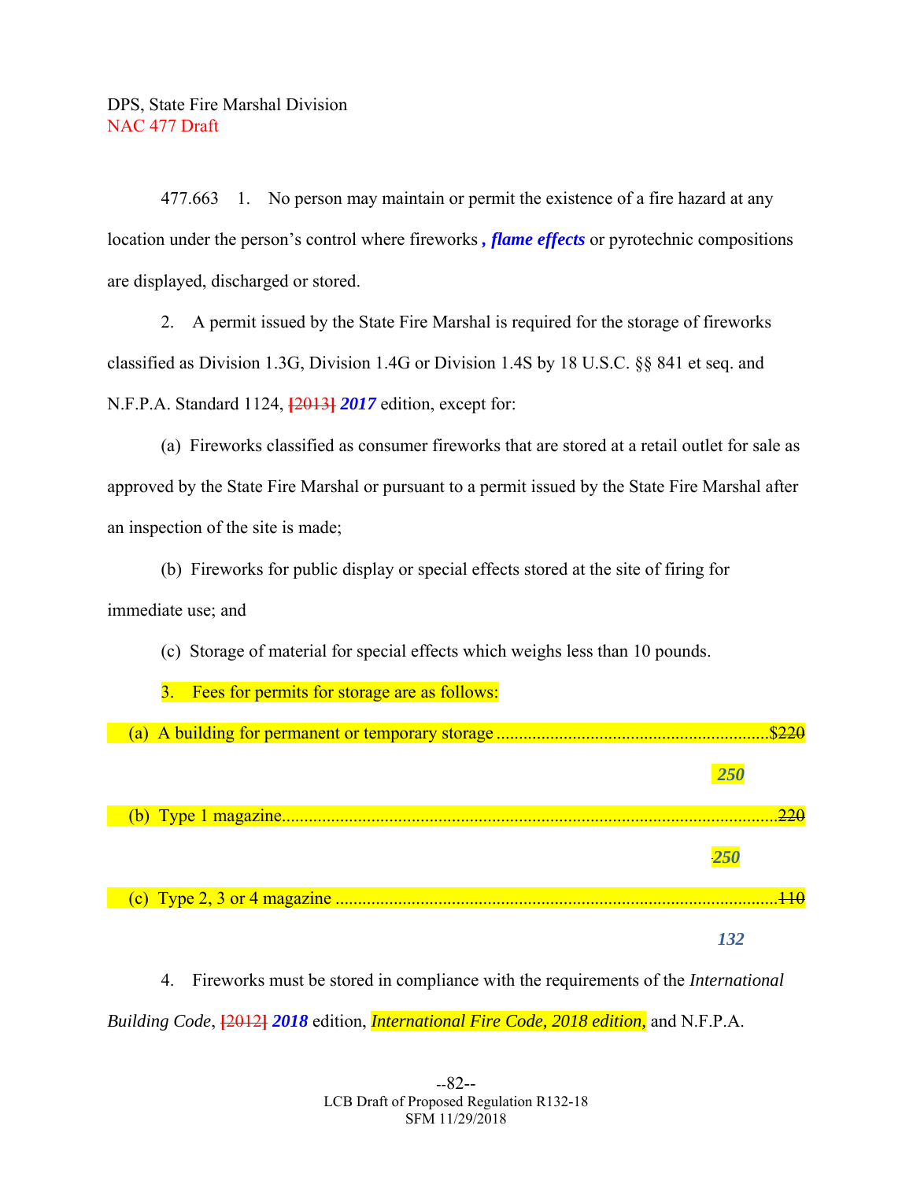DPS, State Fire Marshal Division
NAC 477 Draft

477.663 1. No person may maintain or permit the existence of a fire hazard at any location under the person's control where fireworks ***, flame effects*** or pyrotechnic compositions are displayed, discharged or stored.

2. A permit issued by the State Fire Marshal is required for the storage of fireworks classified as Division 1.3G, Division 1.4G or Division 1.4S by 18 U.S.C. §§ 841 et seq. and N.F.P.A. Standard 1124, ~~[2013]~~ ***2017*** edition, except for:

(a) Fireworks classified as consumer fireworks that are stored at a retail outlet for sale as approved by the State Fire Marshal or pursuant to a permit issued by the State Fire Marshal after an inspection of the site is made;

(b) Fireworks for public display or special effects stored at the site of firing for immediate use; and

(c) Storage of material for special effects which weighs less than 10 pounds.

3. Fees for permits for storage are as follows:

(a) A building for permanent or temporary storage .................................................. $~~220~~ ***250***

(b) Type 1 magazine .................................................................................................. ~~220~~ ***250***

(c) Type 2, 3 or 4 magazine ........................................................................................ ~~110~~ ***132***

4. Fireworks must be stored in compliance with the requirements of the *International Building Code*, ~~[2012]~~ ***2018*** edition, *International Fire Code, 2018 edition,* and N.F.P.A.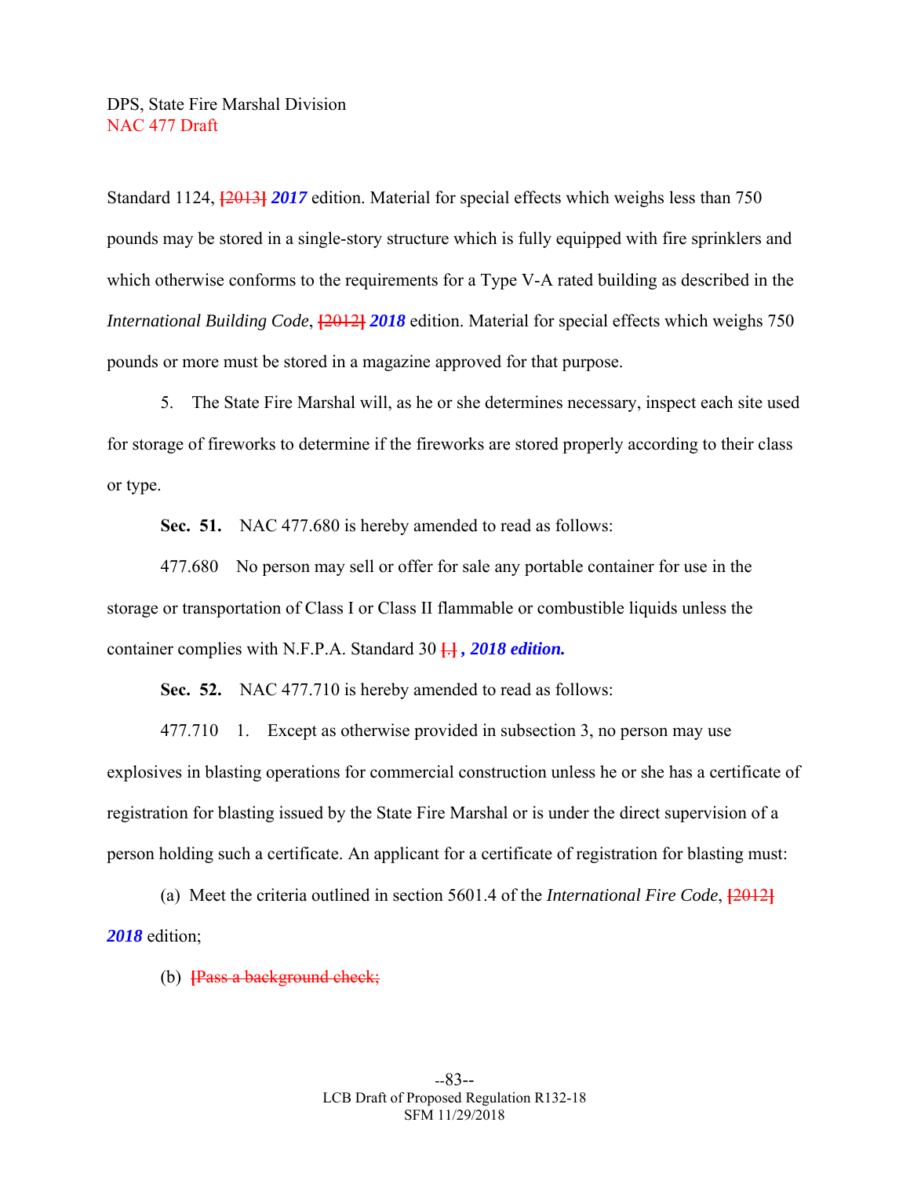Standard 1124, [2013] ***2017*** edition. Material for special effects which weighs less than 750 pounds may be stored in a single-story structure which is fully equipped with fire sprinklers and which otherwise conforms to the requirements for a Type V-A rated building as described in the *International Building Code*, [2012] ***2018*** edition. Material for special effects which weighs 750 pounds or more must be stored in a magazine approved for that purpose.

5. The State Fire Marshal will, as he or she determines necessary, inspect each site used for storage of fireworks to determine if the fireworks are stored properly according to their class or type.

**Sec. 51.** NAC 477.680 is hereby amended to read as follows:

477.680 No person may sell or offer for sale any portable container for use in the storage or transportation of Class I or Class II flammable or combustible liquids unless the container complies with N.F.P.A. Standard 30 [.] ***, 2018 edition.***

**Sec. 52.** NAC 477.710 is hereby amended to read as follows:

477.710 1. Except as otherwise provided in subsection 3, no person may use explosives in blasting operations for commercial construction unless he or she has a certificate of registration for blasting issued by the State Fire Marshal or is under the direct supervision of a person holding such a certificate. An applicant for a certificate of registration for blasting must:

(a) Meet the criteria outlined in section 5601.4 of the *International Fire Code*, [2012] ***2018*** edition;

(b) ~~[Pass a background check;~~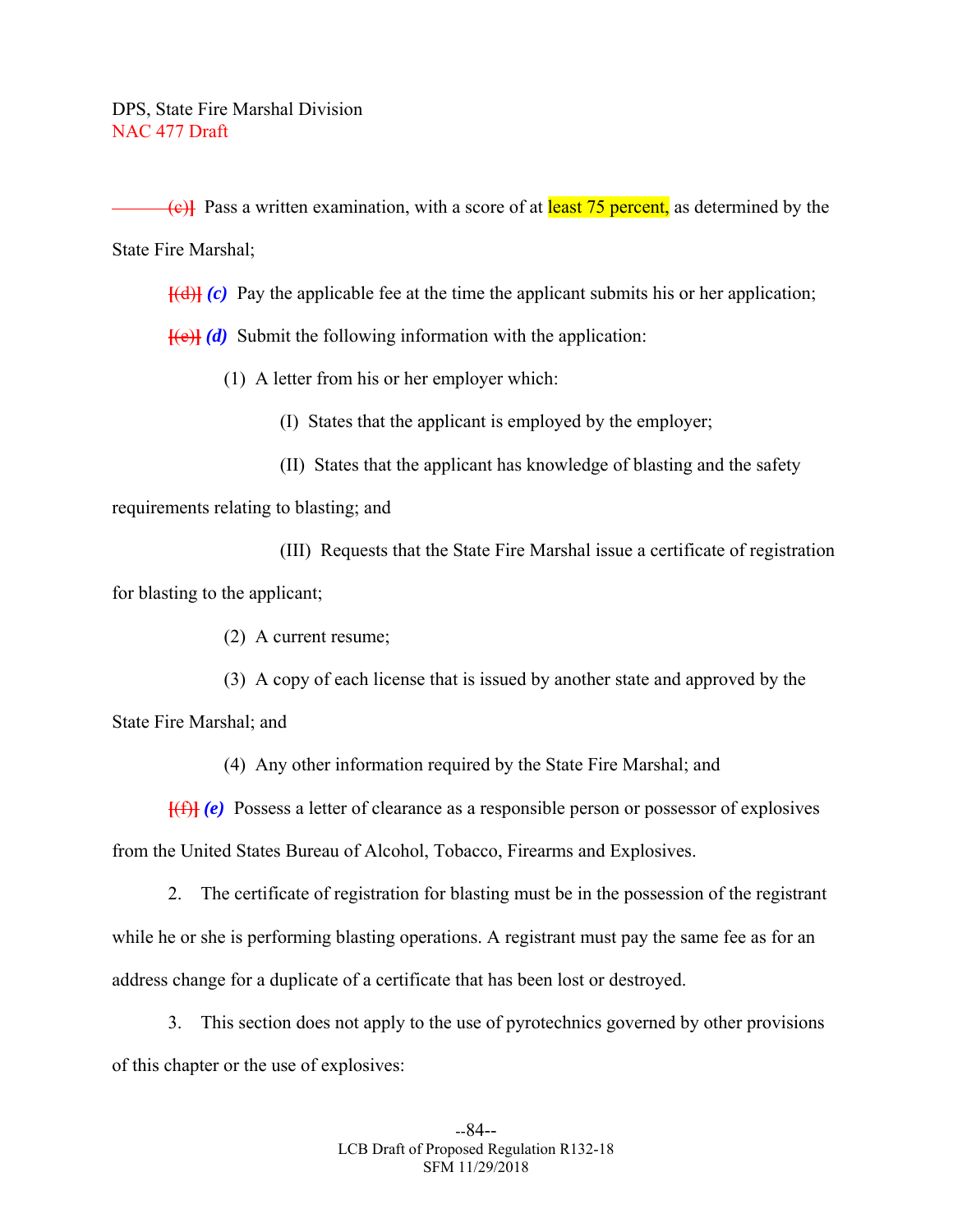~~(c)~~] Pass a written examination, with a score of at least 75 percent, as determined by the State Fire Marshal;

[~~(d)~~] ***(c)*** Pay the applicable fee at the time the applicant submits his or her application;

[~~(e)~~] ***(d)*** Submit the following information with the application:

(1) A letter from his or her employer which:

(I) States that the applicant is employed by the employer;

(II) States that the applicant has knowledge of blasting and the safety requirements relating to blasting; and

(III) Requests that the State Fire Marshal issue a certificate of registration for blasting to the applicant;

(2) A current resume;

(3) A copy of each license that is issued by another state and approved by the State Fire Marshal; and

(4) Any other information required by the State Fire Marshal; and

[~~(f)~~] ***(e)*** Possess a letter of clearance as a responsible person or possessor of explosives from the United States Bureau of Alcohol, Tobacco, Firearms and Explosives.

2. The certificate of registration for blasting must be in the possession of the registrant while he or she is performing blasting operations. A registrant must pay the same fee as for an address change for a duplicate of a certificate that has been lost or destroyed.

3. This section does not apply to the use of pyrotechnics governed by other provisions of this chapter or the use of explosives: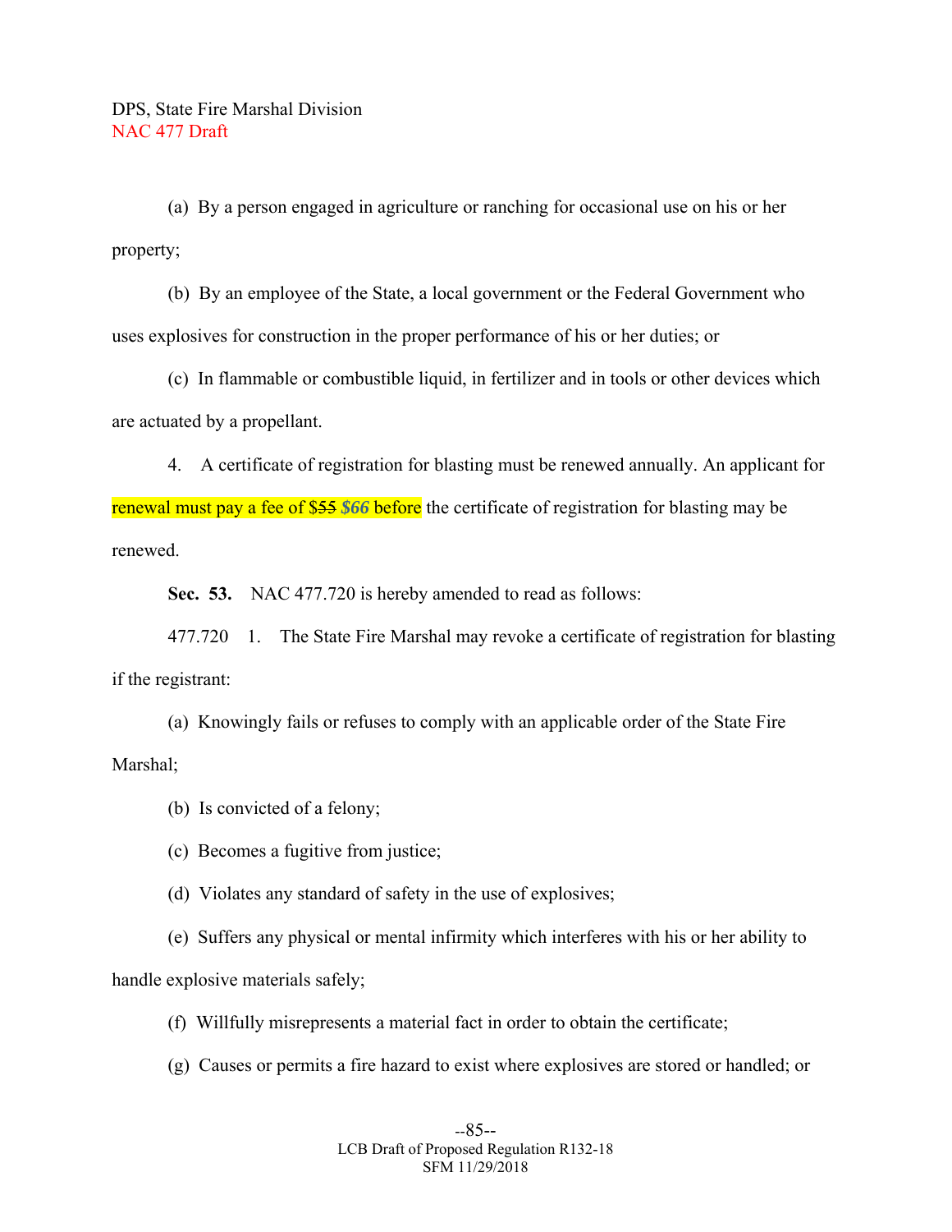(a) By a person engaged in agriculture or ranching for occasional use on his or her property;

(b) By an employee of the State, a local government or the Federal Government who uses explosives for construction in the proper performance of his or her duties; or

(c) In flammable or combustible liquid, in fertilizer and in tools or other devices which are actuated by a propellant.

4. A certificate of registration for blasting must be renewed annually. An applicant for renewal must pay a fee of $~~55~~ ***$66*** before the certificate of registration for blasting may be renewed.

**Sec. 53.** NAC 477.720 is hereby amended to read as follows:

477.720 1. The State Fire Marshal may revoke a certificate of registration for blasting if the registrant:

(a) Knowingly fails or refuses to comply with an applicable order of the State Fire Marshal;

(b) Is convicted of a felony;

(c) Becomes a fugitive from justice;

(d) Violates any standard of safety in the use of explosives;

(e) Suffers any physical or mental infirmity which interferes with his or her ability to handle explosive materials safely;

(f) Willfully misrepresents a material fact in order to obtain the certificate;

(g) Causes or permits a fire hazard to exist where explosives are stored or handled; or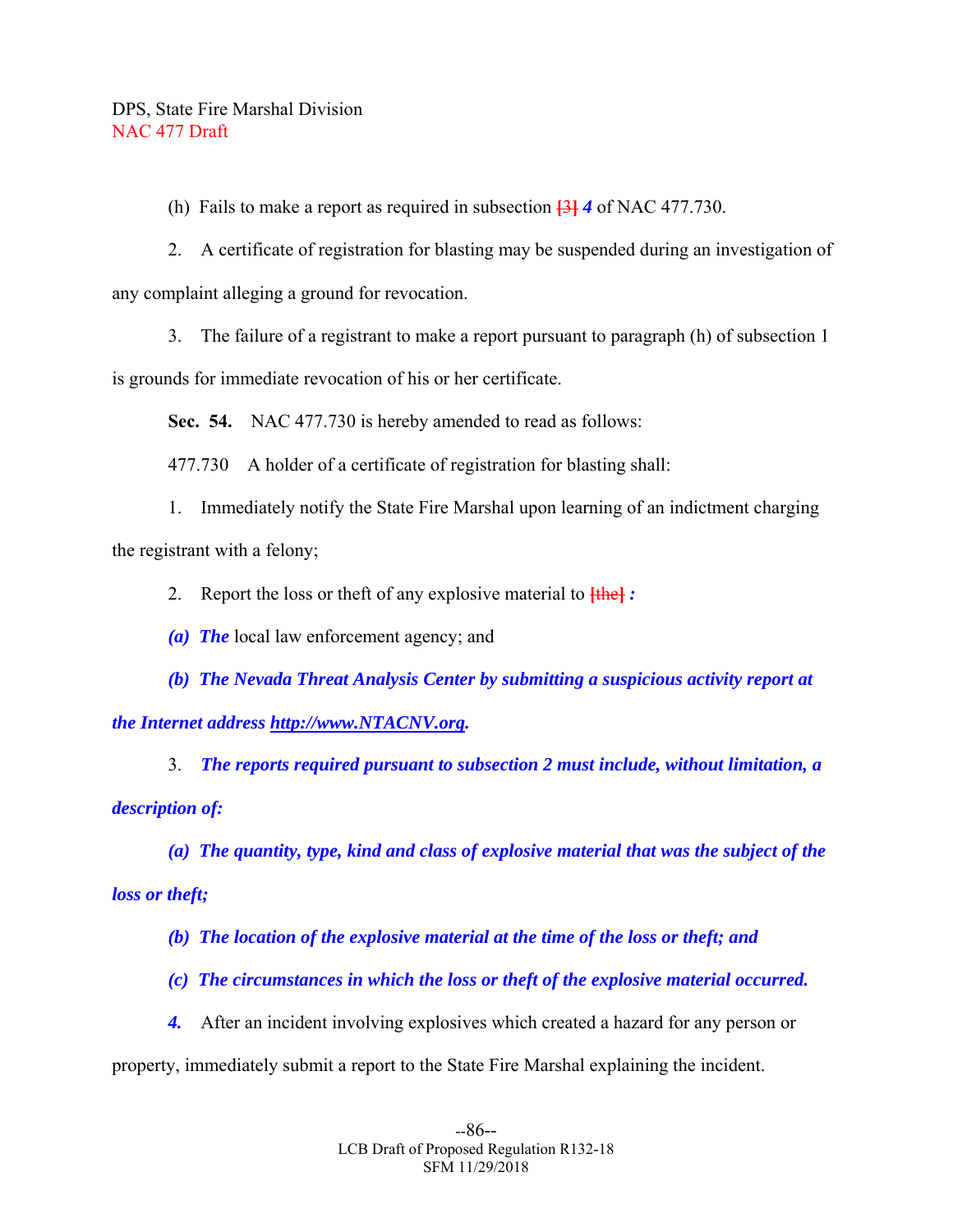(h) Fails to make a report as required in subsection [3] ***4*** of NAC 477.730.

2. A certificate of registration for blasting may be suspended during an investigation of any complaint alleging a ground for revocation.

3. The failure of a registrant to make a report pursuant to paragraph (h) of subsection 1 is grounds for immediate revocation of his or her certificate.

**Sec. 54.** NAC 477.730 is hereby amended to read as follows:

477.730 A holder of a certificate of registration for blasting shall:

1. Immediately notify the State Fire Marshal upon learning of an indictment charging the registrant with a felony;

2. Report the loss or theft of any explosive material to [the] ***:***

***(a) The*** local law enforcement agency; and

***(b) The Nevada Threat Analysis Center by submitting a suspicious activity report at the Internet address http://www.NTACNV.org.***

3. ***The reports required pursuant to subsection 2 must include, without limitation, a description of:***

***(a) The quantity, type, kind and class of explosive material that was the subject of the loss or theft;***

***(b) The location of the explosive material at the time of the loss or theft; and***

***(c) The circumstances in which the loss or theft of the explosive material occurred.***

***4.*** After an incident involving explosives which created a hazard for any person or property, immediately submit a report to the State Fire Marshal explaining the incident.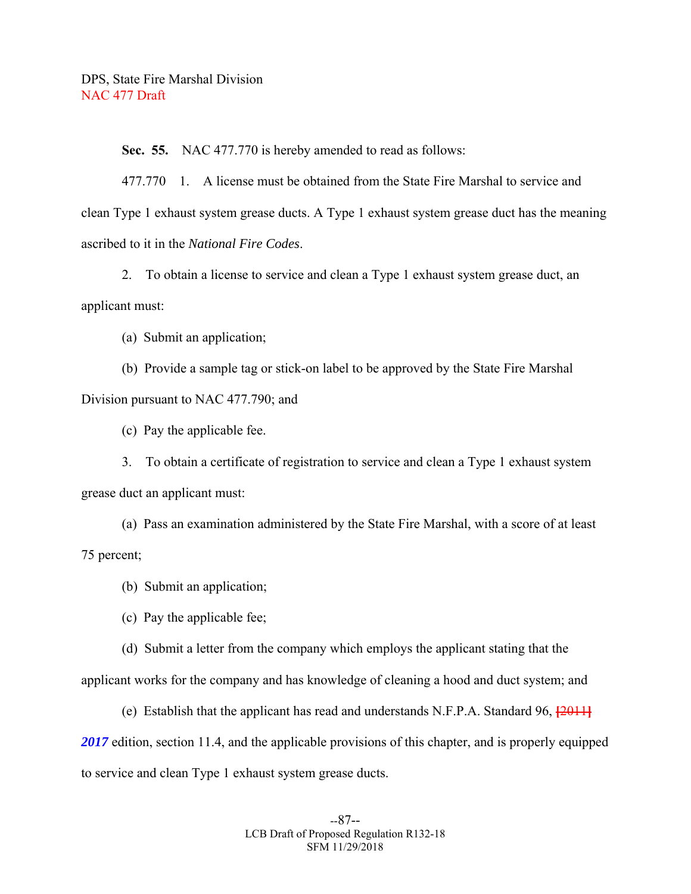**Sec. 55.** NAC 477.770 is hereby amended to read as follows:

477.770 1. A license must be obtained from the State Fire Marshal to service and clean Type 1 exhaust system grease ducts. A Type 1 exhaust system grease duct has the meaning ascribed to it in the *National Fire Codes*.

2. To obtain a license to service and clean a Type 1 exhaust system grease duct, an applicant must:

(a) Submit an application;

(b) Provide a sample tag or stick-on label to be approved by the State Fire Marshal Division pursuant to NAC 477.790; and

(c) Pay the applicable fee.

3. To obtain a certificate of registration to service and clean a Type 1 exhaust system grease duct an applicant must:

(a) Pass an examination administered by the State Fire Marshal, with a score of at least 75 percent;

(b) Submit an application;

(c) Pay the applicable fee;

(d) Submit a letter from the company which employs the applicant stating that the applicant works for the company and has knowledge of cleaning a hood and duct system; and

(e) Establish that the applicant has read and understands N.F.P.A. Standard 96, ~~[2011]~~ ***2017*** edition, section 11.4, and the applicable provisions of this chapter, and is properly equipped to service and clean Type 1 exhaust system grease ducts.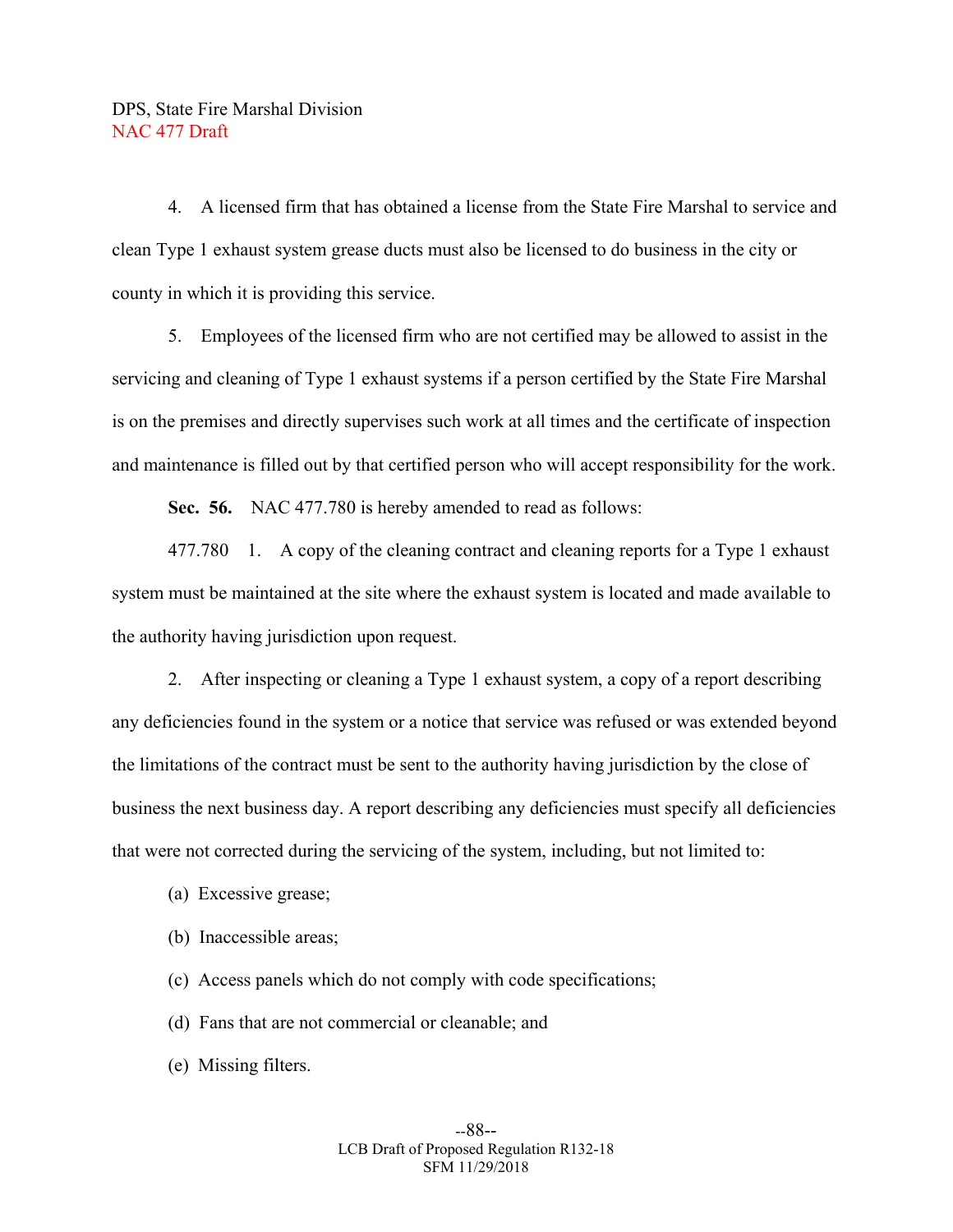4. A licensed firm that has obtained a license from the State Fire Marshal to service and clean Type 1 exhaust system grease ducts must also be licensed to do business in the city or county in which it is providing this service.

5. Employees of the licensed firm who are not certified may be allowed to assist in the servicing and cleaning of Type 1 exhaust systems if a person certified by the State Fire Marshal is on the premises and directly supervises such work at all times and the certificate of inspection and maintenance is filled out by that certified person who will accept responsibility for the work.

**Sec. 56.** NAC 477.780 is hereby amended to read as follows:

477.780 1. A copy of the cleaning contract and cleaning reports for a Type 1 exhaust system must be maintained at the site where the exhaust system is located and made available to the authority having jurisdiction upon request.

2. After inspecting or cleaning a Type 1 exhaust system, a copy of a report describing any deficiencies found in the system or a notice that service was refused or was extended beyond the limitations of the contract must be sent to the authority having jurisdiction by the close of business the next business day. A report describing any deficiencies must specify all deficiencies that were not corrected during the servicing of the system, including, but not limited to:

(a) Excessive grease;

(b) Inaccessible areas;

(c) Access panels which do not comply with code specifications;

(d) Fans that are not commercial or cleanable; and

(e) Missing filters.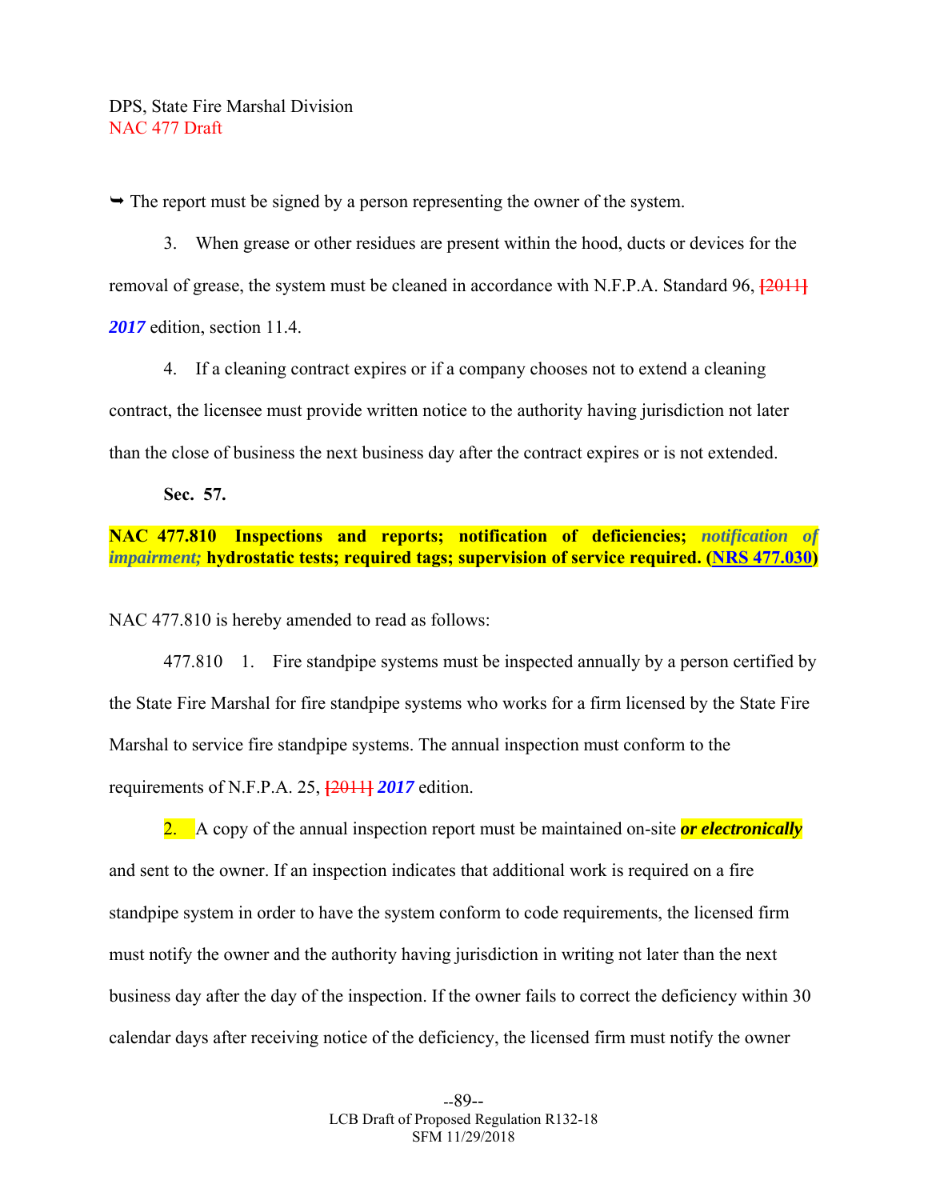→ The report must be signed by a person representing the owner of the system.

3. When grease or other residues are present within the hood, ducts or devices for the removal of grease, the system must be cleaned in accordance with N.F.P.A. Standard 96, [2011] ***2017*** edition, section 11.4.

4. If a cleaning contract expires or if a company chooses not to extend a cleaning contract, the licensee must provide written notice to the authority having jurisdiction not later than the close of business the next business day after the contract expires or is not extended.

**Sec. 57.**

**NAC 477.810 Inspections and reports; notification of deficiencies; *notification of impairment;* hydrostatic tests; required tags; supervision of service required. (NRS 477.030)**

NAC 477.810 is hereby amended to read as follows:

477.810 1. Fire standpipe systems must be inspected annually by a person certified by the State Fire Marshal for fire standpipe systems who works for a firm licensed by the State Fire Marshal to service fire standpipe systems. The annual inspection must conform to the requirements of N.F.P.A. 25, [2011] ***2017*** edition.

2. A copy of the annual inspection report must be maintained on-site ***or electronically*** and sent to the owner. If an inspection indicates that additional work is required on a fire standpipe system in order to have the system conform to code requirements, the licensed firm must notify the owner and the authority having jurisdiction in writing not later than the next business day after the day of the inspection. If the owner fails to correct the deficiency within 30 calendar days after receiving notice of the deficiency, the licensed firm must notify the owner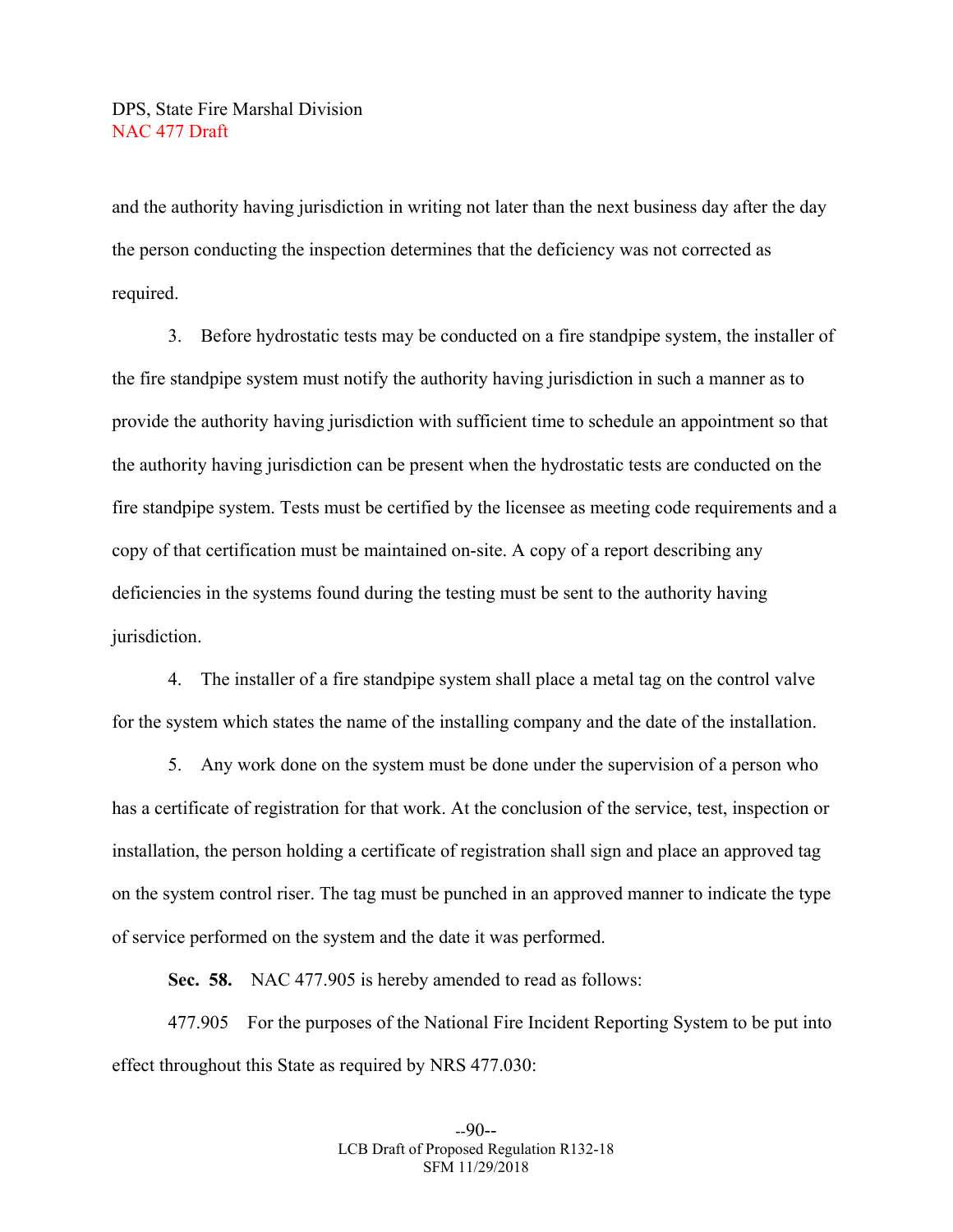and the authority having jurisdiction in writing not later than the next business day after the day the person conducting the inspection determines that the deficiency was not corrected as required.

3. Before hydrostatic tests may be conducted on a fire standpipe system, the installer of the fire standpipe system must notify the authority having jurisdiction in such a manner as to provide the authority having jurisdiction with sufficient time to schedule an appointment so that the authority having jurisdiction can be present when the hydrostatic tests are conducted on the fire standpipe system. Tests must be certified by the licensee as meeting code requirements and a copy of that certification must be maintained on-site. A copy of a report describing any deficiencies in the systems found during the testing must be sent to the authority having jurisdiction.

4. The installer of a fire standpipe system shall place a metal tag on the control valve for the system which states the name of the installing company and the date of the installation.

5. Any work done on the system must be done under the supervision of a person who has a certificate of registration for that work. At the conclusion of the service, test, inspection or installation, the person holding a certificate of registration shall sign and place an approved tag on the system control riser. The tag must be punched in an approved manner to indicate the type of service performed on the system and the date it was performed.

**Sec. 58.** NAC 477.905 is hereby amended to read as follows:

477.905 For the purposes of the National Fire Incident Reporting System to be put into effect throughout this State as required by NRS 477.030: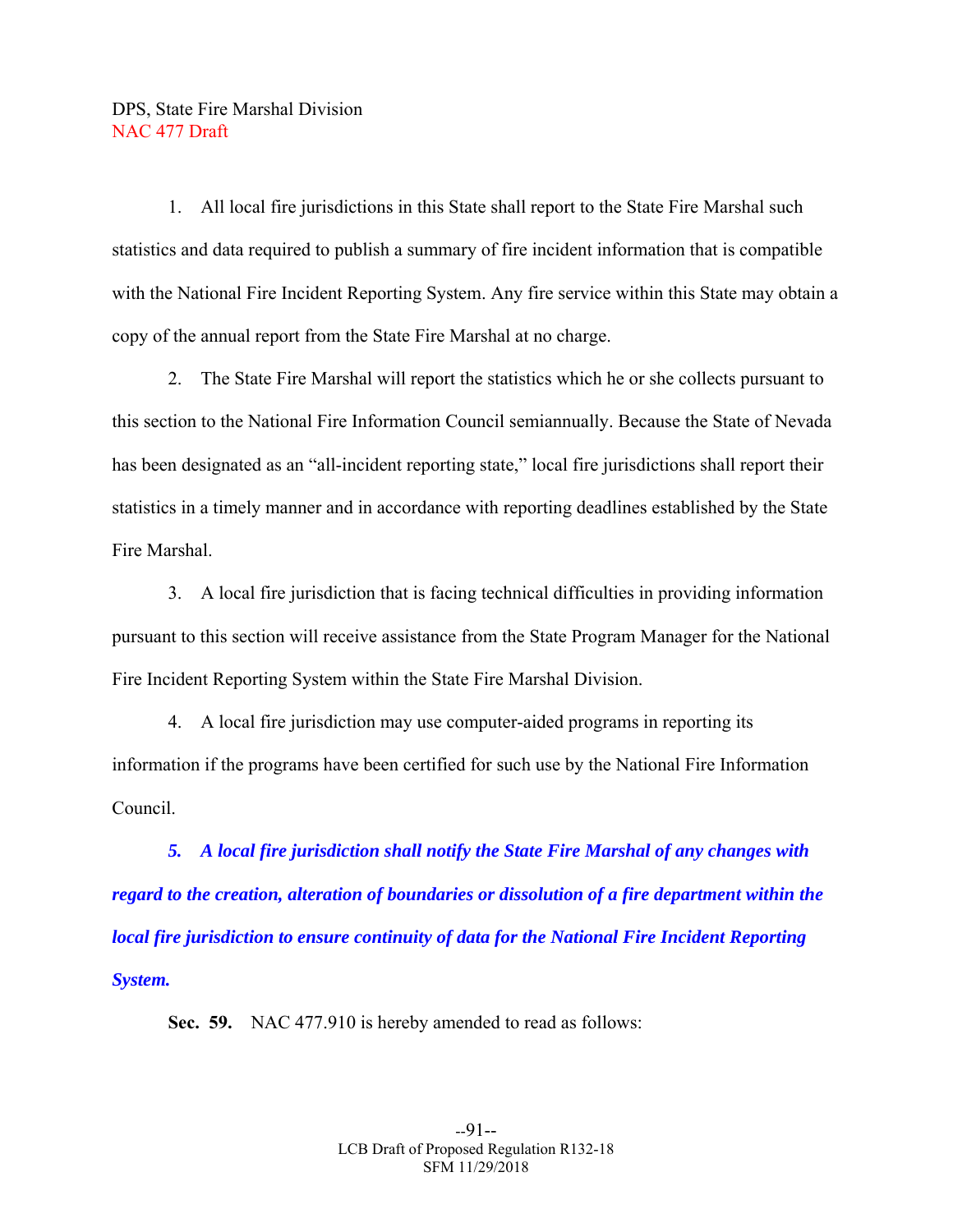1. All local fire jurisdictions in this State shall report to the State Fire Marshal such statistics and data required to publish a summary of fire incident information that is compatible with the National Fire Incident Reporting System. Any fire service within this State may obtain a copy of the annual report from the State Fire Marshal at no charge.

2. The State Fire Marshal will report the statistics which he or she collects pursuant to this section to the National Fire Information Council semiannually. Because the State of Nevada has been designated as an "all-incident reporting state," local fire jurisdictions shall report their statistics in a timely manner and in accordance with reporting deadlines established by the State Fire Marshal.

3. A local fire jurisdiction that is facing technical difficulties in providing information pursuant to this section will receive assistance from the State Program Manager for the National Fire Incident Reporting System within the State Fire Marshal Division.

4. A local fire jurisdiction may use computer-aided programs in reporting its information if the programs have been certified for such use by the National Fire Information Council.

***5. A local fire jurisdiction shall notify the State Fire Marshal of any changes with regard to the creation, alteration of boundaries or dissolution of a fire department within the local fire jurisdiction to ensure continuity of data for the National Fire Incident Reporting System.***

**Sec. 59.** NAC 477.910 is hereby amended to read as follows: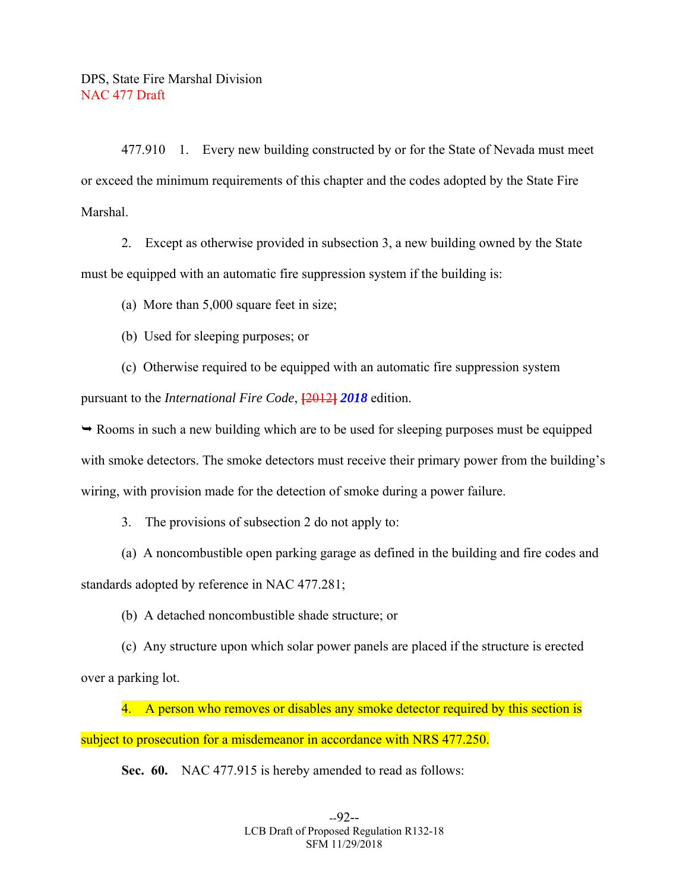DPS, State Fire Marshal Division
NAC 477 Draft

477.910 1. Every new building constructed by or for the State of Nevada must meet or exceed the minimum requirements of this chapter and the codes adopted by the State Fire Marshal.

2. Except as otherwise provided in subsection 3, a new building owned by the State must be equipped with an automatic fire suppression system if the building is:

(a) More than 5,000 square feet in size;

(b) Used for sleeping purposes; or

(c) Otherwise required to be equipped with an automatic fire suppression system pursuant to the *International Fire Code*, ~~[2012]~~ ***2018*** edition.

➥ Rooms in such a new building which are to be used for sleeping purposes must be equipped with smoke detectors. The smoke detectors must receive their primary power from the building's wiring, with provision made for the detection of smoke during a power failure.

3. The provisions of subsection 2 do not apply to:

(a) A noncombustible open parking garage as defined in the building and fire codes and standards adopted by reference in NAC 477.281;

(b) A detached noncombustible shade structure; or

(c) Any structure upon which solar power panels are placed if the structure is erected over a parking lot.

4. A person who removes or disables any smoke detector required by this section is subject to prosecution for a misdemeanor in accordance with NRS 477.250.

**Sec. 60.** NAC 477.915 is hereby amended to read as follows:

LCB Draft of Proposed Regulation R132-18
SFM 11/29/2018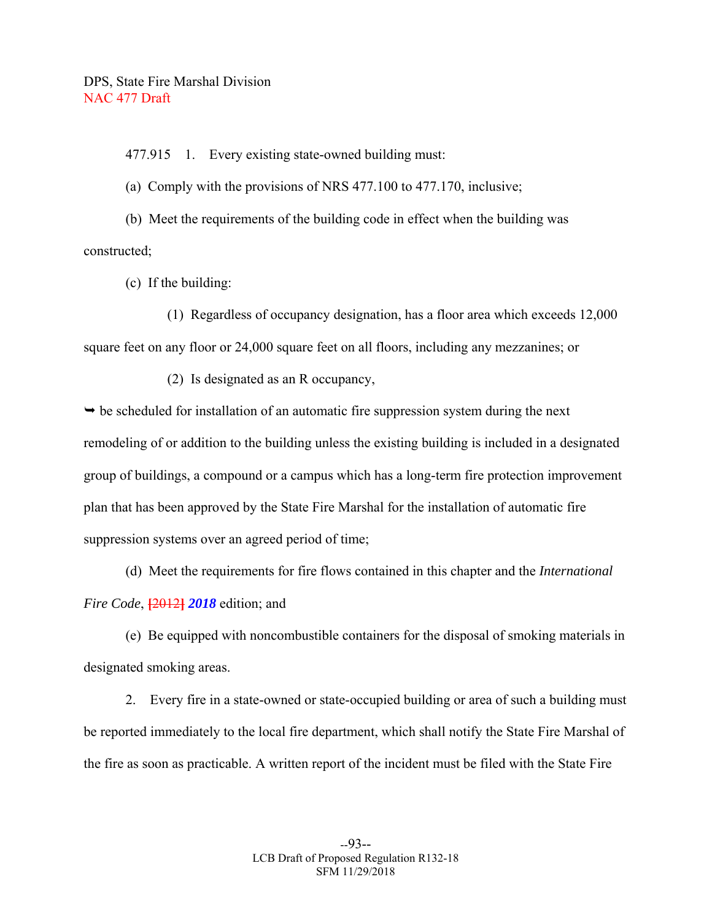477.915 1. Every existing state-owned building must:

(a) Comply with the provisions of NRS 477.100 to 477.170, inclusive;

(b) Meet the requirements of the building code in effect when the building was constructed;

(c) If the building:

(1) Regardless of occupancy designation, has a floor area which exceeds 12,000 square feet on any floor or 24,000 square feet on all floors, including any mezzanines; or

(2) Is designated as an R occupancy,

➥ be scheduled for installation of an automatic fire suppression system during the next remodeling of or addition to the building unless the existing building is included in a designated group of buildings, a compound or a campus which has a long-term fire protection improvement plan that has been approved by the State Fire Marshal for the installation of automatic fire suppression systems over an agreed period of time;

(d) Meet the requirements for fire flows contained in this chapter and the *International Fire Code*, ~~[2012]~~ ***2018*** edition; and

(e) Be equipped with noncombustible containers for the disposal of smoking materials in designated smoking areas.

2. Every fire in a state-owned or state-occupied building or area of such a building must be reported immediately to the local fire department, which shall notify the State Fire Marshal of the fire as soon as practicable. A written report of the incident must be filed with the State Fire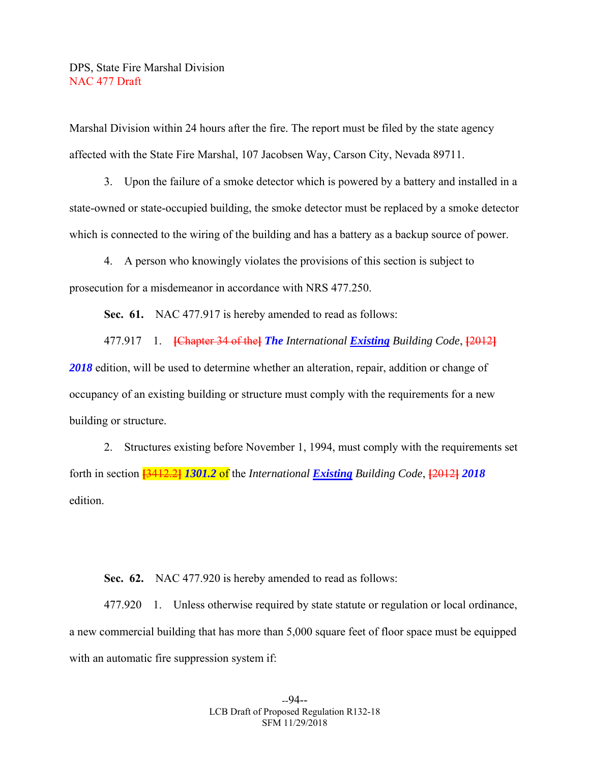Marshal Division within 24 hours after the fire. The report must be filed by the state agency affected with the State Fire Marshal, 107 Jacobsen Way, Carson City, Nevada 89711.

3. Upon the failure of a smoke detector which is powered by a battery and installed in a state-owned or state-occupied building, the smoke detector must be replaced by a smoke detector which is connected to the wiring of the building and has a battery as a backup source of power.

4. A person who knowingly violates the provisions of this section is subject to prosecution for a misdemeanor in accordance with NRS 477.250.

**Sec. 61.** NAC 477.917 is hereby amended to read as follows:

477.917 1. **[**~~Chapter 34 of the~~**]** ***The*** *International* ***Existing*** *Building Code*, **[**~~2012~~**]** ***2018*** edition, will be used to determine whether an alteration, repair, addition or change of occupancy of an existing building or structure must comply with the requirements for a new building or structure.

2. Structures existing before November 1, 1994, must comply with the requirements set forth in section **[**~~3412.2~~**]** ***1301.2*** of the *International* ***Existing*** *Building Code*, **[**~~2012~~**]** ***2018*** edition.

**Sec. 62.** NAC 477.920 is hereby amended to read as follows:

477.920 1. Unless otherwise required by state statute or regulation or local ordinance, a new commercial building that has more than 5,000 square feet of floor space must be equipped with an automatic fire suppression system if: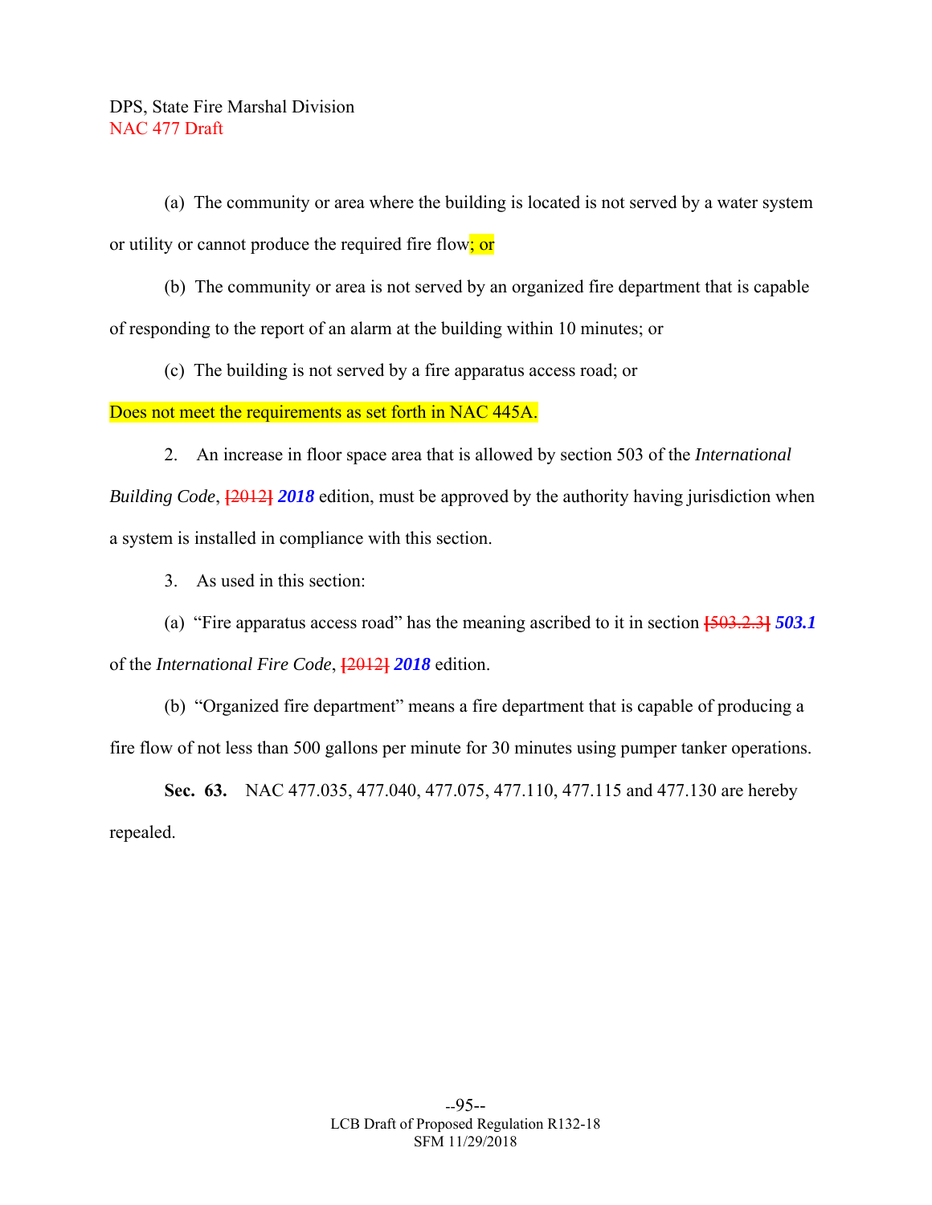(a) The community or area where the building is located is not served by a water system or utility or cannot produce the required fire flow; or

(b) The community or area is not served by an organized fire department that is capable of responding to the report of an alarm at the building within 10 minutes; or

(c) The building is not served by a fire apparatus access road; or

Does not meet the requirements as set forth in NAC 445A.

2. An increase in floor space area that is allowed by section 503 of the *International Building Code*, ~~[2012]~~ ***2018*** edition, must be approved by the authority having jurisdiction when a system is installed in compliance with this section.

3. As used in this section:

(a) "Fire apparatus access road" has the meaning ascribed to it in section ~~[503.2.3]~~ ***503.1*** of the *International Fire Code*, ~~[2012]~~ ***2018*** edition.

(b) "Organized fire department" means a fire department that is capable of producing a fire flow of not less than 500 gallons per minute for 30 minutes using pumper tanker operations.

**Sec. 63.** NAC 477.035, 477.040, 477.075, 477.110, 477.115 and 477.130 are hereby repealed.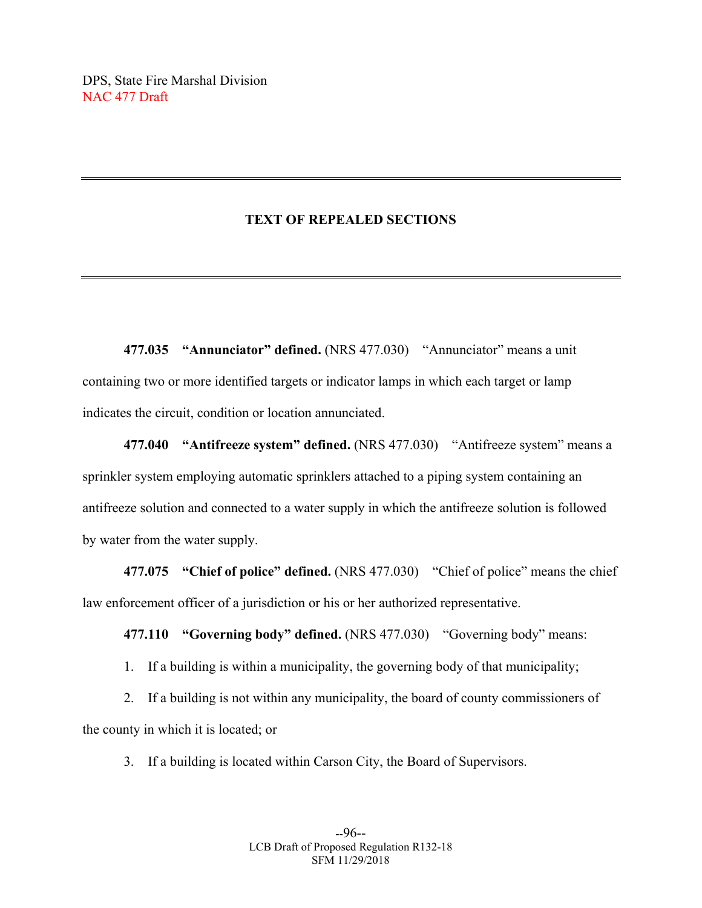DPS, State Fire Marshal Division
NAC 477 Draft

---

## TEXT OF REPEALED SECTIONS

---

**477.035 "Annunciator" defined.** (NRS 477.030) "Annunciator" means a unit containing two or more identified targets or indicator lamps in which each target or lamp indicates the circuit, condition or location annunciated.

**477.040 "Antifreeze system" defined.** (NRS 477.030) "Antifreeze system" means a sprinkler system employing automatic sprinklers attached to a piping system containing an antifreeze solution and connected to a water supply in which the antifreeze solution is followed by water from the water supply.

**477.075 "Chief of police" defined.** (NRS 477.030) "Chief of police" means the chief law enforcement officer of a jurisdiction or his or her authorized representative.

**477.110 "Governing body" defined.** (NRS 477.030) "Governing body" means:

1. If a building is within a municipality, the governing body of that municipality;

2. If a building is not within any municipality, the board of county commissioners of the county in which it is located; or

3. If a building is located within Carson City, the Board of Supervisors.

LCB Draft of Proposed Regulation R132-18
SFM 11/29/2018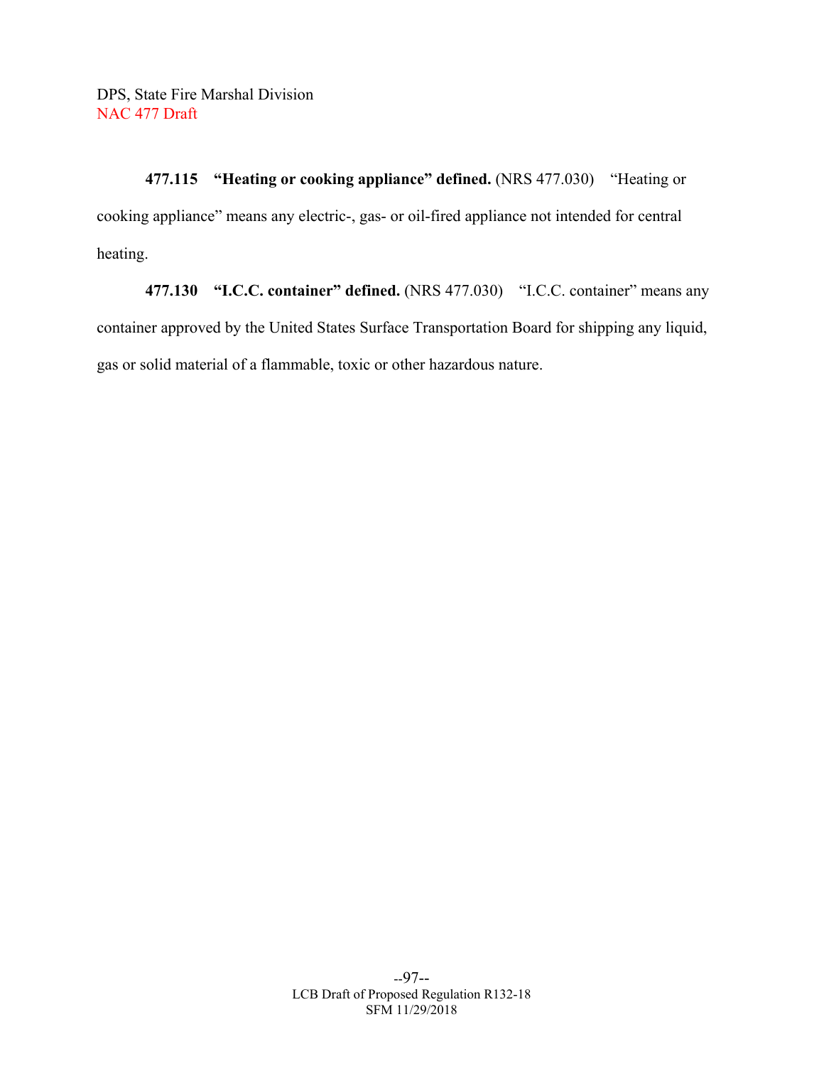**477.115 "Heating or cooking appliance" defined.** (NRS 477.030) "Heating or cooking appliance" means any electric-, gas- or oil-fired appliance not intended for central heating.

**477.130 "I.C.C. container" defined.** (NRS 477.030) "I.C.C. container" means any container approved by the United States Surface Transportation Board for shipping any liquid, gas or solid material of a flammable, toxic or other hazardous nature.